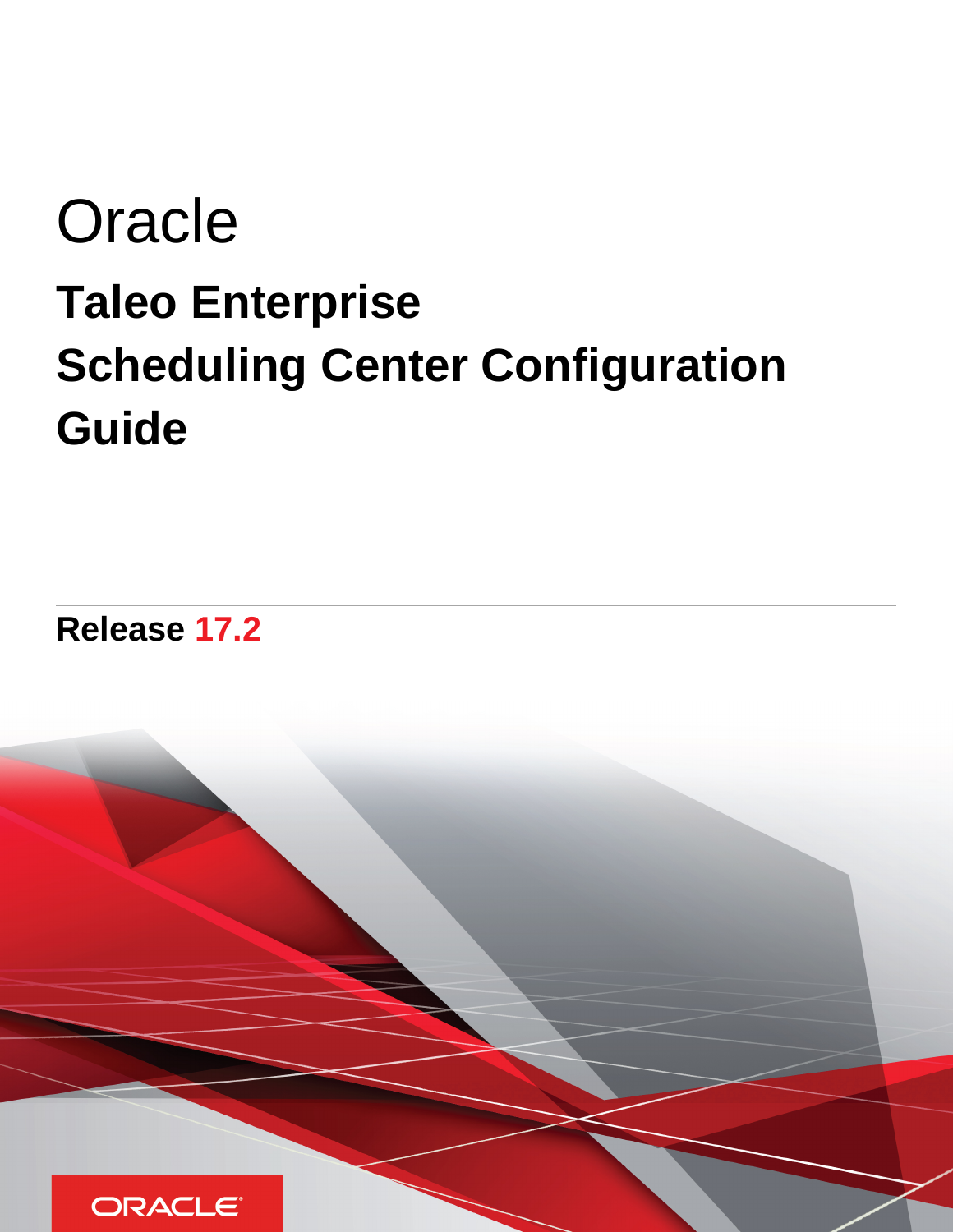# Oracle

## Taleo Enterprise Scheduling Center Configuration Guide

**Release 17.2**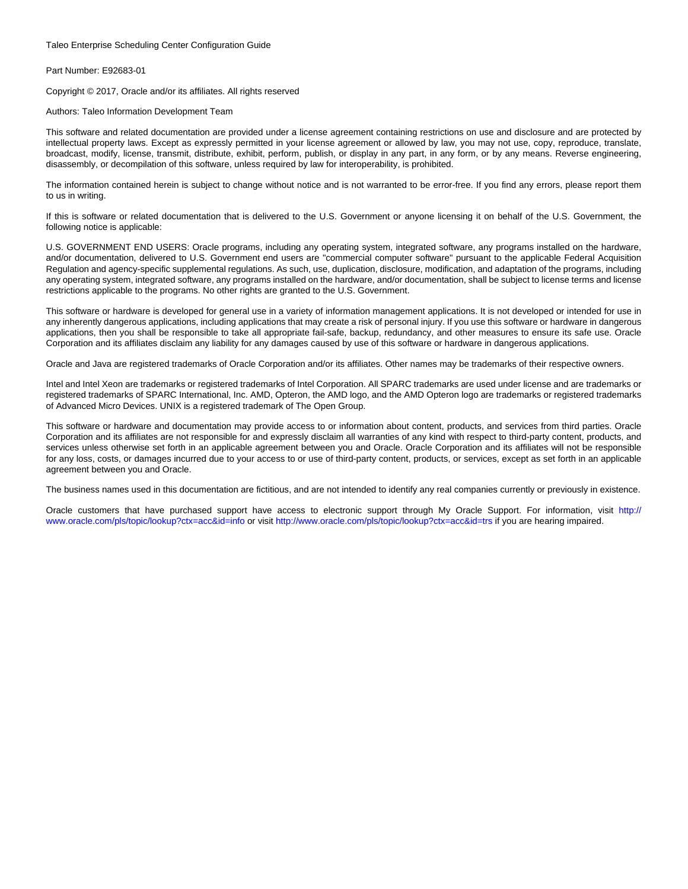Taleo Enterprise Scheduling Center Configuration Guide

Part Number: E92683-01

Copyright © 2017, Oracle and/or its affiliates. All rights reserved

Authors: Taleo Information Development Team

This software and related documentation are provided under a license agreement containing restrictions on use and disclosure and are protected by intellectual property laws. Except as expressly permitted in your license agreement or allowed by law, you may not use, copy, reproduce, translate, broadcast, modify, license, transmit, distribute, exhibit, perform, publish, or display in any part, in any form, or by any means. Reverse engineering, disassembly, or decompilation of this software, unless required by law for interoperability, is prohibited.

The information contained herein is subject to change without notice and is not warranted to be error-free. If you find any errors, please report them to us in writing.

If this is software or related documentation that is delivered to the U.S. Government or anyone licensing it on behalf of the U.S. Government, the following notice is applicable:

U.S. GOVERNMENT END USERS: Oracle programs, including any operating system, integrated software, any programs installed on the hardware, and/or documentation, delivered to U.S. Government end users are "commercial computer software" pursuant to the applicable Federal Acquisition Regulation and agency-specific supplemental regulations. As such, use, duplication, disclosure, modification, and adaptation of the programs, including any operating system, integrated software, any programs installed on the hardware, and/or documentation, shall be subject to license terms and license restrictions applicable to the programs. No other rights are granted to the U.S. Government.

This software or hardware is developed for general use in a variety of information management applications. It is not developed or intended for use in any inherently dangerous applications, including applications that may create a risk of personal injury. If you use this software or hardware in dangerous applications, then you shall be responsible to take all appropriate fail-safe, backup, redundancy, and other measures to ensure its safe use. Oracle Corporation and its affiliates disclaim any liability for any damages caused by use of this software or hardware in dangerous applications.

Oracle and Java are registered trademarks of Oracle Corporation and/or its affiliates. Other names may be trademarks of their respective owners.

Intel and Intel Xeon are trademarks or registered trademarks of Intel Corporation. All SPARC trademarks are used under license and are trademarks or registered trademarks of SPARC International, Inc. AMD, Opteron, the AMD logo, and the AMD Opteron logo are trademarks or registered trademarks of Advanced Micro Devices. UNIX is a registered trademark of The Open Group.

This software or hardware and documentation may provide access to or information about content, products, and services from third parties. Oracle Corporation and its affiliates are not responsible for and expressly disclaim all warranties of any kind with respect to third-party content, products, and services unless otherwise set forth in an applicable agreement between you and Oracle. Oracle Corporation and its affiliates will not be responsible for any loss, costs, or damages incurred due to your access to or use of third-party content, products, or services, except as set forth in an applicable agreement between you and Oracle.

The business names used in this documentation are fictitious, and are not intended to identify any real companies currently or previously in existence.

Oracle customers that have purchased support have access to electronic support through My Oracle Support. For information, visit http://www.oracle.com/pls/topic/lookup?ctx=acc&id=info or visit http://www.oracle.com/pls/topic/lookup?ctx=acc&id=trs if you are hearing impaired.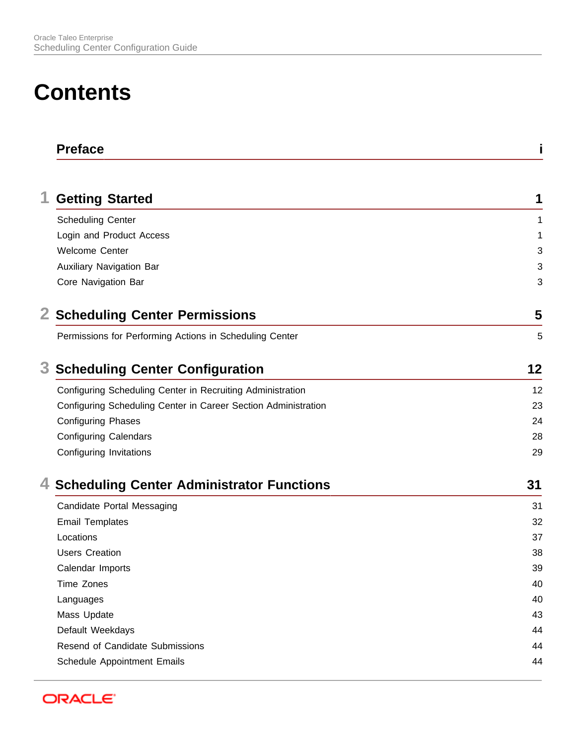# Contents

## Preface — i

## 1 Getting Started — 1

- Scheduling Center — 1
- Login and Product Access — 1
- Welcome Center — 3
- Auxiliary Navigation Bar — 3
- Core Navigation Bar — 3

## 2 Scheduling Center Permissions — 5

- Permissions for Performing Actions in Scheduling Center — 5

## 3 Scheduling Center Configuration — 12

- Configuring Scheduling Center in Recruiting Administration — 12
- Configuring Scheduling Center in Career Section Administration — 23
- Configuring Phases — 24
- Configuring Calendars — 28
- Configuring Invitations — 29

## 4 Scheduling Center Administrator Functions — 31

- Candidate Portal Messaging — 31
- Email Templates — 32
- Locations — 37
- Users Creation — 38
- Calendar Imports — 39
- Time Zones — 40
- Languages — 40
- Mass Update — 43
- Default Weekdays — 44
- Resend of Candidate Submissions — 44
- Schedule Appointment Emails — 44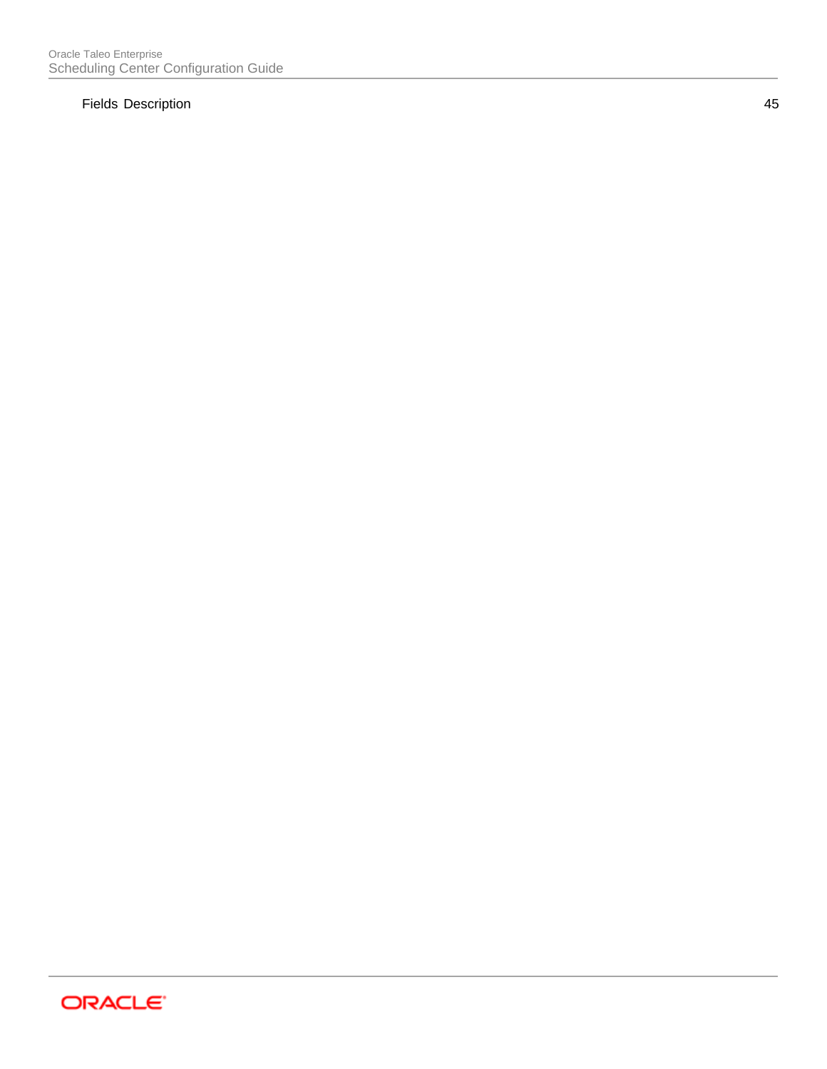Fields Description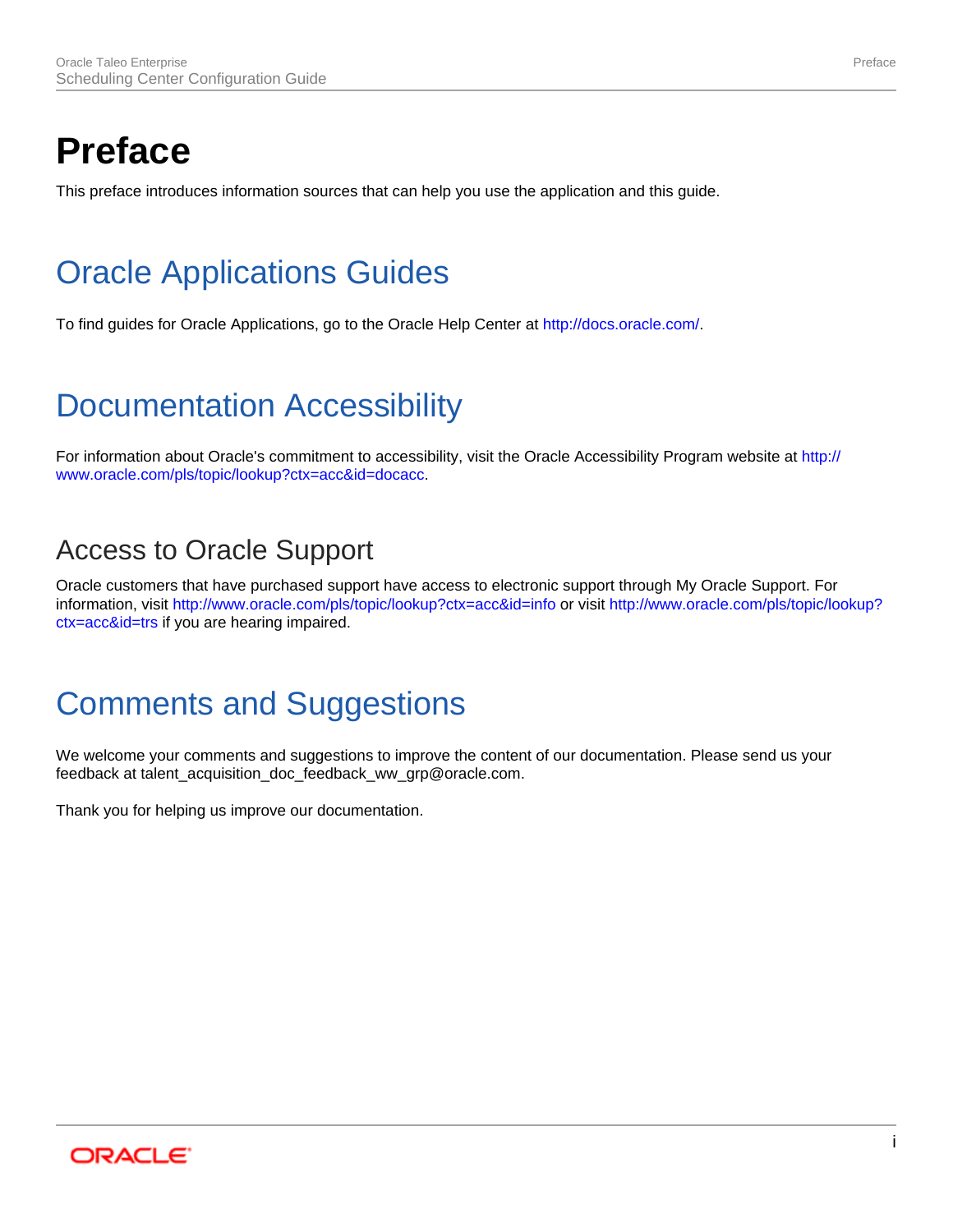# Preface

This preface introduces information sources that can help you use the application and this guide.

## Oracle Applications Guides

To find guides for Oracle Applications, go to the Oracle Help Center at http://docs.oracle.com/.

## Documentation Accessibility

For information about Oracle's commitment to accessibility, visit the Oracle Accessibility Program website at http://www.oracle.com/pls/topic/lookup?ctx=acc&id=docacc.

### Access to Oracle Support

Oracle customers that have purchased support have access to electronic support through My Oracle Support. For information, visit http://www.oracle.com/pls/topic/lookup?ctx=acc&id=info or visit http://www.oracle.com/pls/topic/lookup?ctx=acc&id=trs if you are hearing impaired.

## Comments and Suggestions

We welcome your comments and suggestions to improve the content of our documentation. Please send us your feedback at talent_acquisition_doc_feedback_ww_grp@oracle.com.

Thank you for helping us improve our documentation.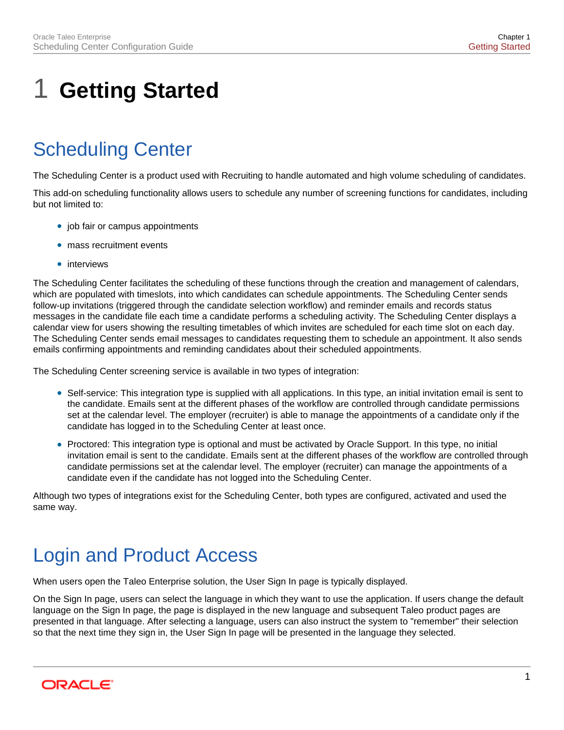# 1 Getting Started

## Scheduling Center

The Scheduling Center is a product used with Recruiting to handle automated and high volume scheduling of candidates.

This add-on scheduling functionality allows users to schedule any number of screening functions for candidates, including but not limited to:

- job fair or campus appointments
- mass recruitment events
- interviews

The Scheduling Center facilitates the scheduling of these functions through the creation and management of calendars, which are populated with timeslots, into which candidates can schedule appointments. The Scheduling Center sends follow-up invitations (triggered through the candidate selection workflow) and reminder emails and records status messages in the candidate file each time a candidate performs a scheduling activity. The Scheduling Center displays a calendar view for users showing the resulting timetables of which invites are scheduled for each time slot on each day. The Scheduling Center sends email messages to candidates requesting them to schedule an appointment. It also sends emails confirming appointments and reminding candidates about their scheduled appointments.

The Scheduling Center screening service is available in two types of integration:

- Self-service: This integration type is supplied with all applications. In this type, an initial invitation email is sent to the candidate. Emails sent at the different phases of the workflow are controlled through candidate permissions set at the calendar level. The employer (recruiter) is able to manage the appointments of a candidate only if the candidate has logged in to the Scheduling Center at least once.
- Proctored: This integration type is optional and must be activated by Oracle Support. In this type, no initial invitation email is sent to the candidate. Emails sent at the different phases of the workflow are controlled through candidate permissions set at the calendar level. The employer (recruiter) can manage the appointments of a candidate even if the candidate has not logged into the Scheduling Center.

Although two types of integrations exist for the Scheduling Center, both types are configured, activated and used the same way.

## Login and Product Access

When users open the Taleo Enterprise solution, the User Sign In page is typically displayed.

On the Sign In page, users can select the language in which they want to use the application. If users change the default language on the Sign In page, the page is displayed in the new language and subsequent Taleo product pages are presented in that language. After selecting a language, users can also instruct the system to "remember" their selection so that the next time they sign in, the User Sign In page will be presented in the language they selected.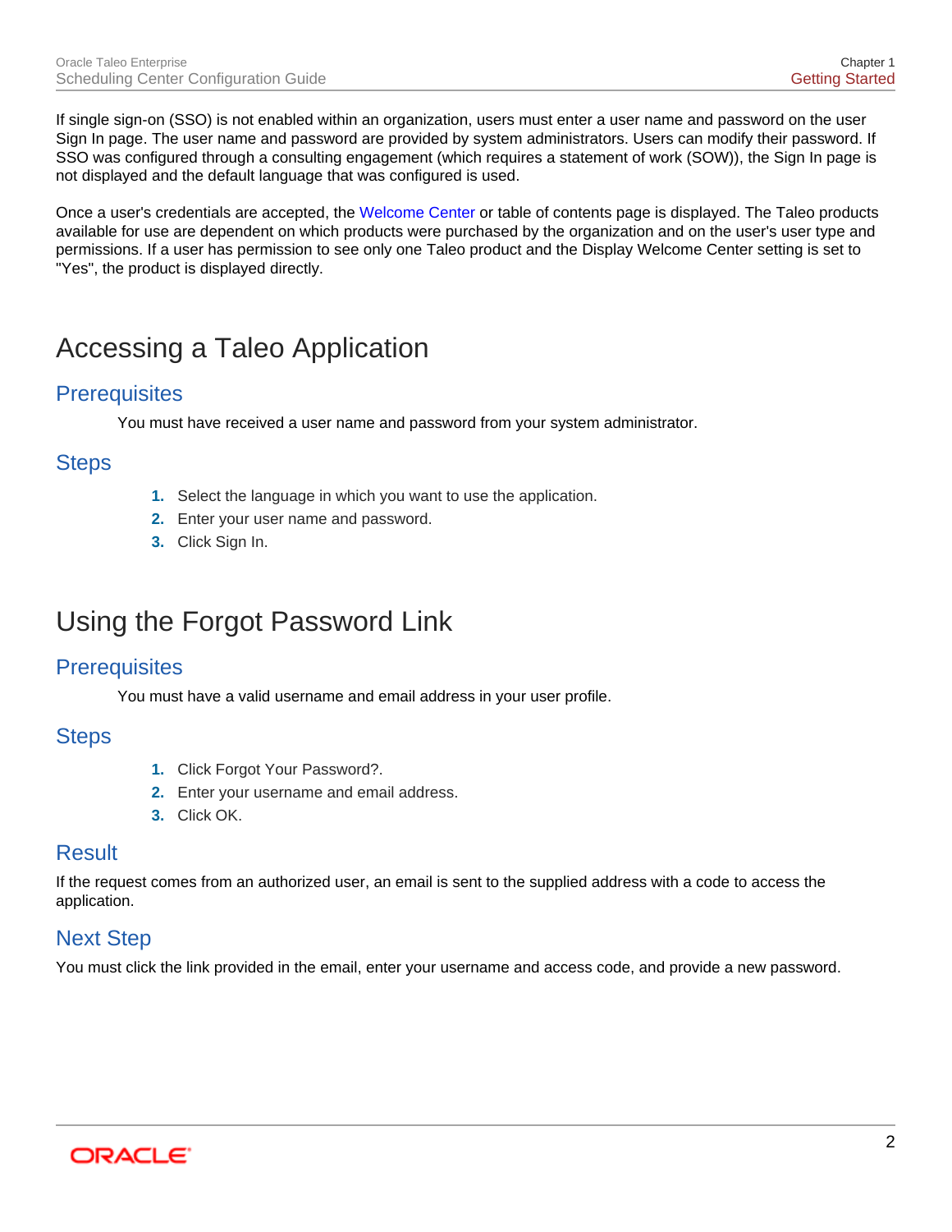If single sign-on (SSO) is not enabled within an organization, users must enter a user name and password on the user Sign In page. The user name and password are provided by system administrators. Users can modify their password. If SSO was configured through a consulting engagement (which requires a statement of work (SOW)), the Sign In page is not displayed and the default language that was configured is used.

Once a user's credentials are accepted, the Welcome Center or table of contents page is displayed. The Taleo products available for use are dependent on which products were purchased by the organization and on the user's user type and permissions. If a user has permission to see only one Taleo product and the Display Welcome Center setting is set to "Yes", the product is displayed directly.

# Accessing a Taleo Application

## Prerequisites

You must have received a user name and password from your system administrator.

## Steps

1. Select the language in which you want to use the application.
2. Enter your user name and password.
3. Click Sign In.

# Using the Forgot Password Link

## Prerequisites

You must have a valid username and email address in your user profile.

## Steps

1. Click Forgot Your Password?.
2. Enter your username and email address.
3. Click OK.

## Result

If the request comes from an authorized user, an email is sent to the supplied address with a code to access the application.

## Next Step

You must click the link provided in the email, enter your username and access code, and provide a new password.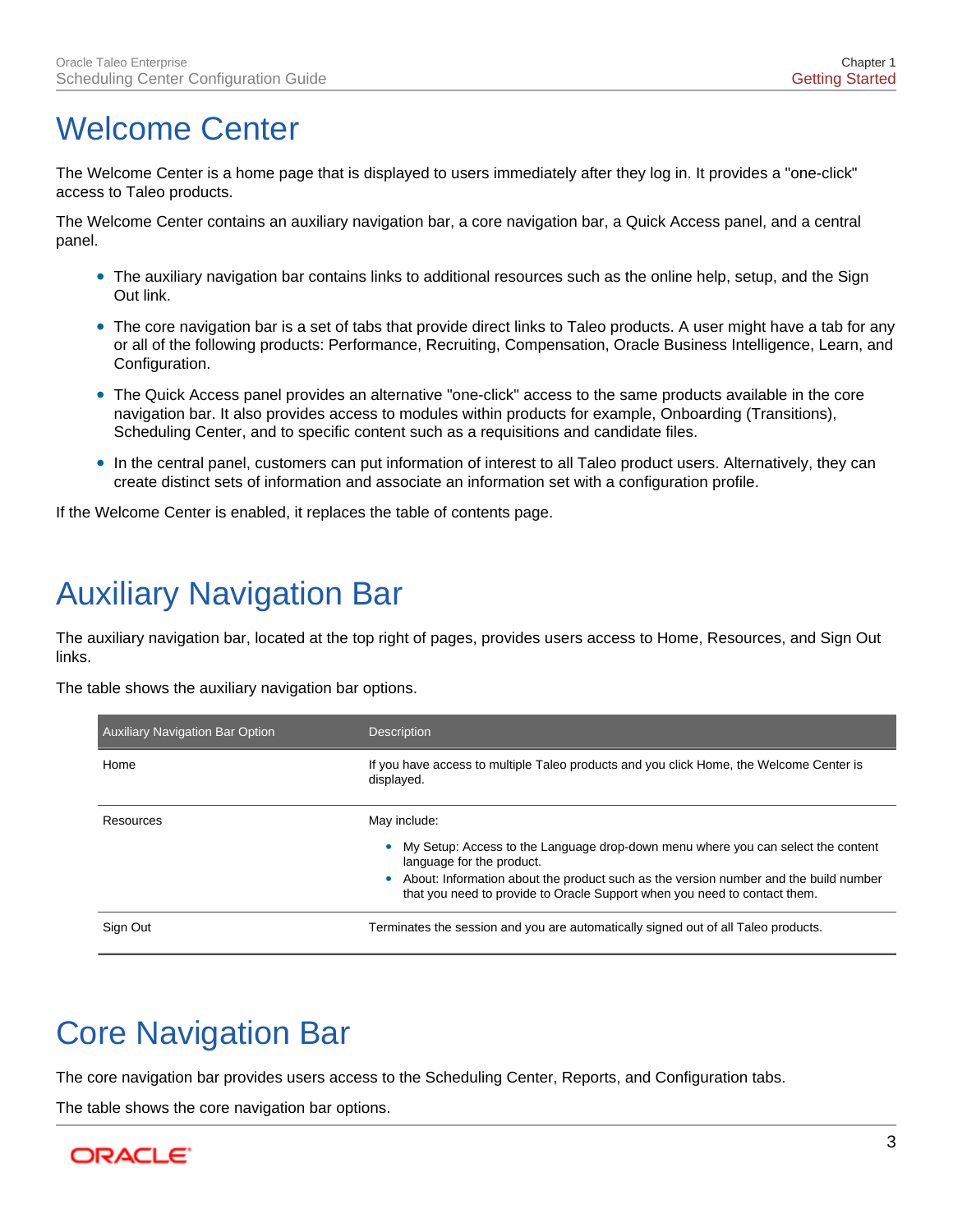# Welcome Center

The Welcome Center is a home page that is displayed to users immediately after they log in. It provides a "one-click" access to Taleo products.

The Welcome Center contains an auxiliary navigation bar, a core navigation bar, a Quick Access panel, and a central panel.

- The auxiliary navigation bar contains links to additional resources such as the online help, setup, and the Sign Out link.
- The core navigation bar is a set of tabs that provide direct links to Taleo products. A user might have a tab for any or all of the following products: Performance, Recruiting, Compensation, Oracle Business Intelligence, Learn, and Configuration.
- The Quick Access panel provides an alternative "one-click" access to the same products available in the core navigation bar. It also provides access to modules within products for example, Onboarding (Transitions), Scheduling Center, and to specific content such as a requisitions and candidate files.
- In the central panel, customers can put information of interest to all Taleo product users. Alternatively, they can create distinct sets of information and associate an information set with a configuration profile.

If the Welcome Center is enabled, it replaces the table of contents page.

# Auxiliary Navigation Bar

The auxiliary navigation bar, located at the top right of pages, provides users access to Home, Resources, and Sign Out links.

The table shows the auxiliary navigation bar options.

| Auxiliary Navigation Bar Option | Description |
|---|---|
| Home | If you have access to multiple Taleo products and you click Home, the Welcome Center is displayed. |
| Resources | May include: <br>• My Setup: Access to the Language drop-down menu where you can select the content language for the product. <br>• About: Information about the product such as the version number and the build number that you need to provide to Oracle Support when you need to contact them. |
| Sign Out | Terminates the session and you are automatically signed out of all Taleo products. |

# Core Navigation Bar

The core navigation bar provides users access to the Scheduling Center, Reports, and Configuration tabs.

The table shows the core navigation bar options.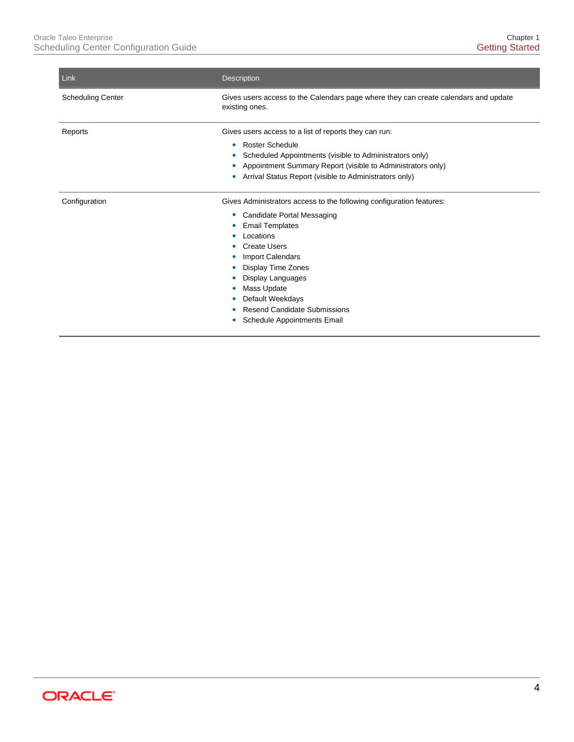| Link | Description |
| --- | --- |
| Scheduling Center | Gives users access to the Calendars page where they can create calendars and update existing ones. |
| Reports | Gives users access to a list of reports they can run:<br>• Roster Schedule<br>• Scheduled Appointments (visible to Administrators only)<br>• Appointment Summary Report (visible to Administrators only)<br>• Arrival Status Report (visible to Administrators only) |
| Configuration | Gives Administrators access to the following configuration features:<br>• Candidate Portal Messaging<br>• Email Templates<br>• Locations<br>• Create Users<br>• Import Calendars<br>• Display Time Zones<br>• Display Languages<br>• Mass Update<br>• Default Weekdays<br>• Resend Candidate Submissions<br>• Schedule Appointments Email |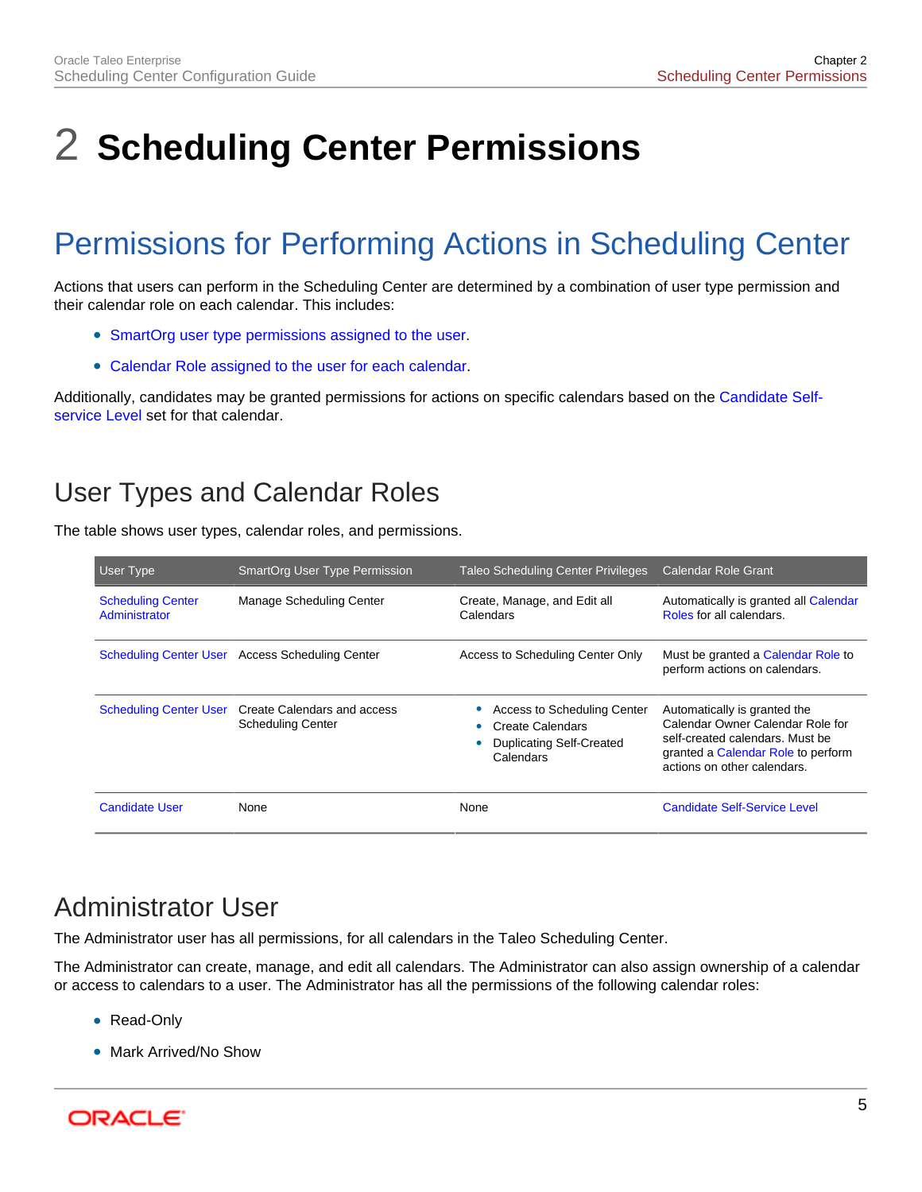# 2 Scheduling Center Permissions

## Permissions for Performing Actions in Scheduling Center

Actions that users can perform in the Scheduling Center are determined by a combination of user type permission and their calendar role on each calendar. This includes:

- SmartOrg user type permissions assigned to the user.
- Calendar Role assigned to the user for each calendar.

Additionally, candidates may be granted permissions for actions on specific calendars based on the Candidate Self-service Level set for that calendar.

### User Types and Calendar Roles

The table shows user types, calendar roles, and permissions.

| User Type | SmartOrg User Type Permission | Taleo Scheduling Center Privileges | Calendar Role Grant |
|---|---|---|---|
| Scheduling Center Administrator | Manage Scheduling Center | Create, Manage, and Edit all Calendars | Automatically is granted all Calendar Roles for all calendars. |
| Scheduling Center User | Access Scheduling Center | Access to Scheduling Center Only | Must be granted a Calendar Role to perform actions on calendars. |
| Scheduling Center User | Create Calendars and access Scheduling Center | • Access to Scheduling Center<br>• Create Calendars<br>• Duplicating Self-Created Calendars | Automatically is granted the Calendar Owner Calendar Role for self-created calendars. Must be granted a Calendar Role to perform actions on other calendars. |
| Candidate User | None | None | Candidate Self-Service Level |

### Administrator User

The Administrator user has all permissions, for all calendars in the Taleo Scheduling Center.

The Administrator can create, manage, and edit all calendars. The Administrator can also assign ownership of a calendar or access to calendars to a user. The Administrator has all the permissions of the following calendar roles:

- Read-Only
- Mark Arrived/No Show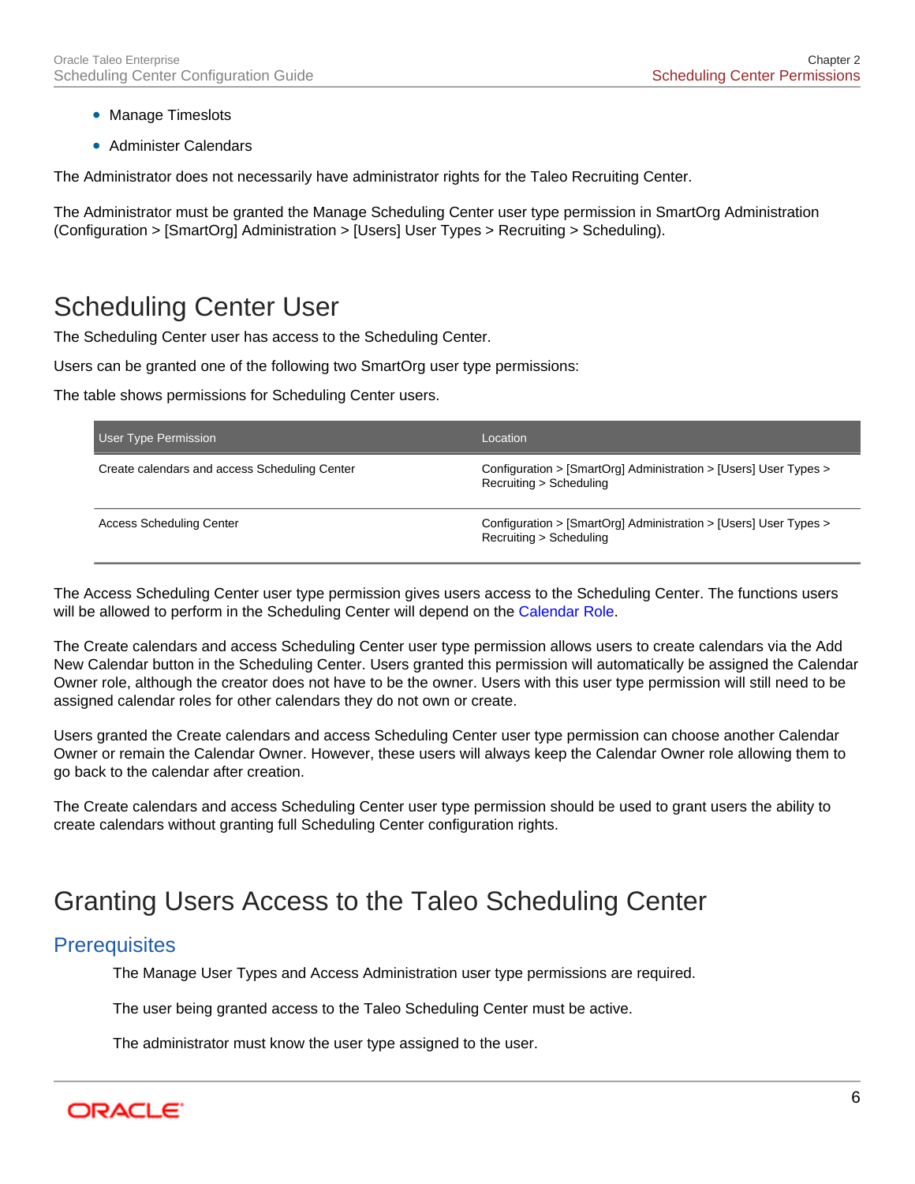- Manage Timeslots
- Administer Calendars

The Administrator does not necessarily have administrator rights for the Taleo Recruiting Center.

The Administrator must be granted the Manage Scheduling Center user type permission in SmartOrg Administration (Configuration > [SmartOrg] Administration > [Users] User Types > Recruiting > Scheduling).

## Scheduling Center User

The Scheduling Center user has access to the Scheduling Center.

Users can be granted one of the following two SmartOrg user type permissions:

The table shows permissions for Scheduling Center users.

| User Type Permission | Location |
| --- | --- |
| Create calendars and access Scheduling Center | Configuration > [SmartOrg] Administration > [Users] User Types > Recruiting > Scheduling |
| Access Scheduling Center | Configuration > [SmartOrg] Administration > [Users] User Types > Recruiting > Scheduling |

The Access Scheduling Center user type permission gives users access to the Scheduling Center. The functions users will be allowed to perform in the Scheduling Center will depend on the Calendar Role.

The Create calendars and access Scheduling Center user type permission allows users to create calendars via the Add New Calendar button in the Scheduling Center. Users granted this permission will automatically be assigned the Calendar Owner role, although the creator does not have to be the owner. Users with this user type permission will still need to be assigned calendar roles for other calendars they do not own or create.

Users granted the Create calendars and access Scheduling Center user type permission can choose another Calendar Owner or remain the Calendar Owner. However, these users will always keep the Calendar Owner role allowing them to go back to the calendar after creation.

The Create calendars and access Scheduling Center user type permission should be used to grant users the ability to create calendars without granting full Scheduling Center configuration rights.

## Granting Users Access to the Taleo Scheduling Center

### Prerequisites

The Manage User Types and Access Administration user type permissions are required.

The user being granted access to the Taleo Scheduling Center must be active.

The administrator must know the user type assigned to the user.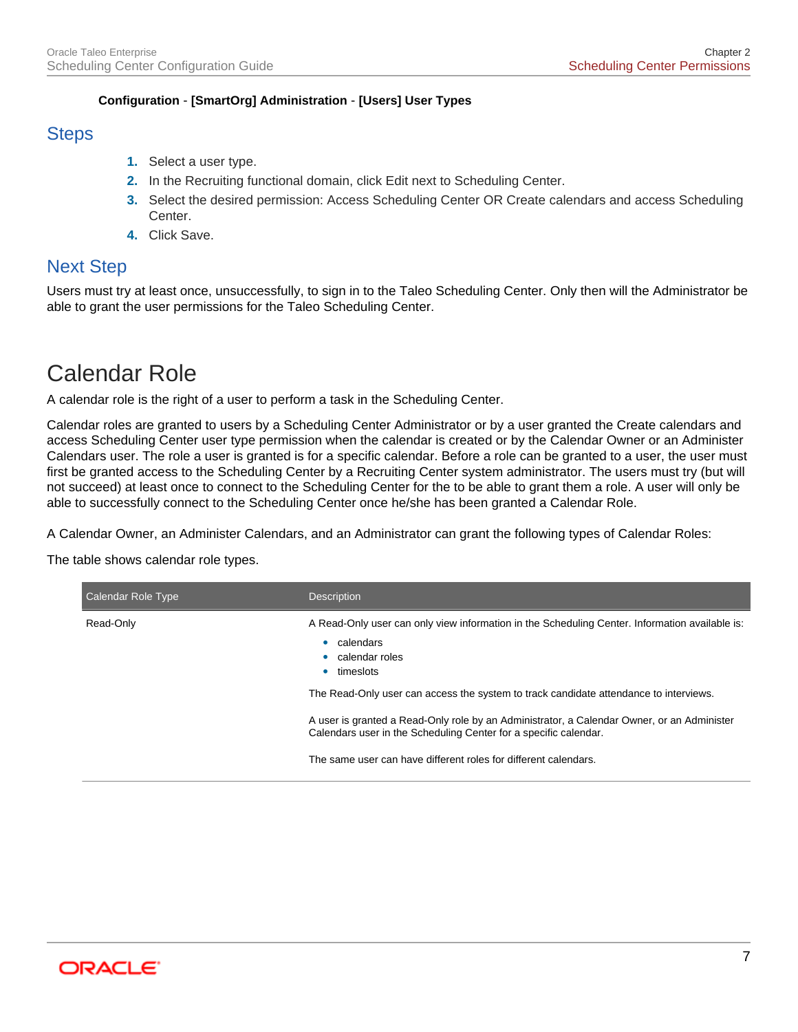**Configuration** - **[SmartOrg] Administration** - **[Users] User Types**

## Steps

1. Select a user type.
2. In the Recruiting functional domain, click Edit next to Scheduling Center.
3. Select the desired permission: Access Scheduling Center OR Create calendars and access Scheduling Center.
4. Click Save.

## Next Step

Users must try at least once, unsuccessfully, to sign in to the Taleo Scheduling Center. Only then will the Administrator be able to grant the user permissions for the Taleo Scheduling Center.

# Calendar Role

A calendar role is the right of a user to perform a task in the Scheduling Center.

Calendar roles are granted to users by a Scheduling Center Administrator or by a user granted the Create calendars and access Scheduling Center user type permission when the calendar is created or by the Calendar Owner or an Administer Calendars user. The role a user is granted is for a specific calendar. Before a role can be granted to a user, the user must first be granted access to the Scheduling Center by a Recruiting Center system administrator. The users must try (but will not succeed) at least once to connect to the Scheduling Center for the to be able to grant them a role. A user will only be able to successfully connect to the Scheduling Center once he/she has been granted a Calendar Role.

A Calendar Owner, an Administer Calendars, and an Administrator can grant the following types of Calendar Roles:

The table shows calendar role types.

| Calendar Role Type | Description |
|---|---|
| Read-Only | A Read-Only user can only view information in the Scheduling Center. Information available is:<br>• calendars<br>• calendar roles<br>• timeslots<br><br>The Read-Only user can access the system to track candidate attendance to interviews.<br><br>A user is granted a Read-Only role by an Administrator, a Calendar Owner, or an Administer Calendars user in the Scheduling Center for a specific calendar.<br><br>The same user can have different roles for different calendars. |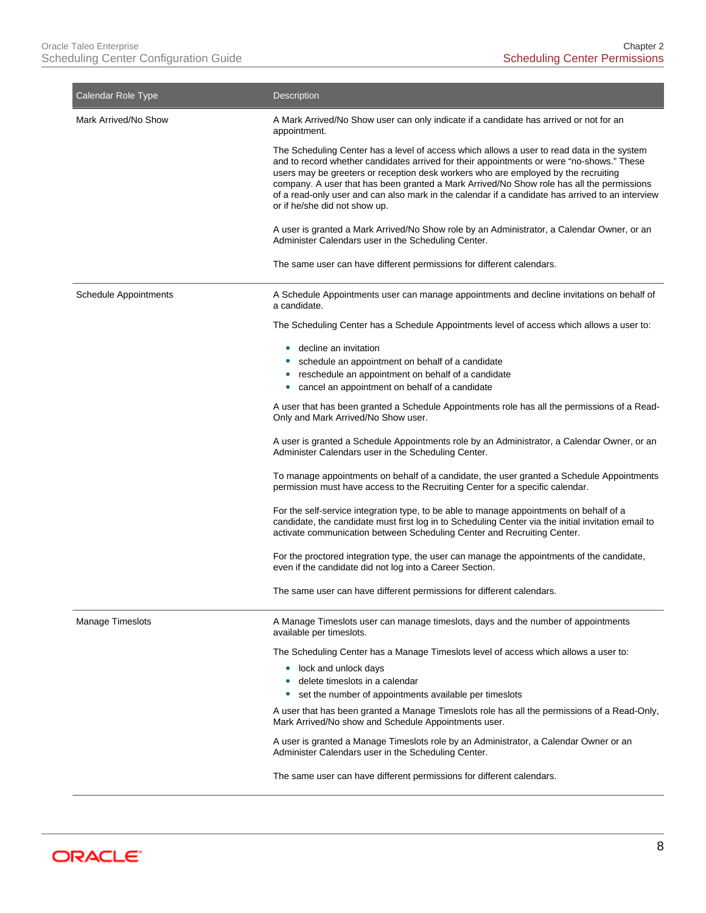| Calendar Role Type | Description |
|---|---|
| Mark Arrived/No Show | A Mark Arrived/No Show user can only indicate if a candidate has arrived or not for an appointment.<br><br>The Scheduling Center has a level of access which allows a user to read data in the system and to record whether candidates arrived for their appointments or were "no-shows." These users may be greeters or reception desk workers who are employed by the recruiting company. A user that has been granted a Mark Arrived/No Show role has all the permissions of a read-only user and can also mark in the calendar if a candidate has arrived to an interview or if he/she did not show up.<br><br>A user is granted a Mark Arrived/No Show role by an Administrator, a Calendar Owner, or an Administer Calendars user in the Scheduling Center.<br><br>The same user can have different permissions for different calendars. |
| Schedule Appointments | A Schedule Appointments user can manage appointments and decline invitations on behalf of a candidate.<br><br>The Scheduling Center has a Schedule Appointments level of access which allows a user to:<br><br>• decline an invitation<br>• schedule an appointment on behalf of a candidate<br>• reschedule an appointment on behalf of a candidate<br>• cancel an appointment on behalf of a candidate<br><br>A user that has been granted a Schedule Appointments role has all the permissions of a Read-Only and Mark Arrived/No Show user.<br><br>A user is granted a Schedule Appointments role by an Administrator, a Calendar Owner, or an Administer Calendars user in the Scheduling Center.<br><br>To manage appointments on behalf of a candidate, the user granted a Schedule Appointments permission must have access to the Recruiting Center for a specific calendar.<br><br>For the self-service integration type, to be able to manage appointments on behalf of a candidate, the candidate must first log in to Scheduling Center via the initial invitation email to activate communication between Scheduling Center and Recruiting Center.<br><br>For the proctored integration type, the user can manage the appointments of the candidate, even if the candidate did not log into a Career Section.<br><br>The same user can have different permissions for different calendars. |
| Manage Timeslots | A Manage Timeslots user can manage timeslots, days and the number of appointments available per timeslots.<br><br>The Scheduling Center has a Manage Timeslots level of access which allows a user to:<br><br>• lock and unlock days<br>• delete timeslots in a calendar<br>• set the number of appointments available per timeslots<br><br>A user that has been granted a Manage Timeslots role has all the permissions of a Read-Only, Mark Arrived/No show and Schedule Appointments user.<br><br>A user is granted a Manage Timeslots role by an Administrator, a Calendar Owner or an Administer Calendars user in the Scheduling Center.<br><br>The same user can have different permissions for different calendars. |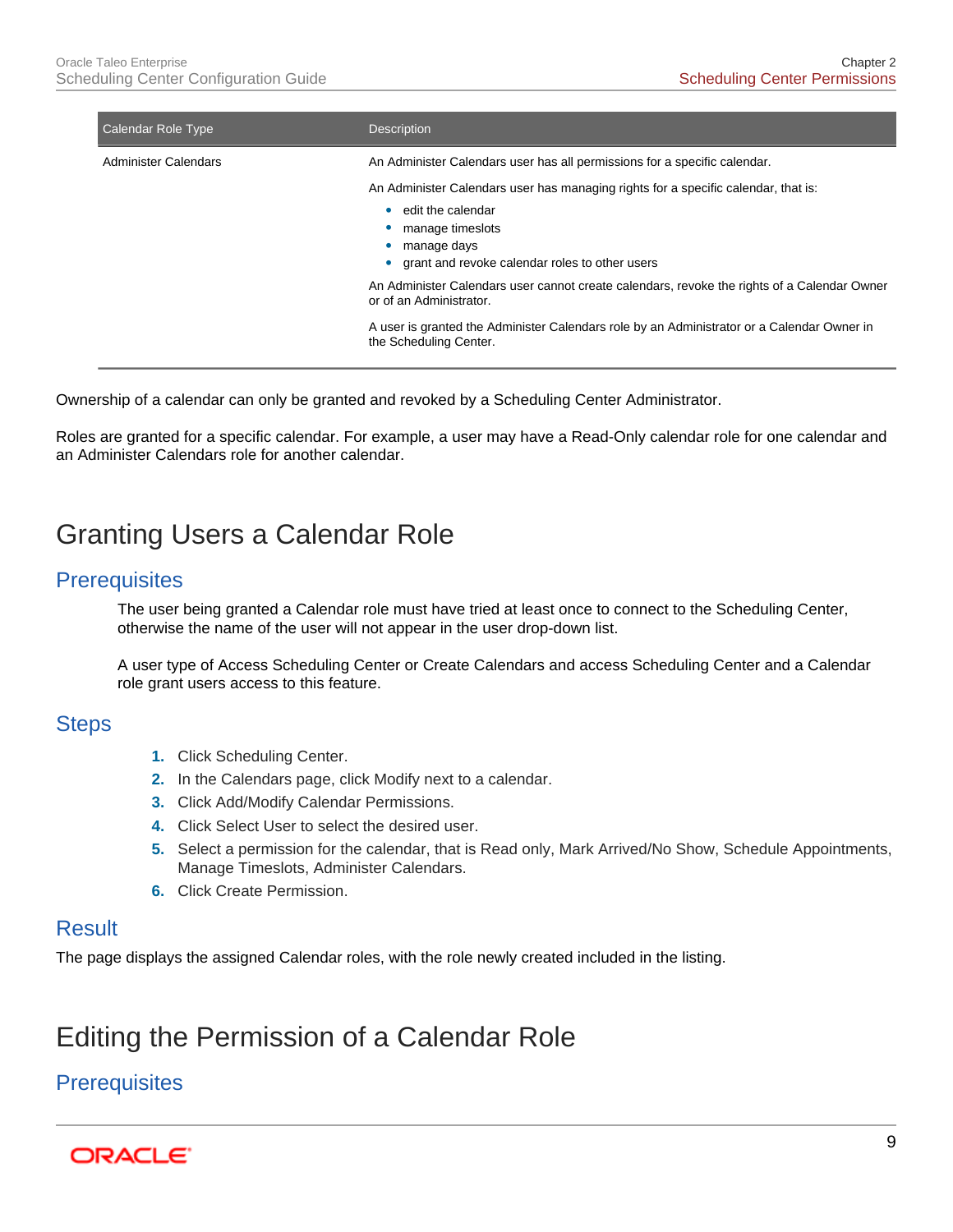| Calendar Role Type | Description |
| --- | --- |
| Administer Calendars | An Administer Calendars user has all permissions for a specific calendar.<br><br>An Administer Calendars user has managing rights for a specific calendar, that is:<br>• edit the calendar<br>• manage timeslots<br>• manage days<br>• grant and revoke calendar roles to other users<br><br>An Administer Calendars user cannot create calendars, revoke the rights of a Calendar Owner or of an Administrator.<br><br>A user is granted the Administer Calendars role by an Administrator or a Calendar Owner in the Scheduling Center. |

Ownership of a calendar can only be granted and revoked by a Scheduling Center Administrator.

Roles are granted for a specific calendar. For example, a user may have a Read-Only calendar role for one calendar and an Administer Calendars role for another calendar.

# Granting Users a Calendar Role

## Prerequisites

The user being granted a Calendar role must have tried at least once to connect to the Scheduling Center, otherwise the name of the user will not appear in the user drop-down list.

A user type of Access Scheduling Center or Create Calendars and access Scheduling Center and a Calendar role grant users access to this feature.

## Steps

1. Click Scheduling Center.
2. In the Calendars page, click Modify next to a calendar.
3. Click Add/Modify Calendar Permissions.
4. Click Select User to select the desired user.
5. Select a permission for the calendar, that is Read only, Mark Arrived/No Show, Schedule Appointments, Manage Timeslots, Administer Calendars.
6. Click Create Permission.

## Result

The page displays the assigned Calendar roles, with the role newly created included in the listing.

# Editing the Permission of a Calendar Role

## Prerequisites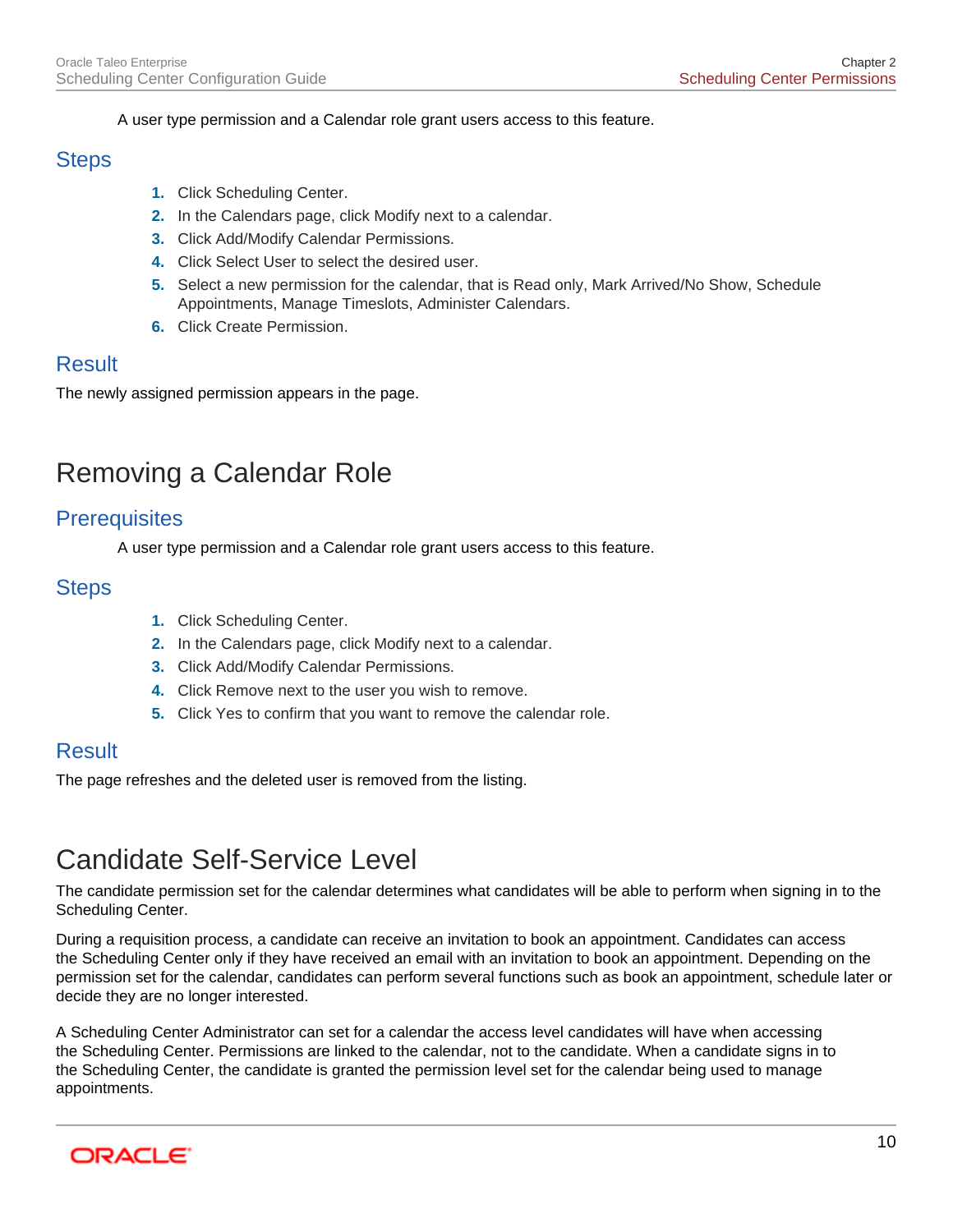A user type permission and a Calendar role grant users access to this feature.

### Steps

1. Click Scheduling Center.
2. In the Calendars page, click Modify next to a calendar.
3. Click Add/Modify Calendar Permissions.
4. Click Select User to select the desired user.
5. Select a new permission for the calendar, that is Read only, Mark Arrived/No Show, Schedule Appointments, Manage Timeslots, Administer Calendars.
6. Click Create Permission.

### Result

The newly assigned permission appears in the page.

## Removing a Calendar Role

### Prerequisites

A user type permission and a Calendar role grant users access to this feature.

### Steps

1. Click Scheduling Center.
2. In the Calendars page, click Modify next to a calendar.
3. Click Add/Modify Calendar Permissions.
4. Click Remove next to the user you wish to remove.
5. Click Yes to confirm that you want to remove the calendar role.

### Result

The page refreshes and the deleted user is removed from the listing.

## Candidate Self-Service Level

The candidate permission set for the calendar determines what candidates will be able to perform when signing in to the Scheduling Center.

During a requisition process, a candidate can receive an invitation to book an appointment. Candidates can access the Scheduling Center only if they have received an email with an invitation to book an appointment. Depending on the permission set for the calendar, candidates can perform several functions such as book an appointment, schedule later or decide they are no longer interested.

A Scheduling Center Administrator can set for a calendar the access level candidates will have when accessing the Scheduling Center. Permissions are linked to the calendar, not to the candidate. When a candidate signs in to the Scheduling Center, the candidate is granted the permission level set for the calendar being used to manage appointments.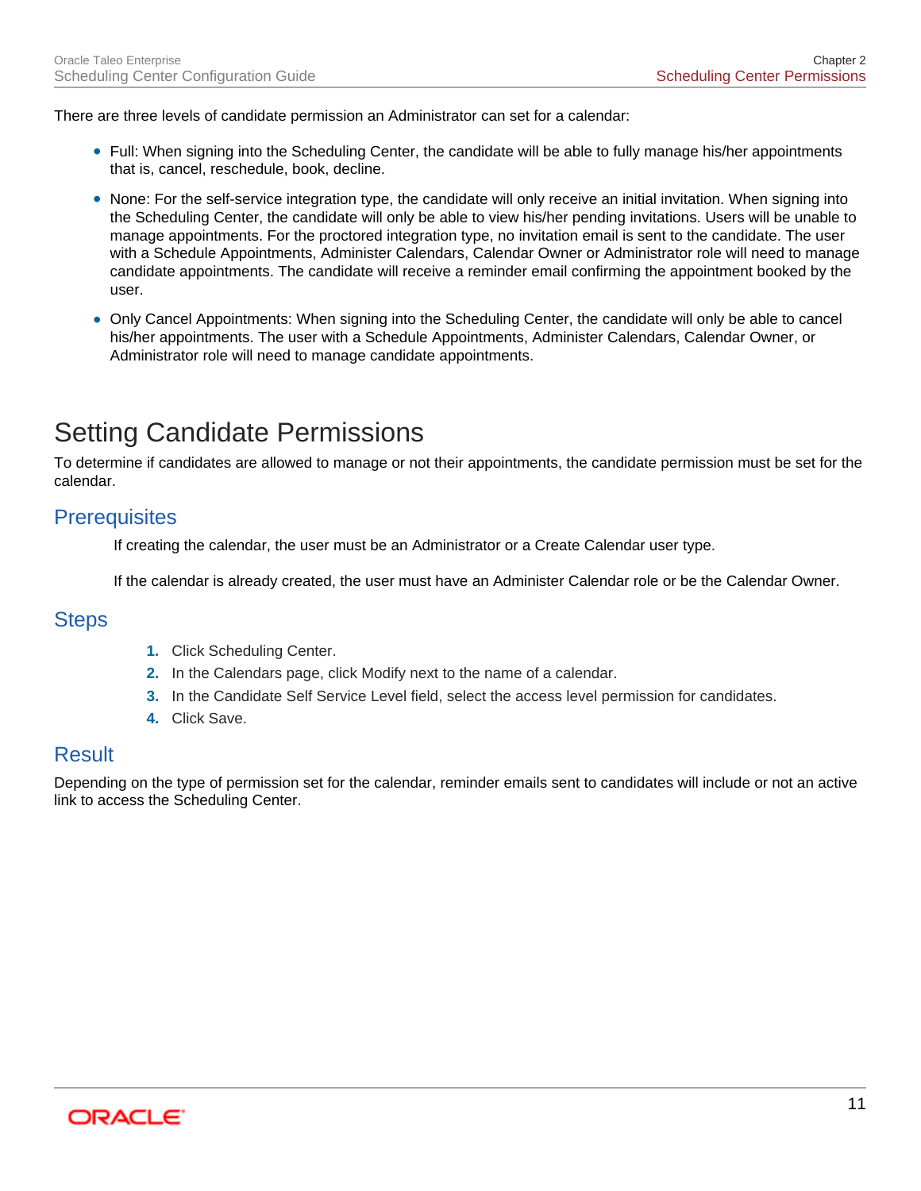There are three levels of candidate permission an Administrator can set for a calendar:

- Full: When signing into the Scheduling Center, the candidate will be able to fully manage his/her appointments that is, cancel, reschedule, book, decline.
- None: For the self-service integration type, the candidate will only receive an initial invitation. When signing into the Scheduling Center, the candidate will only be able to view his/her pending invitations. Users will be unable to manage appointments. For the proctored integration type, no invitation email is sent to the candidate. The user with a Schedule Appointments, Administer Calendars, Calendar Owner or Administrator role will need to manage candidate appointments. The candidate will receive a reminder email confirming the appointment booked by the user.
- Only Cancel Appointments: When signing into the Scheduling Center, the candidate will only be able to cancel his/her appointments. The user with a Schedule Appointments, Administer Calendars, Calendar Owner, or Administrator role will need to manage candidate appointments.

# Setting Candidate Permissions

To determine if candidates are allowed to manage or not their appointments, the candidate permission must be set for the calendar.

## Prerequisites

If creating the calendar, the user must be an Administrator or a Create Calendar user type.

If the calendar is already created, the user must have an Administer Calendar role or be the Calendar Owner.

## Steps

1. Click Scheduling Center.
2. In the Calendars page, click Modify next to the name of a calendar.
3. In the Candidate Self Service Level field, select the access level permission for candidates.
4. Click Save.

## Result

Depending on the type of permission set for the calendar, reminder emails sent to candidates will include or not an active link to access the Scheduling Center.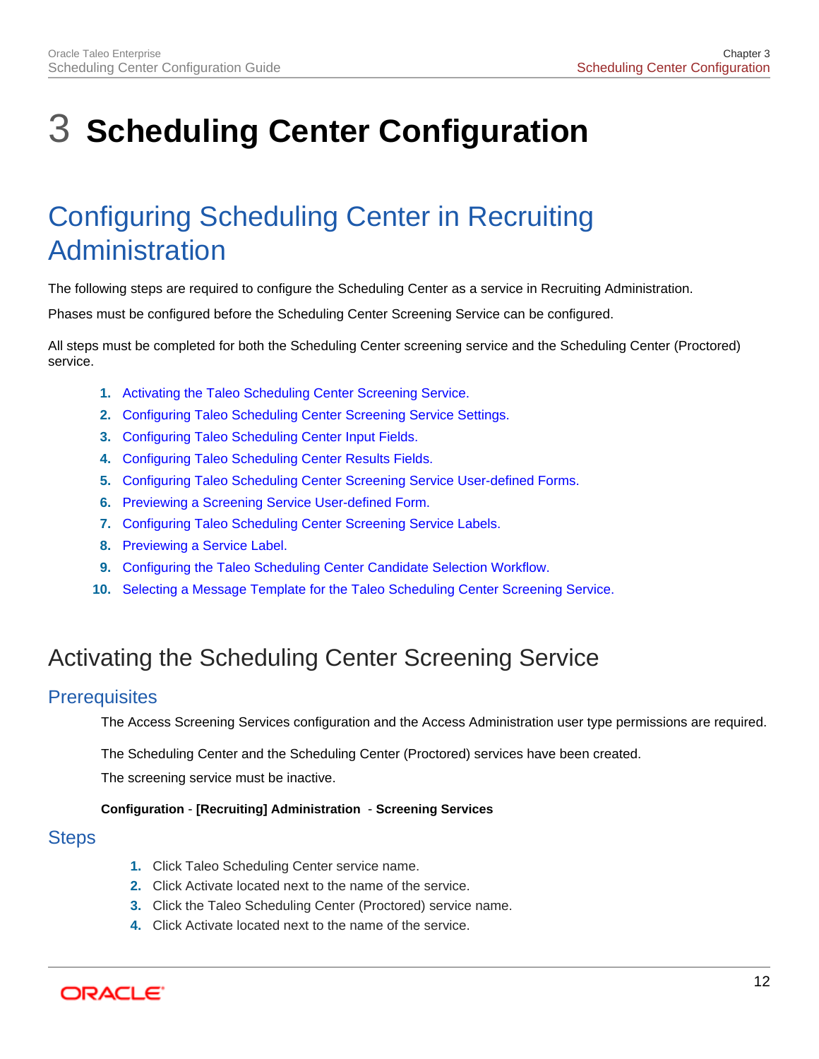# 3 Scheduling Center Configuration

## Configuring Scheduling Center in Recruiting Administration

The following steps are required to configure the Scheduling Center as a service in Recruiting Administration.

Phases must be configured before the Scheduling Center Screening Service can be configured.

All steps must be completed for both the Scheduling Center screening service and the Scheduling Center (Proctored) service.

1. Activating the Taleo Scheduling Center Screening Service.
2. Configuring Taleo Scheduling Center Screening Service Settings.
3. Configuring Taleo Scheduling Center Input Fields.
4. Configuring Taleo Scheduling Center Results Fields.
5. Configuring Taleo Scheduling Center Screening Service User-defined Forms.
6. Previewing a Screening Service User-defined Form.
7. Configuring Taleo Scheduling Center Screening Service Labels.
8. Previewing a Service Label.
9. Configuring the Taleo Scheduling Center Candidate Selection Workflow.
10. Selecting a Message Template for the Taleo Scheduling Center Screening Service.

### Activating the Scheduling Center Screening Service

#### Prerequisites

The Access Screening Services configuration and the Access Administration user type permissions are required.

The Scheduling Center and the Scheduling Center (Proctored) services have been created.

The screening service must be inactive.

**Configuration** - **[Recruiting] Administration** - **Screening Services**

#### Steps

1. Click Taleo Scheduling Center service name.
2. Click Activate located next to the name of the service.
3. Click the Taleo Scheduling Center (Proctored) service name.
4. Click Activate located next to the name of the service.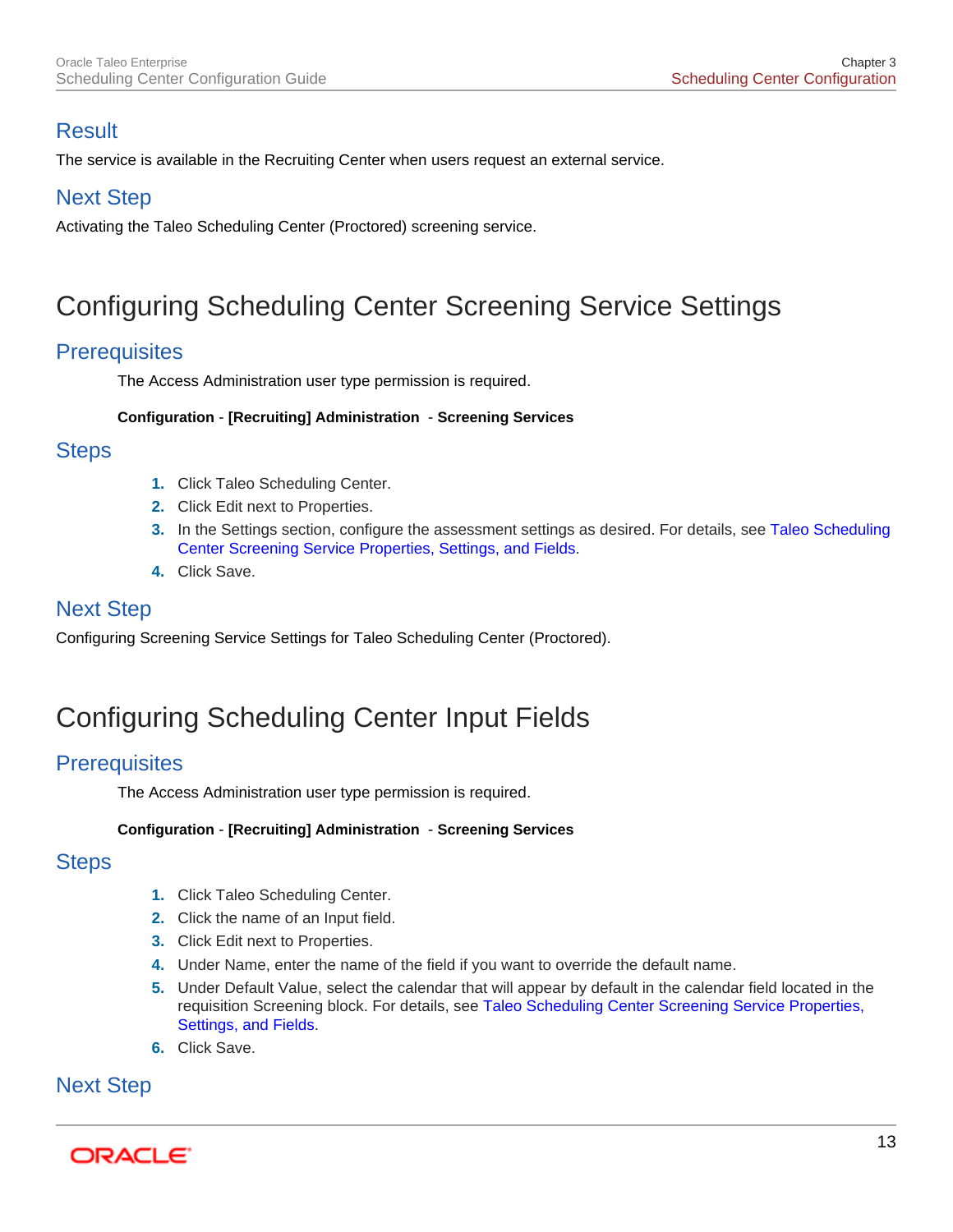## Result

The service is available in the Recruiting Center when users request an external service.

## Next Step

Activating the Taleo Scheduling Center (Proctored) screening service.

# Configuring Scheduling Center Screening Service Settings

## Prerequisites

The Access Administration user type permission is required.

**Configuration** - **[Recruiting] Administration** - **Screening Services**

## Steps

1. Click Taleo Scheduling Center.
2. Click Edit next to Properties.
3. In the Settings section, configure the assessment settings as desired. For details, see Taleo Scheduling Center Screening Service Properties, Settings, and Fields.
4. Click Save.

## Next Step

Configuring Screening Service Settings for Taleo Scheduling Center (Proctored).

# Configuring Scheduling Center Input Fields

## Prerequisites

The Access Administration user type permission is required.

**Configuration** - **[Recruiting] Administration** - **Screening Services**

## Steps

1. Click Taleo Scheduling Center.
2. Click the name of an Input field.
3. Click Edit next to Properties.
4. Under Name, enter the name of the field if you want to override the default name.
5. Under Default Value, select the calendar that will appear by default in the calendar field located in the requisition Screening block. For details, see Taleo Scheduling Center Screening Service Properties, Settings, and Fields.
6. Click Save.

## Next Step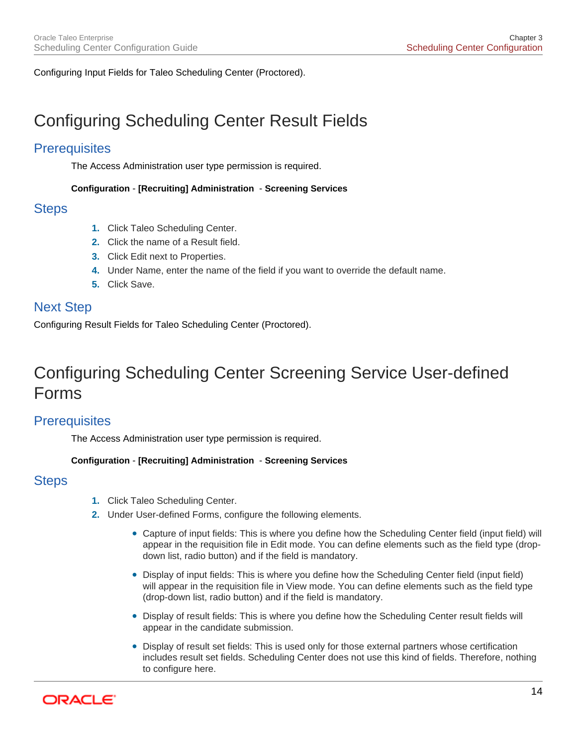Configuring Input Fields for Taleo Scheduling Center (Proctored).

# Configuring Scheduling Center Result Fields

## Prerequisites

The Access Administration user type permission is required.

**Configuration** - **[Recruiting] Administration** - **Screening Services**

## Steps

1. Click Taleo Scheduling Center.
2. Click the name of a Result field.
3. Click Edit next to Properties.
4. Under Name, enter the name of the field if you want to override the default name.
5. Click Save.

## Next Step

Configuring Result Fields for Taleo Scheduling Center (Proctored).

# Configuring Scheduling Center Screening Service User-defined Forms

## Prerequisites

The Access Administration user type permission is required.

**Configuration** - **[Recruiting] Administration** - **Screening Services**

## Steps

1. Click Taleo Scheduling Center.
2. Under User-defined Forms, configure the following elements.
   - Capture of input fields: This is where you define how the Scheduling Center field (input field) will appear in the requisition file in Edit mode. You can define elements such as the field type (drop-down list, radio button) and if the field is mandatory.
   - Display of input fields: This is where you define how the Scheduling Center field (input field) will appear in the requisition file in View mode. You can define elements such as the field type (drop-down list, radio button) and if the field is mandatory.
   - Display of result fields: This is where you define how the Scheduling Center result fields will appear in the candidate submission.
   - Display of result set fields: This is used only for those external partners whose certification includes result set fields. Scheduling Center does not use this kind of fields. Therefore, nothing to configure here.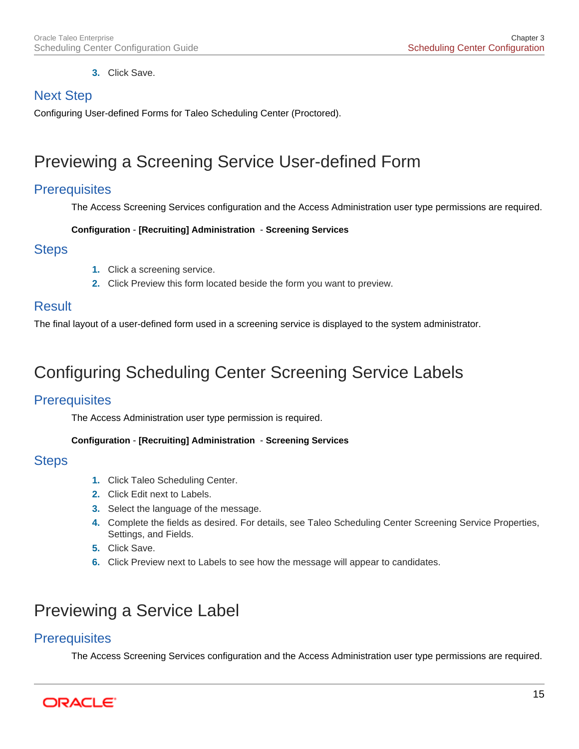3. Click Save.

## Next Step

Configuring User-defined Forms for Taleo Scheduling Center (Proctored).

# Previewing a Screening Service User-defined Form

## Prerequisites

The Access Screening Services configuration and the Access Administration user type permissions are required.

**Configuration** - **[Recruiting] Administration** - **Screening Services**

## Steps

1. Click a screening service.
2. Click Preview this form located beside the form you want to preview.

## Result

The final layout of a user-defined form used in a screening service is displayed to the system administrator.

# Configuring Scheduling Center Screening Service Labels

## Prerequisites

The Access Administration user type permission is required.

**Configuration** - **[Recruiting] Administration** - **Screening Services**

## Steps

1. Click Taleo Scheduling Center.
2. Click Edit next to Labels.
3. Select the language of the message.
4. Complete the fields as desired. For details, see Taleo Scheduling Center Screening Service Properties, Settings, and Fields.
5. Click Save.
6. Click Preview next to Labels to see how the message will appear to candidates.

# Previewing a Service Label

## Prerequisites

The Access Screening Services configuration and the Access Administration user type permissions are required.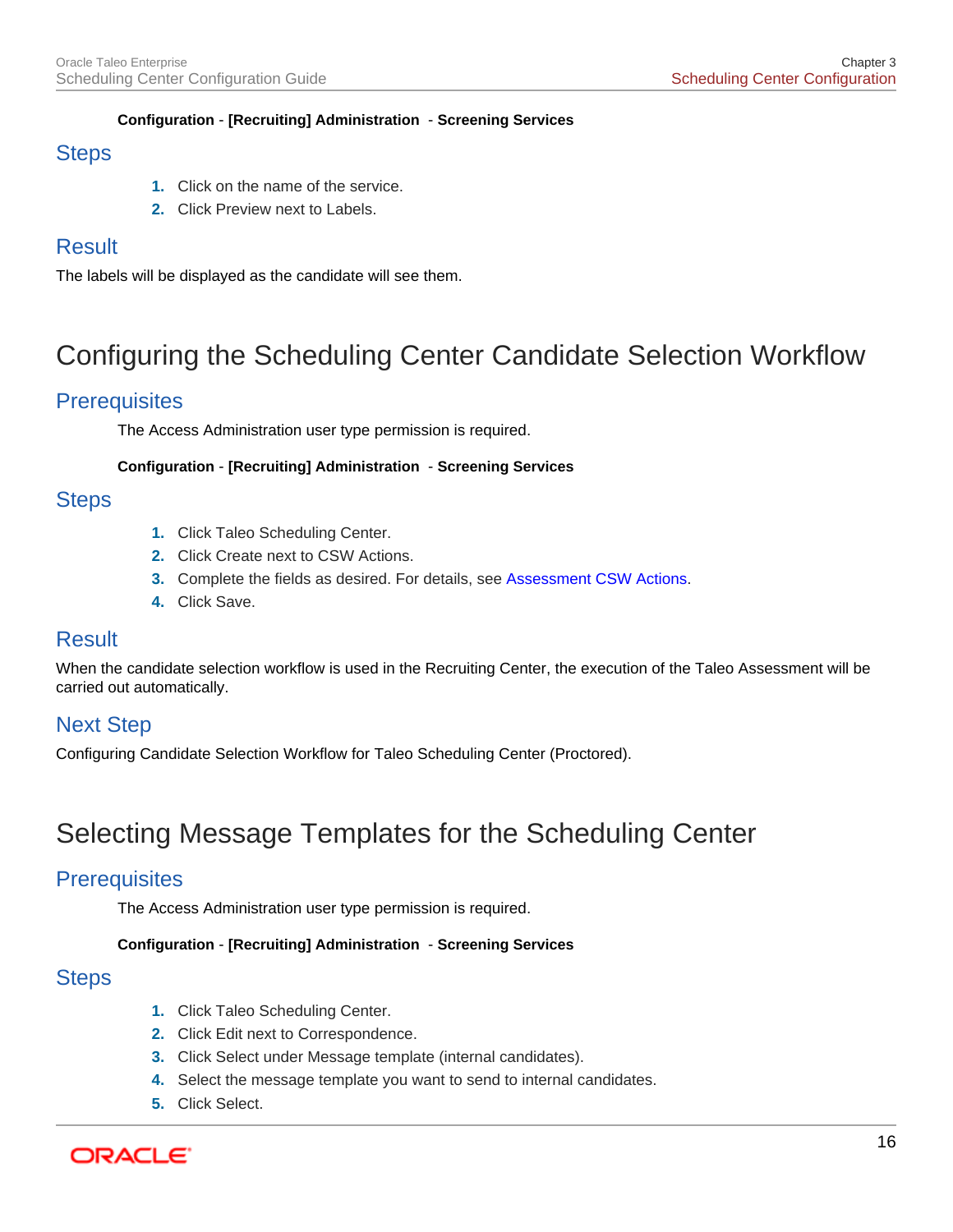**Configuration** - **[Recruiting] Administration** - **Screening Services**

### Steps

1. Click on the name of the service.
2. Click Preview next to Labels.

### Result

The labels will be displayed as the candidate will see them.

## Configuring the Scheduling Center Candidate Selection Workflow

### Prerequisites

The Access Administration user type permission is required.

**Configuration** - **[Recruiting] Administration** - **Screening Services**

### Steps

1. Click Taleo Scheduling Center.
2. Click Create next to CSW Actions.
3. Complete the fields as desired. For details, see Assessment CSW Actions.
4. Click Save.

### Result

When the candidate selection workflow is used in the Recruiting Center, the execution of the Taleo Assessment will be carried out automatically.

### Next Step

Configuring Candidate Selection Workflow for Taleo Scheduling Center (Proctored).

## Selecting Message Templates for the Scheduling Center

### Prerequisites

The Access Administration user type permission is required.

**Configuration** - **[Recruiting] Administration** - **Screening Services**

### Steps

1. Click Taleo Scheduling Center.
2. Click Edit next to Correspondence.
3. Click Select under Message template (internal candidates).
4. Select the message template you want to send to internal candidates.
5. Click Select.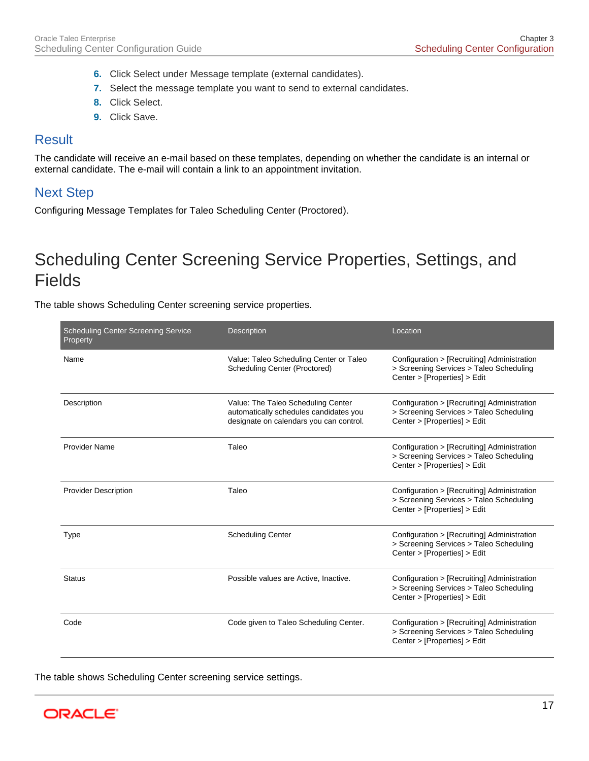6. Click Select under Message template (external candidates).
7. Select the message template you want to send to external candidates.
8. Click Select.
9. Click Save.

## Result

The candidate will receive an e-mail based on these templates, depending on whether the candidate is an internal or external candidate. The e-mail will contain a link to an appointment invitation.

## Next Step

Configuring Message Templates for Taleo Scheduling Center (Proctored).

# Scheduling Center Screening Service Properties, Settings, and Fields

The table shows Scheduling Center screening service properties.

| Scheduling Center Screening Service Property | Description | Location |
|---|---|---|
| Name | Value: Taleo Scheduling Center or Taleo Scheduling Center (Proctored) | Configuration > [Recruiting] Administration > Screening Services > Taleo Scheduling Center > [Properties] > Edit |
| Description | Value: The Taleo Scheduling Center automatically schedules candidates you designate on calendars you can control. | Configuration > [Recruiting] Administration > Screening Services > Taleo Scheduling Center > [Properties] > Edit |
| Provider Name | Taleo | Configuration > [Recruiting] Administration > Screening Services > Taleo Scheduling Center > [Properties] > Edit |
| Provider Description | Taleo | Configuration > [Recruiting] Administration > Screening Services > Taleo Scheduling Center > [Properties] > Edit |
| Type | Scheduling Center | Configuration > [Recruiting] Administration > Screening Services > Taleo Scheduling Center > [Properties] > Edit |
| Status | Possible values are Active, Inactive. | Configuration > [Recruiting] Administration > Screening Services > Taleo Scheduling Center > [Properties] > Edit |
| Code | Code given to Taleo Scheduling Center. | Configuration > [Recruiting] Administration > Screening Services > Taleo Scheduling Center > [Properties] > Edit |

The table shows Scheduling Center screening service settings.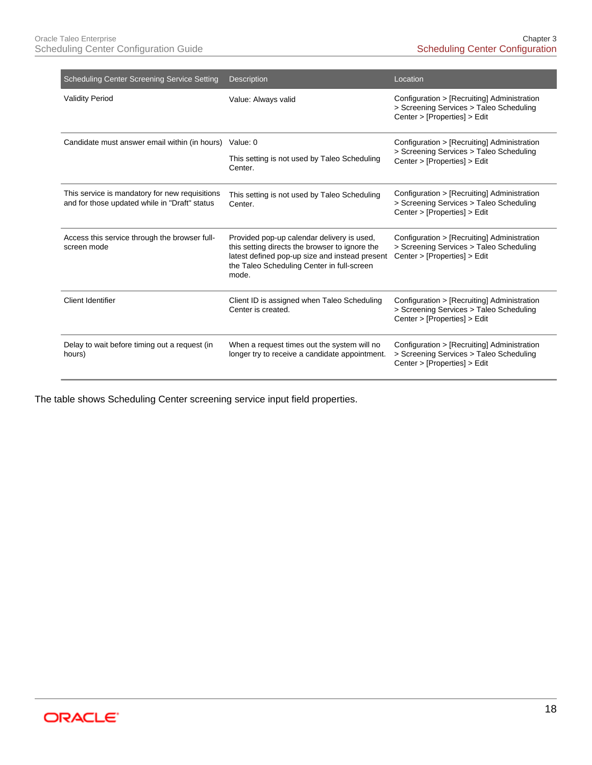| Scheduling Center Screening Service Setting | Description | Location |
|---|---|---|
| Validity Period | Value: Always valid | Configuration > [Recruiting] Administration > Screening Services > Taleo Scheduling Center > [Properties] > Edit |
| Candidate must answer email within (in hours) | Value: 0<br><br>This setting is not used by Taleo Scheduling Center. | Configuration > [Recruiting] Administration > Screening Services > Taleo Scheduling Center > [Properties] > Edit |
| This service is mandatory for new requisitions and for those updated while in "Draft" status | This setting is not used by Taleo Scheduling Center. | Configuration > [Recruiting] Administration > Screening Services > Taleo Scheduling Center > [Properties] > Edit |
| Access this service through the browser full-screen mode | Provided pop-up calendar delivery is used, this setting directs the browser to ignore the latest defined pop-up size and instead present the Taleo Scheduling Center in full-screen mode. | Configuration > [Recruiting] Administration > Screening Services > Taleo Scheduling Center > [Properties] > Edit |
| Client Identifier | Client ID is assigned when Taleo Scheduling Center is created. | Configuration > [Recruiting] Administration > Screening Services > Taleo Scheduling Center > [Properties] > Edit |
| Delay to wait before timing out a request (in hours) | When a request times out the system will no longer try to receive a candidate appointment. | Configuration > [Recruiting] Administration > Screening Services > Taleo Scheduling Center > [Properties] > Edit |

The table shows Scheduling Center screening service input field properties.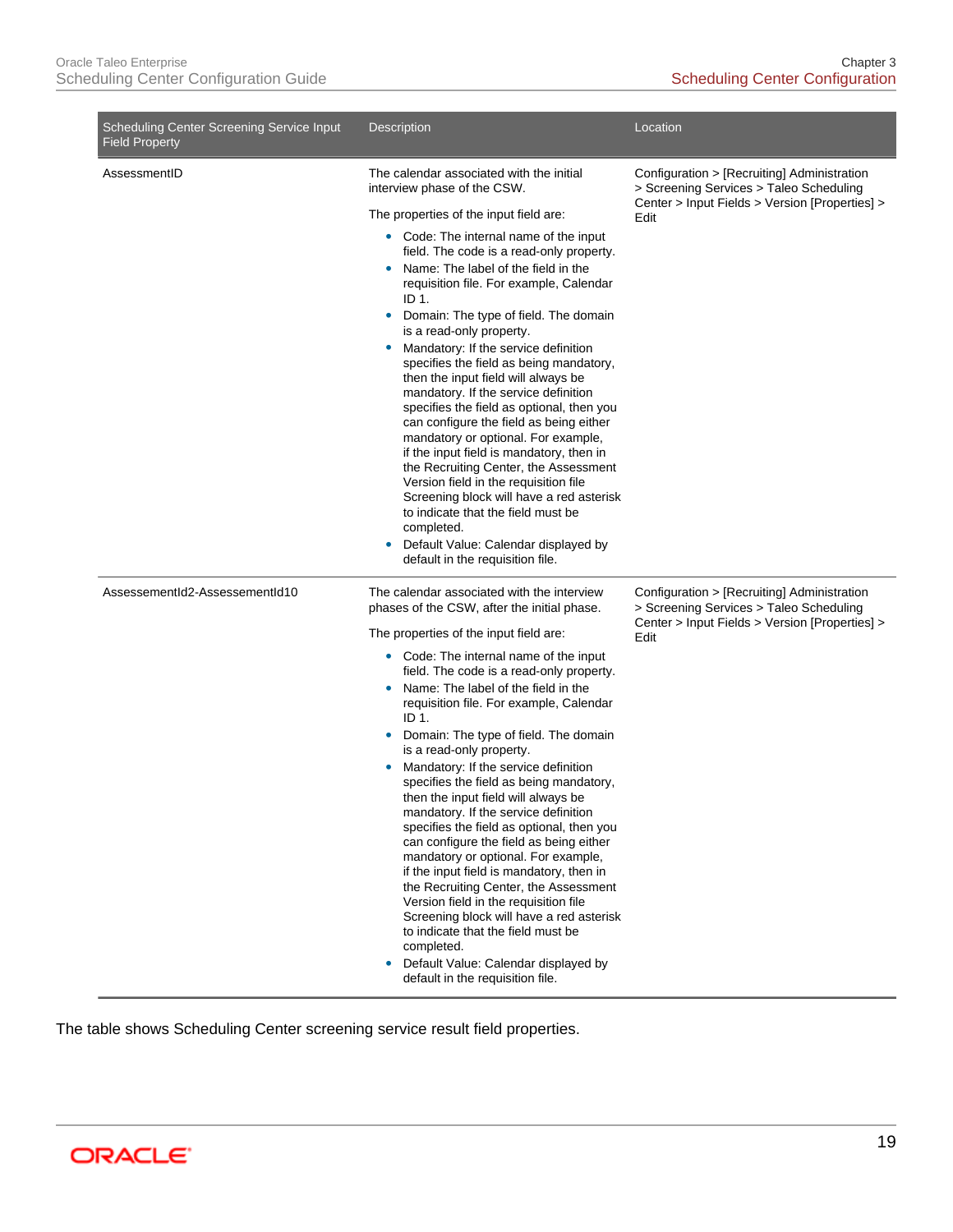| Scheduling Center Screening Service Input Field Property | Description | Location |
|---|---|---|
| AssessmentID | The calendar associated with the initial interview phase of the CSW.<br><br>The properties of the input field are:<br><br>• Code: The internal name of the input field. The code is a read-only property.<br>• Name: The label of the field in the requisition file. For example, Calendar ID 1.<br>• Domain: The type of field. The domain is a read-only property.<br>• Mandatory: If the service definition specifies the field as being mandatory, then the input field will always be mandatory. If the service definition specifies the field as optional, then you can configure the field as being either mandatory or optional. For example, if the input field is mandatory, then in the Recruiting Center, the Assessment Version field in the requisition file Screening block will have a red asterisk to indicate that the field must be completed.<br>• Default Value: Calendar displayed by default in the requisition file. | Configuration > [Recruiting] Administration > Screening Services > Taleo Scheduling Center > Input Fields > Version [Properties] > Edit |
| AssessementId2-AssessementId10 | The calendar associated with the interview phases of the CSW, after the initial phase.<br><br>The properties of the input field are:<br><br>• Code: The internal name of the input field. The code is a read-only property.<br>• Name: The label of the field in the requisition file. For example, Calendar ID 1.<br>• Domain: The type of field. The domain is a read-only property.<br>• Mandatory: If the service definition specifies the field as being mandatory, then the input field will always be mandatory. If the service definition specifies the field as optional, then you can configure the field as being either mandatory or optional. For example, if the input field is mandatory, then in the Recruiting Center, the Assessment Version field in the requisition file Screening block will have a red asterisk to indicate that the field must be completed.<br>• Default Value: Calendar displayed by default in the requisition file. | Configuration > [Recruiting] Administration > Screening Services > Taleo Scheduling Center > Input Fields > Version [Properties] > Edit |

The table shows Scheduling Center screening service result field properties.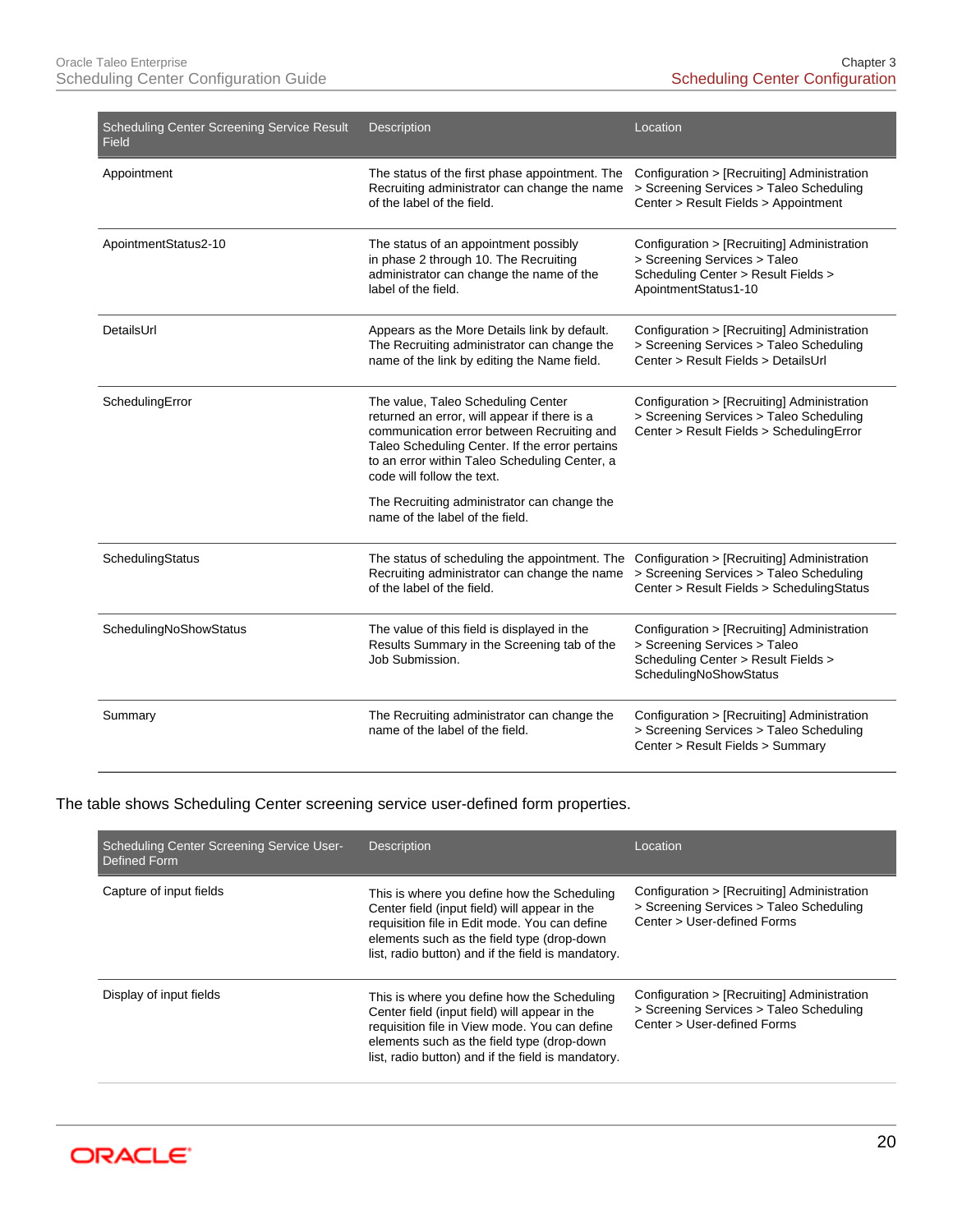| Scheduling Center Screening Service Result Field | Description | Location |
|---|---|---|
| Appointment | The status of the first phase appointment. The Recruiting administrator can change the name of the label of the field. | Configuration > [Recruiting] Administration > Screening Services > Taleo Scheduling Center > Result Fields > Appointment |
| ApointmentStatus2-10 | The status of an appointment possibly in phase 2 through 10. The Recruiting administrator can change the name of the label of the field. | Configuration > [Recruiting] Administration > Screening Services > Taleo Scheduling Center > Result Fields > ApointmentStatus1-10 |
| DetailsUrl | Appears as the More Details link by default. The Recruiting administrator can change the name of the link by editing the Name field. | Configuration > [Recruiting] Administration > Screening Services > Taleo Scheduling Center > Result Fields > DetailsUrl |
| SchedulingError | The value, Taleo Scheduling Center returned an error, will appear if there is a communication error between Recruiting and Taleo Scheduling Center. If the error pertains to an error within Taleo Scheduling Center, a code will follow the text.<br><br>The Recruiting administrator can change the name of the label of the field. | Configuration > [Recruiting] Administration > Screening Services > Taleo Scheduling Center > Result Fields > SchedulingError |
| SchedulingStatus | The status of scheduling the appointment. The Recruiting administrator can change the name of the label of the field. | Configuration > [Recruiting] Administration > Screening Services > Taleo Scheduling Center > Result Fields > SchedulingStatus |
| SchedulingNoShowStatus | The value of this field is displayed in the Results Summary in the Screening tab of the Job Submission. | Configuration > [Recruiting] Administration > Screening Services > Taleo Scheduling Center > Result Fields > SchedulingNoShowStatus |
| Summary | The Recruiting administrator can change the name of the label of the field. | Configuration > [Recruiting] Administration > Screening Services > Taleo Scheduling Center > Result Fields > Summary |

The table shows Scheduling Center screening service user-defined form properties.

| Scheduling Center Screening Service User-Defined Form | Description | Location |
|---|---|---|
| Capture of input fields | This is where you define how the Scheduling Center field (input field) will appear in the requisition file in Edit mode. You can define elements such as the field type (drop-down list, radio button) and if the field is mandatory. | Configuration > [Recruiting] Administration > Screening Services > Taleo Scheduling Center > User-defined Forms |
| Display of input fields | This is where you define how the Scheduling Center field (input field) will appear in the requisition file in View mode. You can define elements such as the field type (drop-down list, radio button) and if the field is mandatory. | Configuration > [Recruiting] Administration > Screening Services > Taleo Scheduling Center > User-defined Forms |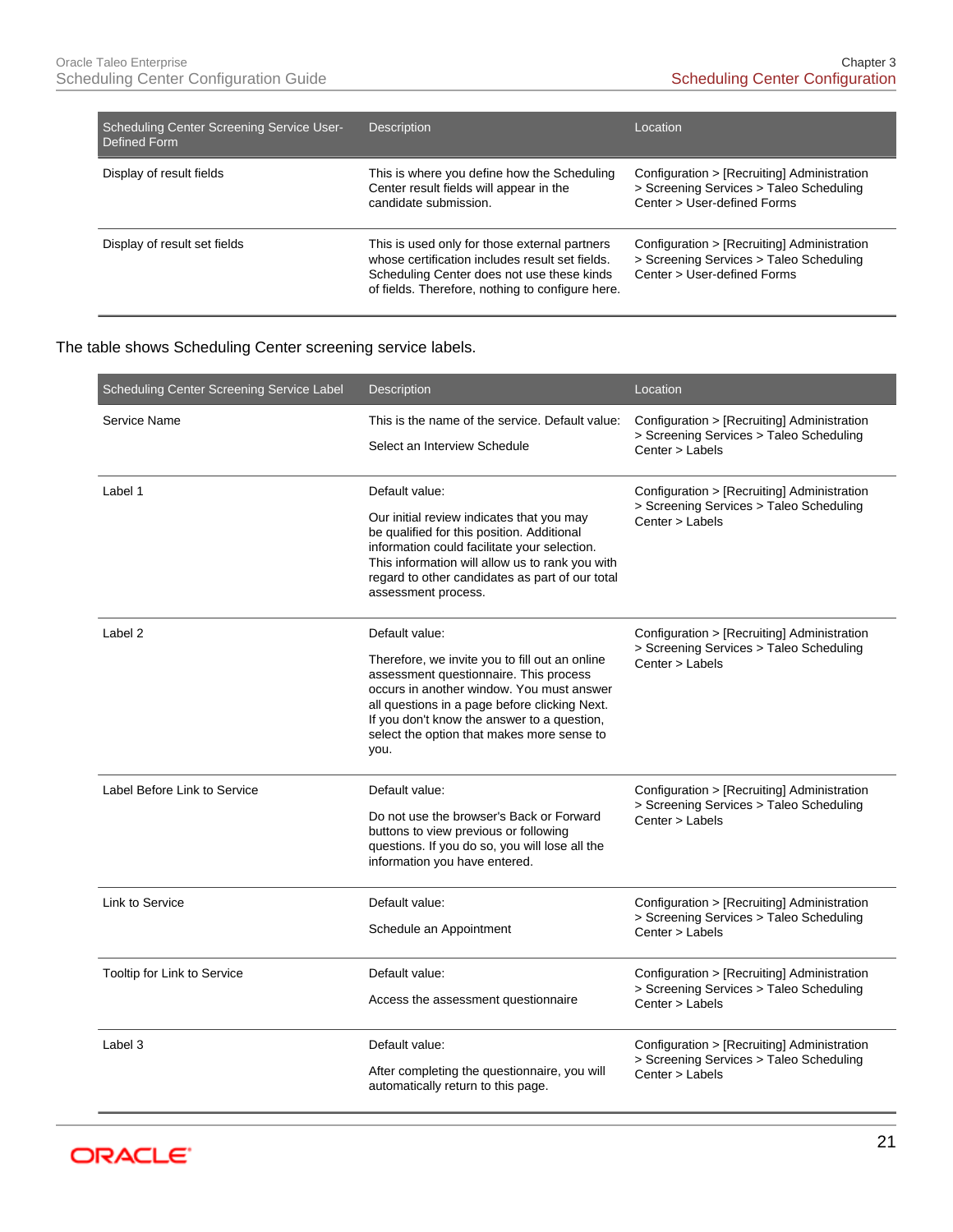| Scheduling Center Screening Service User-Defined Form | Description | Location |
|---|---|---|
| Display of result fields | This is where you define how the Scheduling Center result fields will appear in the candidate submission. | Configuration > [Recruiting] Administration > Screening Services > Taleo Scheduling Center > User-defined Forms |
| Display of result set fields | This is used only for those external partners whose certification includes result set fields. Scheduling Center does not use these kinds of fields. Therefore, nothing to configure here. | Configuration > [Recruiting] Administration > Screening Services > Taleo Scheduling Center > User-defined Forms |

The table shows Scheduling Center screening service labels.

| Scheduling Center Screening Service Label | Description | Location |
|---|---|---|
| Service Name | This is the name of the service. Default value: Select an Interview Schedule | Configuration > [Recruiting] Administration > Screening Services > Taleo Scheduling Center > Labels |
| Label 1 | Default value: Our initial review indicates that you may be qualified for this position. Additional information could facilitate your selection. This information will allow us to rank you with regard to other candidates as part of our total assessment process. | Configuration > [Recruiting] Administration > Screening Services > Taleo Scheduling Center > Labels |
| Label 2 | Default value: Therefore, we invite you to fill out an online assessment questionnaire. This process occurs in another window. You must answer all questions in a page before clicking Next. If you don't know the answer to a question, select the option that makes more sense to you. | Configuration > [Recruiting] Administration > Screening Services > Taleo Scheduling Center > Labels |
| Label Before Link to Service | Default value: Do not use the browser's Back or Forward buttons to view previous or following questions. If you do so, you will lose all the information you have entered. | Configuration > [Recruiting] Administration > Screening Services > Taleo Scheduling Center > Labels |
| Link to Service | Default value: Schedule an Appointment | Configuration > [Recruiting] Administration > Screening Services > Taleo Scheduling Center > Labels |
| Tooltip for Link to Service | Default value: Access the assessment questionnaire | Configuration > [Recruiting] Administration > Screening Services > Taleo Scheduling Center > Labels |
| Label 3 | Default value: After completing the questionnaire, you will automatically return to this page. | Configuration > [Recruiting] Administration > Screening Services > Taleo Scheduling Center > Labels |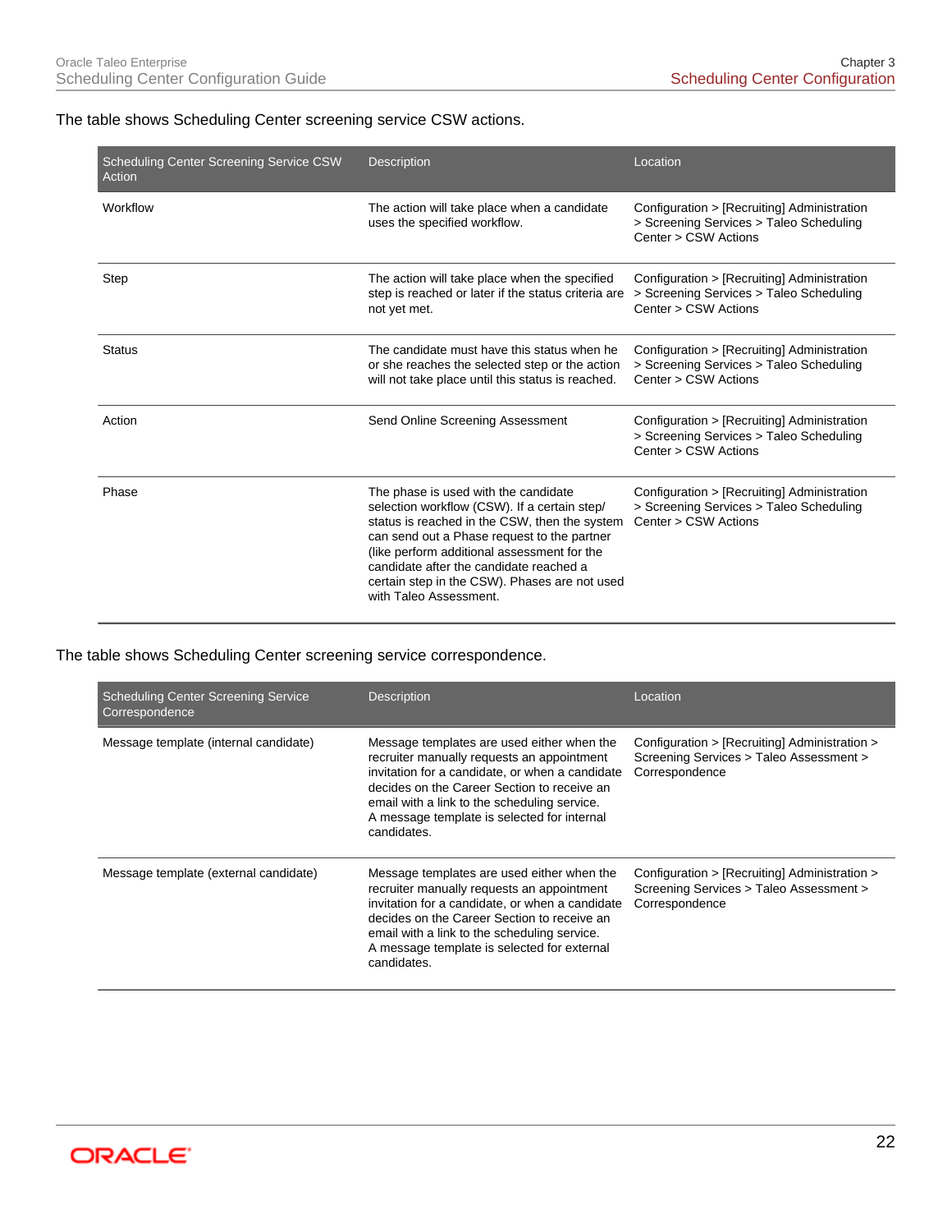The table shows Scheduling Center screening service CSW actions.

| Scheduling Center Screening Service CSW Action | Description | Location |
| --- | --- | --- |
| Workflow | The action will take place when a candidate uses the specified workflow. | Configuration > [Recruiting] Administration > Screening Services > Taleo Scheduling Center > CSW Actions |
| Step | The action will take place when the specified step is reached or later if the status criteria are not yet met. | Configuration > [Recruiting] Administration > Screening Services > Taleo Scheduling Center > CSW Actions |
| Status | The candidate must have this status when he or she reaches the selected step or the action will not take place until this status is reached. | Configuration > [Recruiting] Administration > Screening Services > Taleo Scheduling Center > CSW Actions |
| Action | Send Online Screening Assessment | Configuration > [Recruiting] Administration > Screening Services > Taleo Scheduling Center > CSW Actions |
| Phase | The phase is used with the candidate selection workflow (CSW). If a certain step/ status is reached in the CSW, then the system can send out a Phase request to the partner (like perform additional assessment for the candidate after the candidate reached a certain step in the CSW). Phases are not used with Taleo Assessment. | Configuration > [Recruiting] Administration > Screening Services > Taleo Scheduling Center > CSW Actions |

The table shows Scheduling Center screening service correspondence.

| Scheduling Center Screening Service Correspondence | Description | Location |
| --- | --- | --- |
| Message template (internal candidate) | Message templates are used either when the recruiter manually requests an appointment invitation for a candidate, or when a candidate decides on the Career Section to receive an email with a link to the scheduling service. A message template is selected for internal candidates. | Configuration > [Recruiting] Administration > Screening Services > Taleo Assessment > Correspondence |
| Message template (external candidate) | Message templates are used either when the recruiter manually requests an appointment invitation for a candidate, or when a candidate decides on the Career Section to receive an email with a link to the scheduling service. A message template is selected for external candidates. | Configuration > [Recruiting] Administration > Screening Services > Taleo Assessment > Correspondence |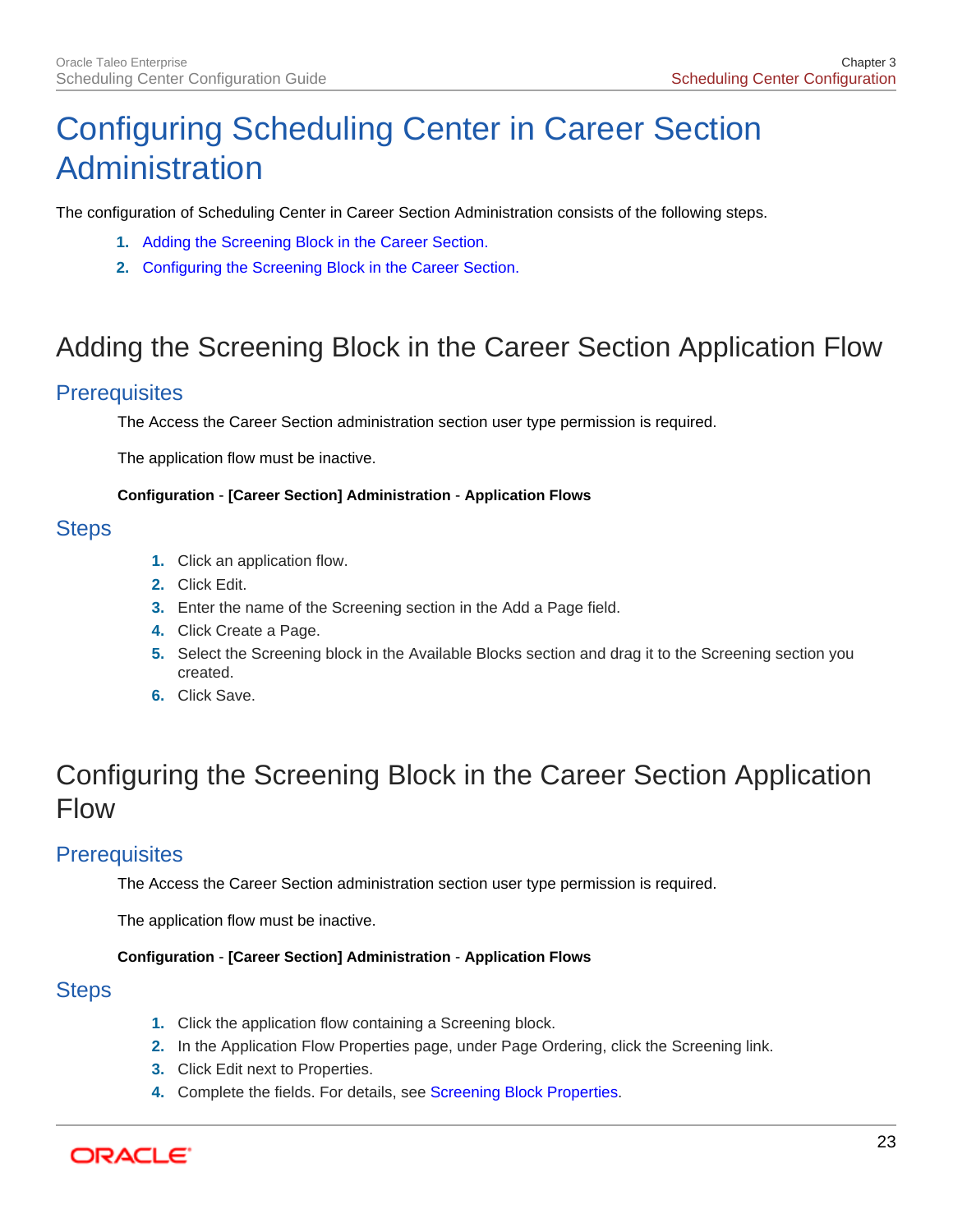# Configuring Scheduling Center in Career Section Administration

The configuration of Scheduling Center in Career Section Administration consists of the following steps.

1. Adding the Screening Block in the Career Section.
2. Configuring the Screening Block in the Career Section.

## Adding the Screening Block in the Career Section Application Flow

### Prerequisites

The Access the Career Section administration section user type permission is required.

The application flow must be inactive.

**Configuration** - **[Career Section] Administration** - **Application Flows**

### Steps

1. Click an application flow.
2. Click Edit.
3. Enter the name of the Screening section in the Add a Page field.
4. Click Create a Page.
5. Select the Screening block in the Available Blocks section and drag it to the Screening section you created.
6. Click Save.

## Configuring the Screening Block in the Career Section Application Flow

### Prerequisites

The Access the Career Section administration section user type permission is required.

The application flow must be inactive.

**Configuration** - **[Career Section] Administration** - **Application Flows**

### Steps

1. Click the application flow containing a Screening block.
2. In the Application Flow Properties page, under Page Ordering, click the Screening link.
3. Click Edit next to Properties.
4. Complete the fields. For details, see Screening Block Properties.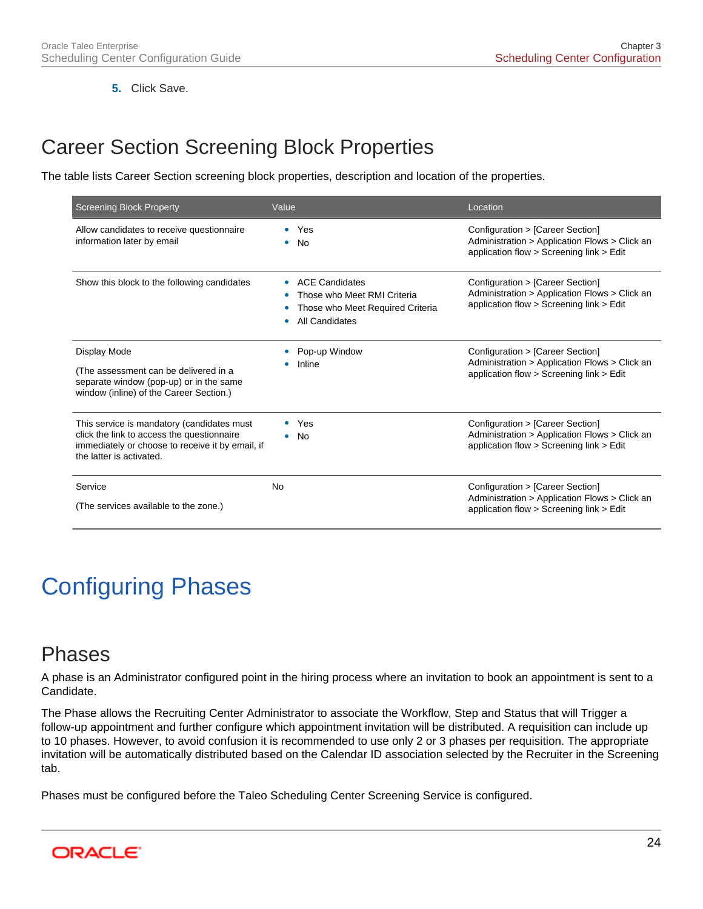5. Click Save.

## Career Section Screening Block Properties

The table lists Career Section screening block properties, description and location of the properties.

| Screening Block Property | Value | Location |
|---|---|---|
| Allow candidates to receive questionnaire information later by email | • Yes<br>• No | Configuration > [Career Section] Administration > Application Flows > Click an application flow > Screening link > Edit |
| Show this block to the following candidates | • ACE Candidates<br>• Those who Meet RMI Criteria<br>• Those who Meet Required Criteria<br>• All Candidates | Configuration > [Career Section] Administration > Application Flows > Click an application flow > Screening link > Edit |
| Display Mode<br><br>(The assessment can be delivered in a separate window (pop-up) or in the same window (inline) of the Career Section.) | • Pop-up Window<br>• Inline | Configuration > [Career Section] Administration > Application Flows > Click an application flow > Screening link > Edit |
| This service is mandatory (candidates must click the link to access the questionnaire immediately or choose to receive it by email, if the latter is activated. | • Yes<br>• No | Configuration > [Career Section] Administration > Application Flows > Click an application flow > Screening link > Edit |
| Service<br><br>(The services available to the zone.) | No | Configuration > [Career Section] Administration > Application Flows > Click an application flow > Screening link > Edit |

# Configuring Phases

## Phases

A phase is an Administrator configured point in the hiring process where an invitation to book an appointment is sent to a Candidate.

The Phase allows the Recruiting Center Administrator to associate the Workflow, Step and Status that will Trigger a follow-up appointment and further configure which appointment invitation will be distributed. A requisition can include up to 10 phases. However, to avoid confusion it is recommended to use only 2 or 3 phases per requisition. The appropriate invitation will be automatically distributed based on the Calendar ID association selected by the Recruiter in the Screening tab.

Phases must be configured before the Taleo Scheduling Center Screening Service is configured.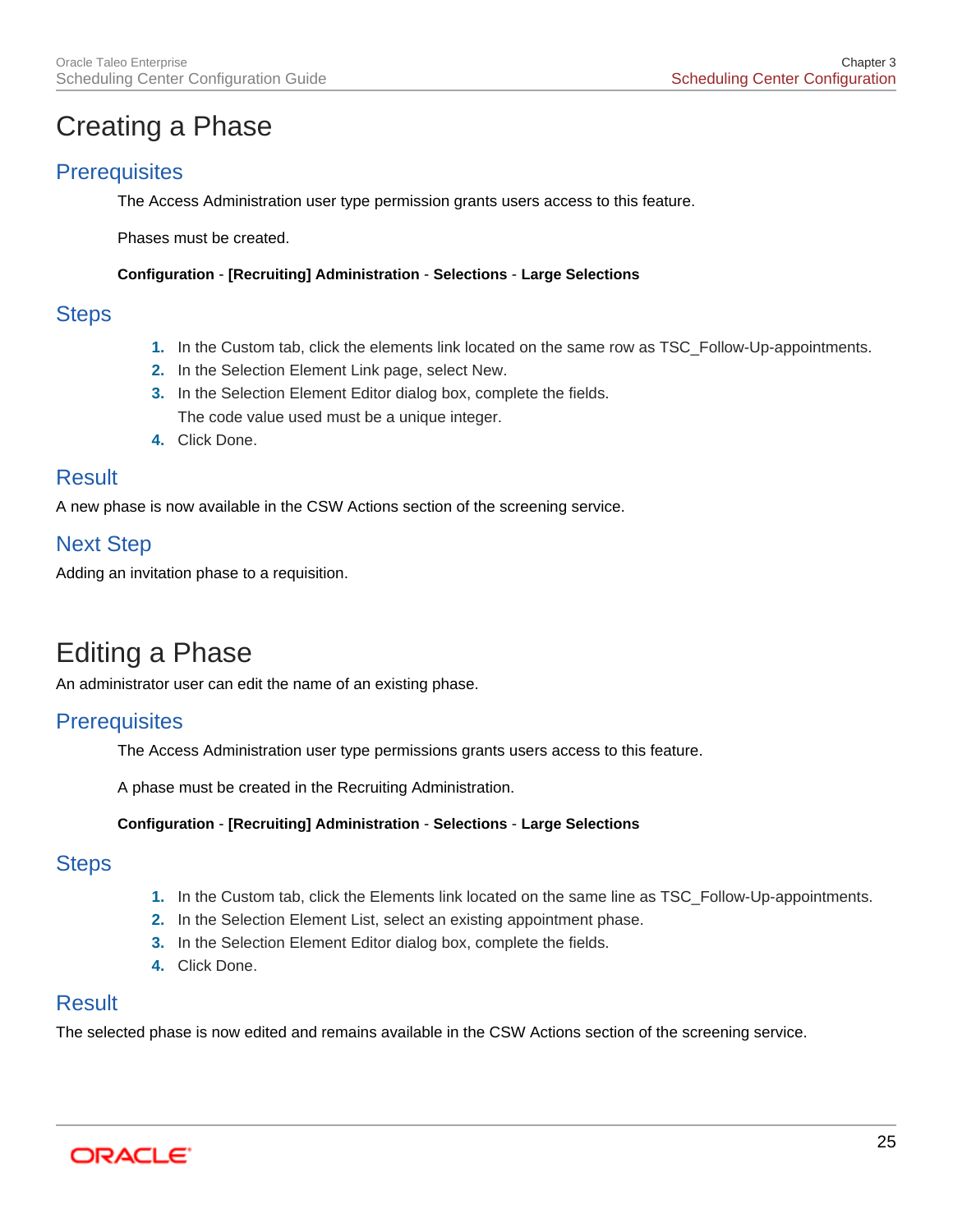# Creating a Phase

## Prerequisites

The Access Administration user type permission grants users access to this feature.

Phases must be created.

**Configuration** - **[Recruiting] Administration** - **Selections** - **Large Selections**

## Steps

1. In the Custom tab, click the elements link located on the same row as TSC_Follow-Up-appointments.
2. In the Selection Element Link page, select New.
3. In the Selection Element Editor dialog box, complete the fields.
   The code value used must be a unique integer.
4. Click Done.

## Result

A new phase is now available in the CSW Actions section of the screening service.

## Next Step

Adding an invitation phase to a requisition.

# Editing a Phase

An administrator user can edit the name of an existing phase.

## Prerequisites

The Access Administration user type permissions grants users access to this feature.

A phase must be created in the Recruiting Administration.

**Configuration** - **[Recruiting] Administration** - **Selections** - **Large Selections**

## Steps

1. In the Custom tab, click the Elements link located on the same line as TSC_Follow-Up-appointments.
2. In the Selection Element List, select an existing appointment phase.
3. In the Selection Element Editor dialog box, complete the fields.
4. Click Done.

## Result

The selected phase is now edited and remains available in the CSW Actions section of the screening service.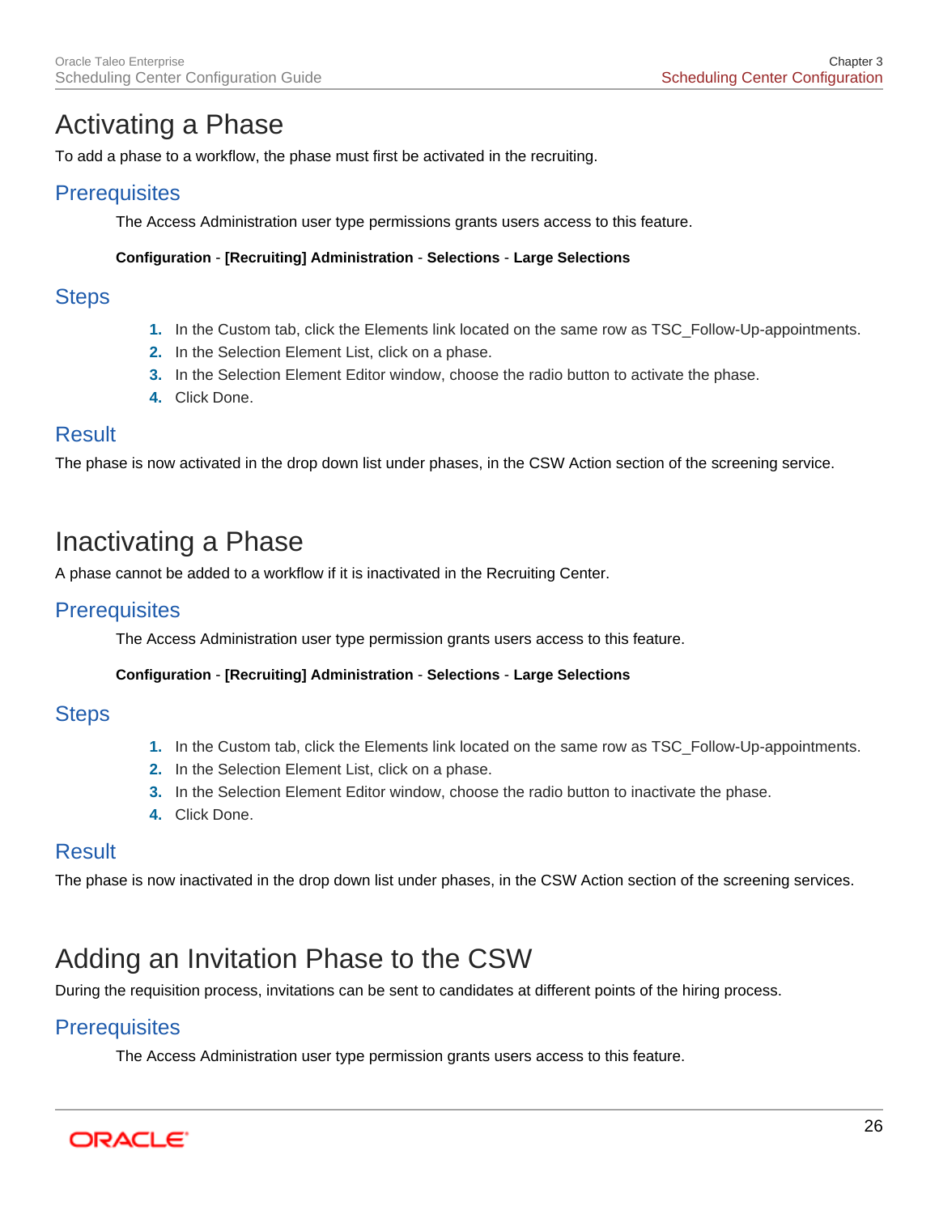# Activating a Phase

To add a phase to a workflow, the phase must first be activated in the recruiting.

## Prerequisites

The Access Administration user type permissions grants users access to this feature.

**Configuration** - **[Recruiting] Administration** - **Selections** - **Large Selections**

## Steps

1. In the Custom tab, click the Elements link located on the same row as TSC_Follow-Up-appointments.
2. In the Selection Element List, click on a phase.
3. In the Selection Element Editor window, choose the radio button to activate the phase.
4. Click Done.

## Result

The phase is now activated in the drop down list under phases, in the CSW Action section of the screening service.

# Inactivating a Phase

A phase cannot be added to a workflow if it is inactivated in the Recruiting Center.

## Prerequisites

The Access Administration user type permission grants users access to this feature.

**Configuration** - **[Recruiting] Administration** - **Selections** - **Large Selections**

## Steps

1. In the Custom tab, click the Elements link located on the same row as TSC_Follow-Up-appointments.
2. In the Selection Element List, click on a phase.
3. In the Selection Element Editor window, choose the radio button to inactivate the phase.
4. Click Done.

## Result

The phase is now inactivated in the drop down list under phases, in the CSW Action section of the screening services.

# Adding an Invitation Phase to the CSW

During the requisition process, invitations can be sent to candidates at different points of the hiring process.

## Prerequisites

The Access Administration user type permission grants users access to this feature.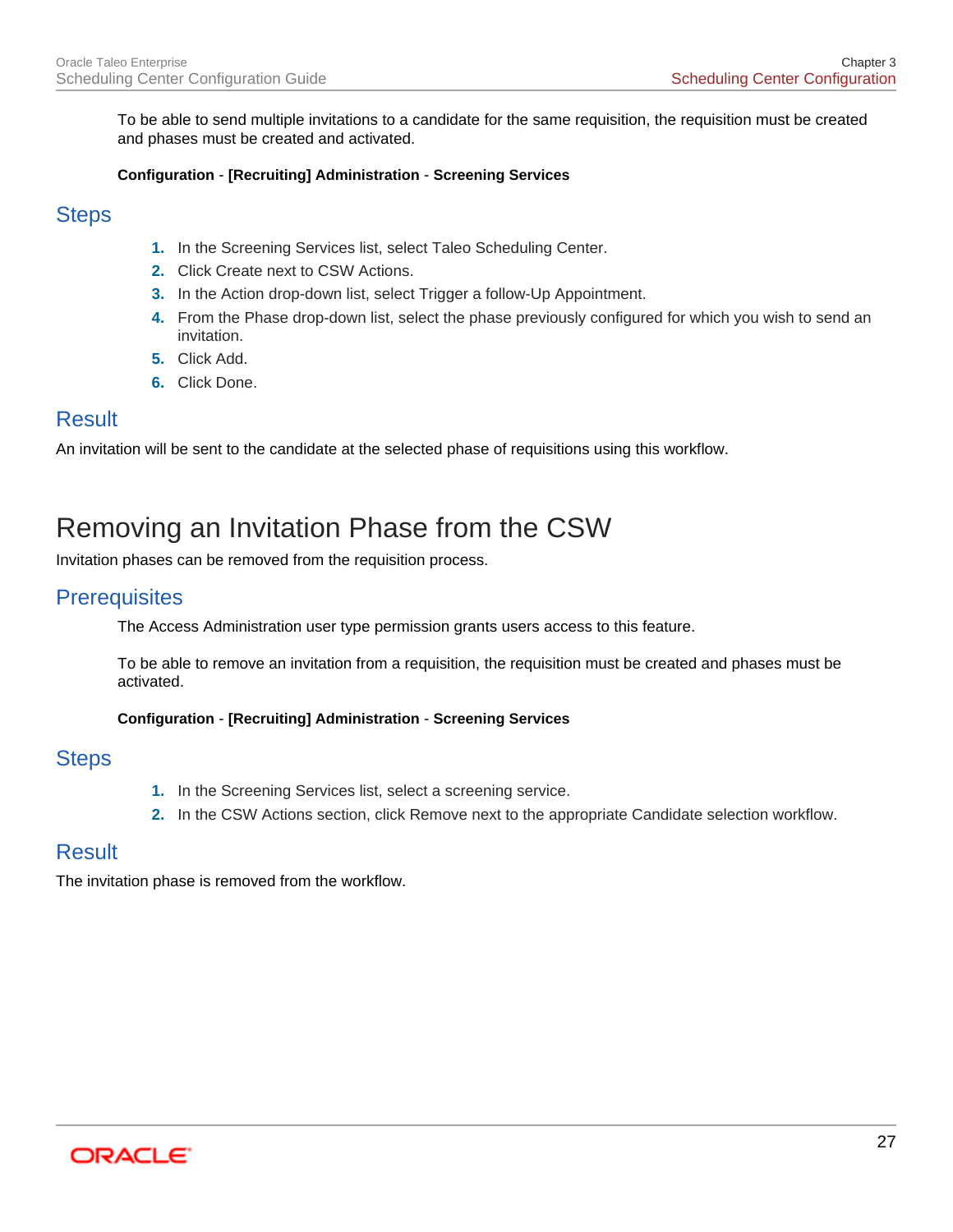To be able to send multiple invitations to a candidate for the same requisition, the requisition must be created and phases must be created and activated.

**Configuration** - **[Recruiting] Administration** - **Screening Services**

## Steps

1. In the Screening Services list, select Taleo Scheduling Center.
2. Click Create next to CSW Actions.
3. In the Action drop-down list, select Trigger a follow-Up Appointment.
4. From the Phase drop-down list, select the phase previously configured for which you wish to send an invitation.
5. Click Add.
6. Click Done.

## Result

An invitation will be sent to the candidate at the selected phase of requisitions using this workflow.

# Removing an Invitation Phase from the CSW

Invitation phases can be removed from the requisition process.

## Prerequisites

The Access Administration user type permission grants users access to this feature.

To be able to remove an invitation from a requisition, the requisition must be created and phases must be activated.

**Configuration** - **[Recruiting] Administration** - **Screening Services**

## Steps

1. In the Screening Services list, select a screening service.
2. In the CSW Actions section, click Remove next to the appropriate Candidate selection workflow.

## Result

The invitation phase is removed from the workflow.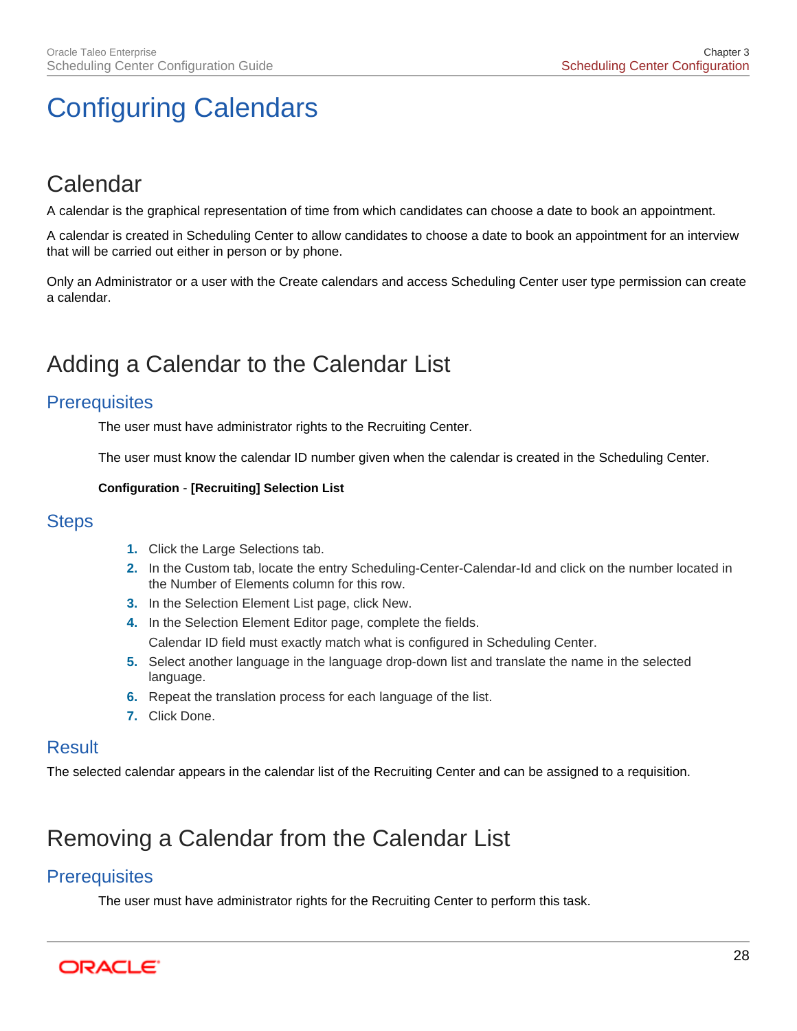# Configuring Calendars

## Calendar

A calendar is the graphical representation of time from which candidates can choose a date to book an appointment.

A calendar is created in Scheduling Center to allow candidates to choose a date to book an appointment for an interview that will be carried out either in person or by phone.

Only an Administrator or a user with the Create calendars and access Scheduling Center user type permission can create a calendar.

## Adding a Calendar to the Calendar List

### Prerequisites

The user must have administrator rights to the Recruiting Center.

The user must know the calendar ID number given when the calendar is created in the Scheduling Center.

**Configuration** - **[Recruiting] Selection List**

### Steps

1. Click the Large Selections tab.
2. In the Custom tab, locate the entry Scheduling-Center-Calendar-Id and click on the number located in the Number of Elements column for this row.
3. In the Selection Element List page, click New.
4. In the Selection Element Editor page, complete the fields.

   Calendar ID field must exactly match what is configured in Scheduling Center.
5. Select another language in the language drop-down list and translate the name in the selected language.
6. Repeat the translation process for each language of the list.
7. Click Done.

### Result

The selected calendar appears in the calendar list of the Recruiting Center and can be assigned to a requisition.

## Removing a Calendar from the Calendar List

### Prerequisites

The user must have administrator rights for the Recruiting Center to perform this task.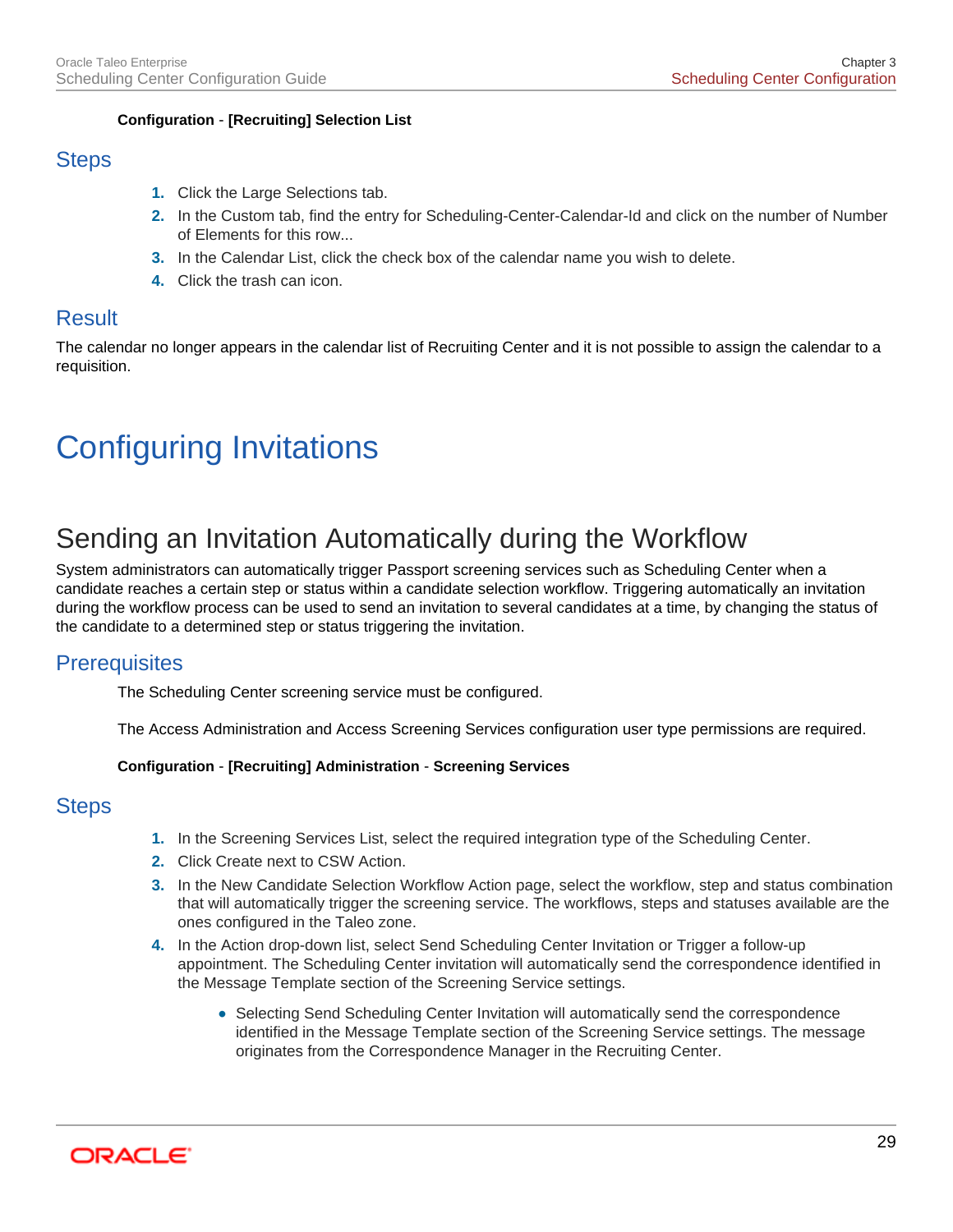**Configuration** - **[Recruiting] Selection List**

## Steps

1. Click the Large Selections tab.
2. In the Custom tab, find the entry for Scheduling-Center-Calendar-Id and click on the number of Number of Elements for this row...
3. In the Calendar List, click the check box of the calendar name you wish to delete.
4. Click the trash can icon.

## Result

The calendar no longer appears in the calendar list of Recruiting Center and it is not possible to assign the calendar to a requisition.

# Configuring Invitations

## Sending an Invitation Automatically during the Workflow

System administrators can automatically trigger Passport screening services such as Scheduling Center when a candidate reaches a certain step or status within a candidate selection workflow. Triggering automatically an invitation during the workflow process can be used to send an invitation to several candidates at a time, by changing the status of the candidate to a determined step or status triggering the invitation.

### Prerequisites

The Scheduling Center screening service must be configured.

The Access Administration and Access Screening Services configuration user type permissions are required.

**Configuration** - **[Recruiting] Administration** - **Screening Services**

### Steps

1. In the Screening Services List, select the required integration type of the Scheduling Center.
2. Click Create next to CSW Action.
3. In the New Candidate Selection Workflow Action page, select the workflow, step and status combination that will automatically trigger the screening service. The workflows, steps and statuses available are the ones configured in the Taleo zone.
4. In the Action drop-down list, select Send Scheduling Center Invitation or Trigger a follow-up appointment. The Scheduling Center invitation will automatically send the correspondence identified in the Message Template section of the Screening Service settings.
   - Selecting Send Scheduling Center Invitation will automatically send the correspondence identified in the Message Template section of the Screening Service settings. The message originates from the Correspondence Manager in the Recruiting Center.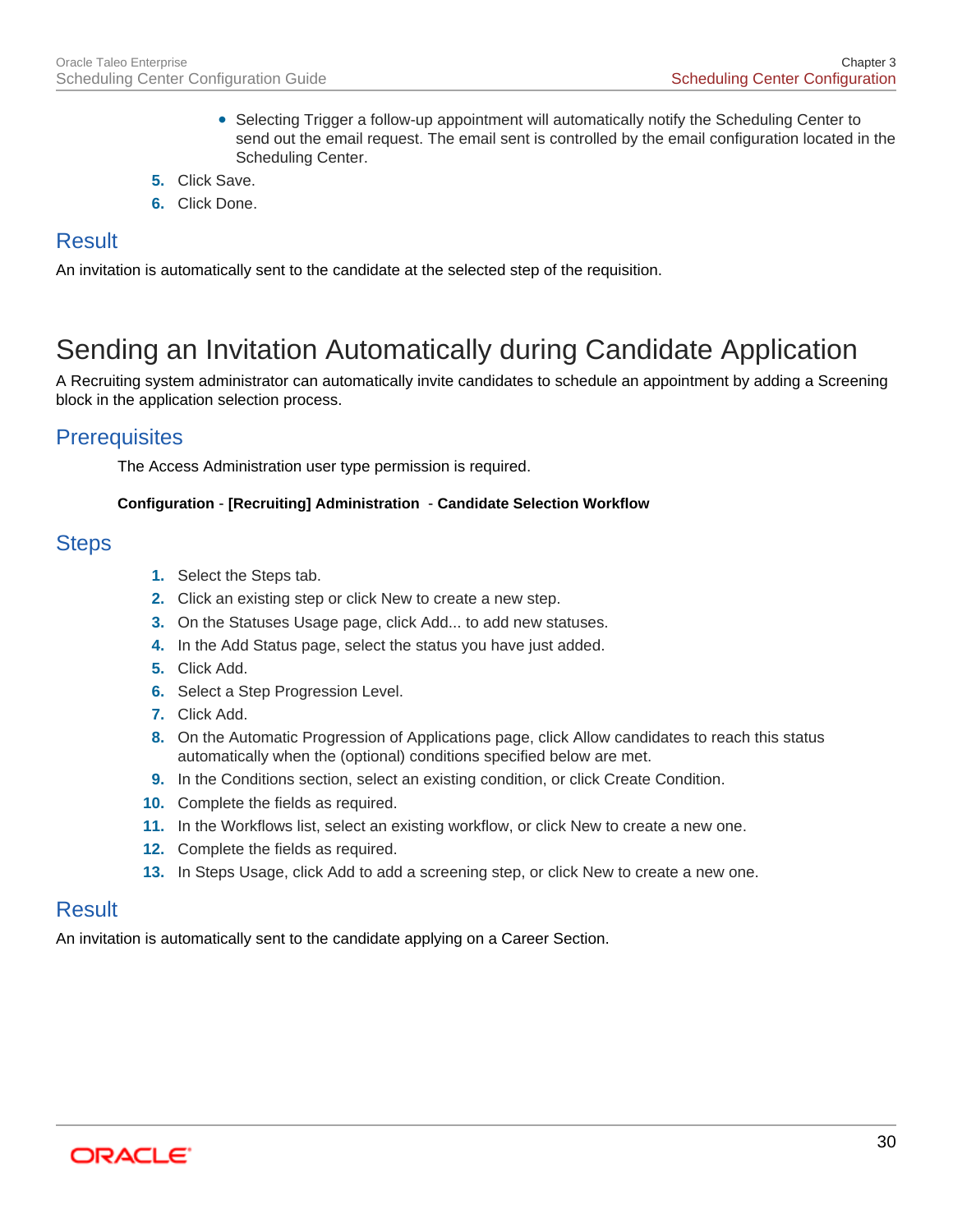- Selecting Trigger a follow-up appointment will automatically notify the Scheduling Center to send out the email request. The email sent is controlled by the email configuration located in the Scheduling Center.

5. Click Save.
6. Click Done.

## Result

An invitation is automatically sent to the candidate at the selected step of the requisition.

# Sending an Invitation Automatically during Candidate Application

A Recruiting system administrator can automatically invite candidates to schedule an appointment by adding a Screening block in the application selection process.

## Prerequisites

The Access Administration user type permission is required.

**Configuration** - **[Recruiting] Administration** - **Candidate Selection Workflow**

## Steps

1. Select the Steps tab.
2. Click an existing step or click New to create a new step.
3. On the Statuses Usage page, click Add... to add new statuses.
4. In the Add Status page, select the status you have just added.
5. Click Add.
6. Select a Step Progression Level.
7. Click Add.
8. On the Automatic Progression of Applications page, click Allow candidates to reach this status automatically when the (optional) conditions specified below are met.
9. In the Conditions section, select an existing condition, or click Create Condition.
10. Complete the fields as required.
11. In the Workflows list, select an existing workflow, or click New to create a new one.
12. Complete the fields as required.
13. In Steps Usage, click Add to add a screening step, or click New to create a new one.

## Result

An invitation is automatically sent to the candidate applying on a Career Section.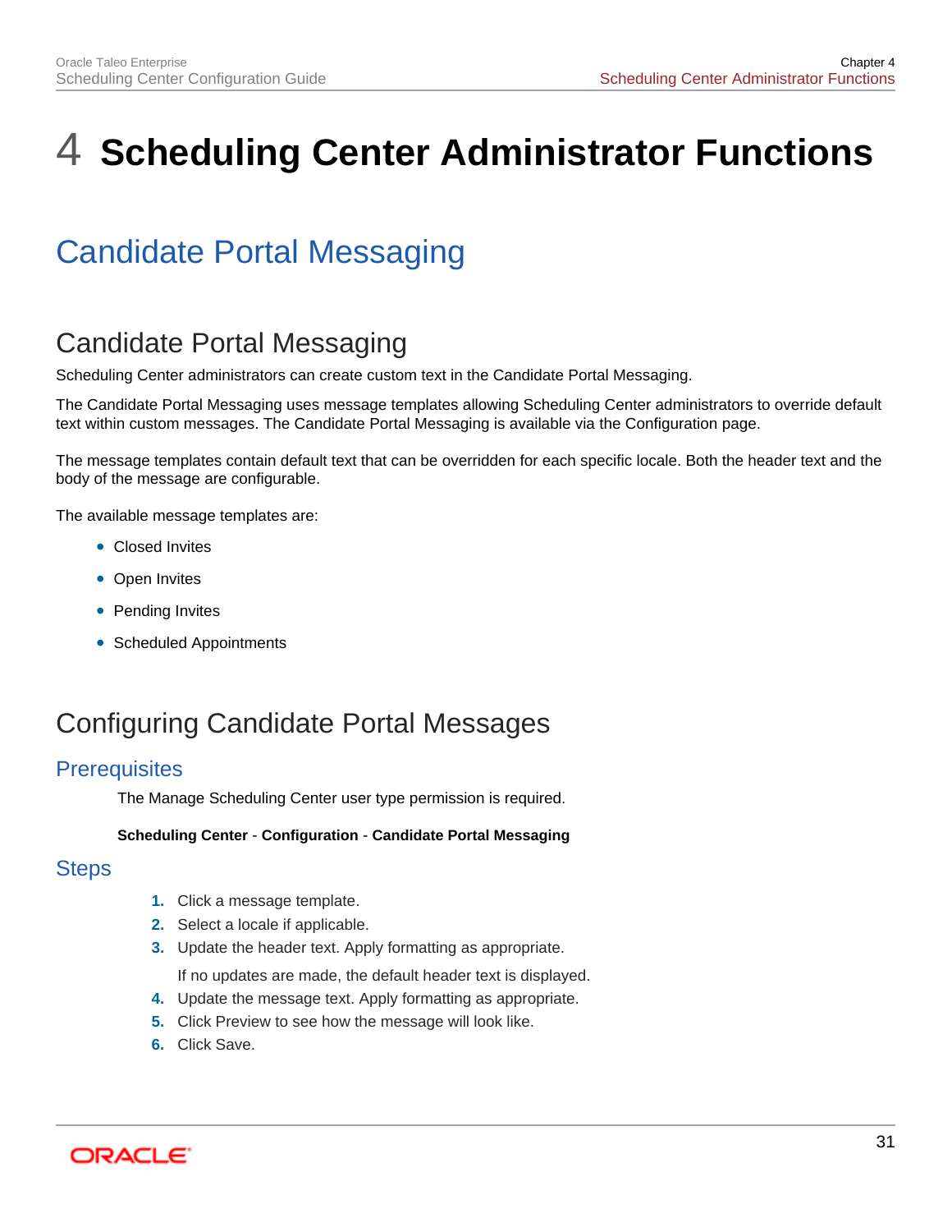# 4 Scheduling Center Administrator Functions

## Candidate Portal Messaging

### Candidate Portal Messaging

Scheduling Center administrators can create custom text in the Candidate Portal Messaging.

The Candidate Portal Messaging uses message templates allowing Scheduling Center administrators to override default text within custom messages. The Candidate Portal Messaging is available via the Configuration page.

The message templates contain default text that can be overridden for each specific locale. Both the header text and the body of the message are configurable.

The available message templates are:

- Closed Invites
- Open Invites
- Pending Invites
- Scheduled Appointments

### Configuring Candidate Portal Messages

#### Prerequisites

The Manage Scheduling Center user type permission is required.

**Scheduling Center** - **Configuration** - **Candidate Portal Messaging**

#### Steps

1. Click a message template.
2. Select a locale if applicable.
3. Update the header text. Apply formatting as appropriate.

   If no updates are made, the default header text is displayed.
4. Update the message text. Apply formatting as appropriate.
5. Click Preview to see how the message will look like.
6. Click Save.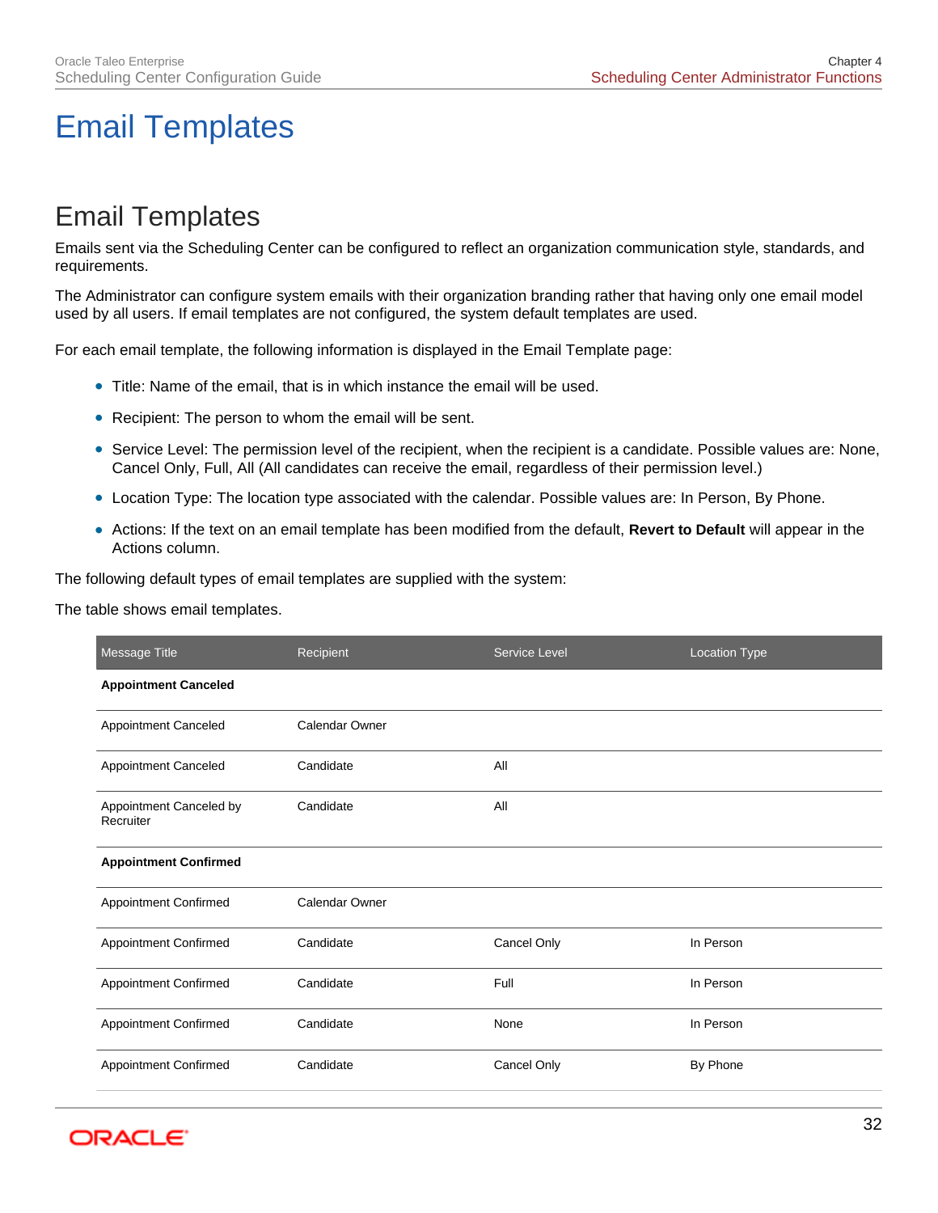# Email Templates

## Email Templates

Emails sent via the Scheduling Center can be configured to reflect an organization communication style, standards, and requirements.

The Administrator can configure system emails with their organization branding rather that having only one email model used by all users. If email templates are not configured, the system default templates are used.

For each email template, the following information is displayed in the Email Template page:

- Title: Name of the email, that is in which instance the email will be used.
- Recipient: The person to whom the email will be sent.
- Service Level: The permission level of the recipient, when the recipient is a candidate. Possible values are: None, Cancel Only, Full, All (All candidates can receive the email, regardless of their permission level.)
- Location Type: The location type associated with the calendar. Possible values are: In Person, By Phone.
- Actions: If the text on an email template has been modified from the default, **Revert to Default** will appear in the Actions column.

The following default types of email templates are supplied with the system:

The table shows email templates.

| Message Title | Recipient | Service Level | Location Type |
|---|---|---|---|
| **Appointment Canceled** | | | |
| Appointment Canceled | Calendar Owner | | |
| Appointment Canceled | Candidate | All | |
| Appointment Canceled by Recruiter | Candidate | All | |
| **Appointment Confirmed** | | | |
| Appointment Confirmed | Calendar Owner | | |
| Appointment Confirmed | Candidate | Cancel Only | In Person |
| Appointment Confirmed | Candidate | Full | In Person |
| Appointment Confirmed | Candidate | None | In Person |
| Appointment Confirmed | Candidate | Cancel Only | By Phone |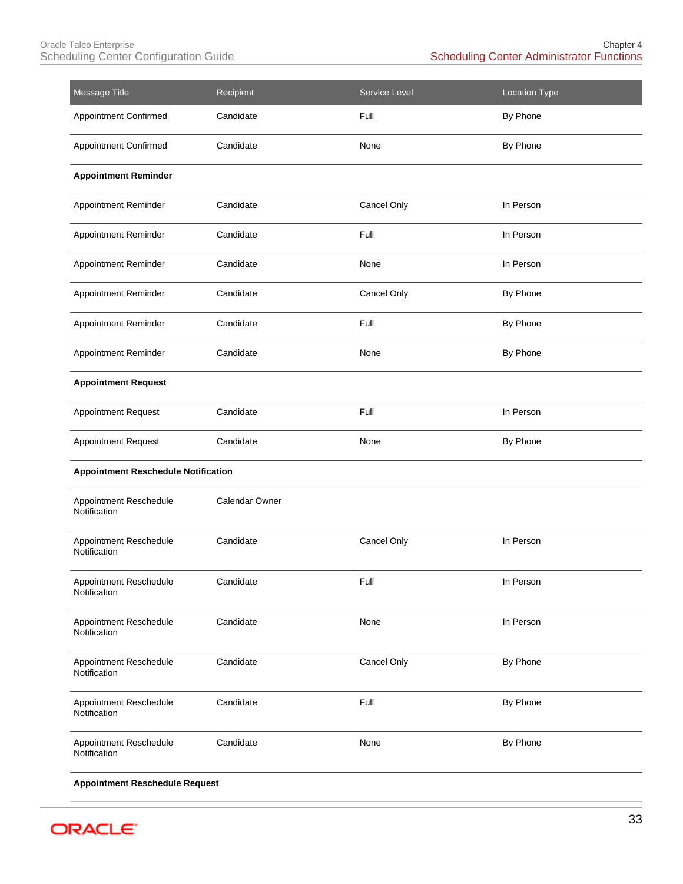| Message Title | Recipient | Service Level | Location Type |
| --- | --- | --- | --- |
| Appointment Confirmed | Candidate | Full | By Phone |
| Appointment Confirmed | Candidate | None | By Phone |
| **Appointment Reminder** | | | |
| Appointment Reminder | Candidate | Cancel Only | In Person |
| Appointment Reminder | Candidate | Full | In Person |
| Appointment Reminder | Candidate | None | In Person |
| Appointment Reminder | Candidate | Cancel Only | By Phone |
| Appointment Reminder | Candidate | Full | By Phone |
| Appointment Reminder | Candidate | None | By Phone |
| **Appointment Request** | | | |
| Appointment Request | Candidate | Full | In Person |
| Appointment Request | Candidate | None | By Phone |
| **Appointment Reschedule Notification** | | | |
| Appointment Reschedule Notification | Calendar Owner | | |
| Appointment Reschedule Notification | Candidate | Cancel Only | In Person |
| Appointment Reschedule Notification | Candidate | Full | In Person |
| Appointment Reschedule Notification | Candidate | None | In Person |
| Appointment Reschedule Notification | Candidate | Cancel Only | By Phone |
| Appointment Reschedule Notification | Candidate | Full | By Phone |
| Appointment Reschedule Notification | Candidate | None | By Phone |
| **Appointment Reschedule Request** | | | |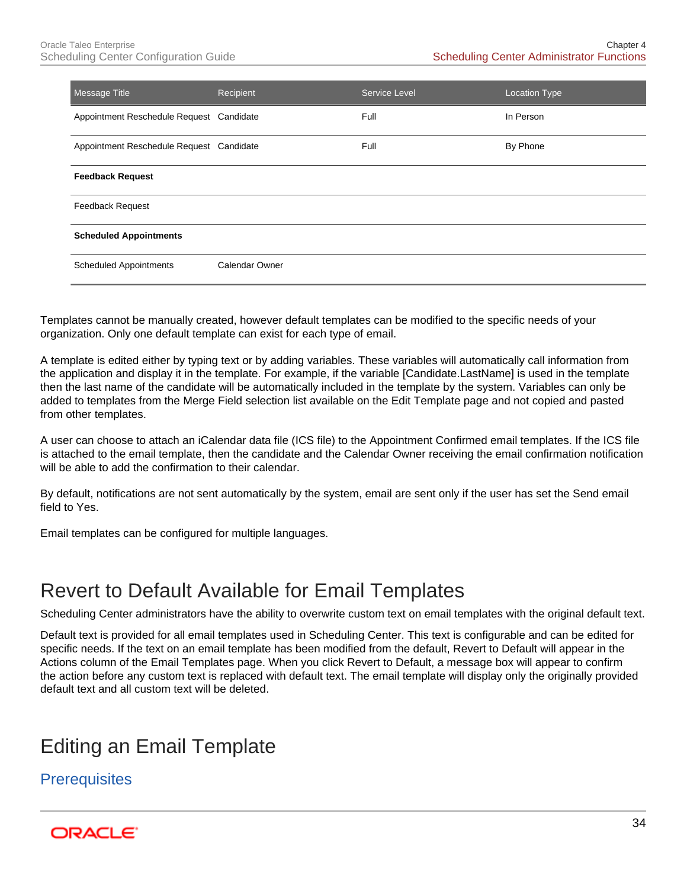| Message Title | Recipient | Service Level | Location Type |
|---|---|---|---|
| Appointment Reschedule Request | Candidate | Full | In Person |
| Appointment Reschedule Request | Candidate | Full | By Phone |
| **Feedback Request** | | | |
| Feedback Request | | | |
| **Scheduled Appointments** | | | |
| Scheduled Appointments | Calendar Owner | | |

Templates cannot be manually created, however default templates can be modified to the specific needs of your organization. Only one default template can exist for each type of email.

A template is edited either by typing text or by adding variables. These variables will automatically call information from the application and display it in the template. For example, if the variable [Candidate.LastName] is used in the template then the last name of the candidate will be automatically included in the template by the system. Variables can only be added to templates from the Merge Field selection list available on the Edit Template page and not copied and pasted from other templates.

A user can choose to attach an iCalendar data file (ICS file) to the Appointment Confirmed email templates. If the ICS file is attached to the email template, then the candidate and the Calendar Owner receiving the email confirmation notification will be able to add the confirmation to their calendar.

By default, notifications are not sent automatically by the system, email are sent only if the user has set the Send email field to Yes.

Email templates can be configured for multiple languages.

# Revert to Default Available for Email Templates

Scheduling Center administrators have the ability to overwrite custom text on email templates with the original default text.

Default text is provided for all email templates used in Scheduling Center. This text is configurable and can be edited for specific needs. If the text on an email template has been modified from the default, Revert to Default will appear in the Actions column of the Email Templates page. When you click Revert to Default, a message box will appear to confirm the action before any custom text is replaced with default text. The email template will display only the originally provided default text and all custom text will be deleted.

# Editing an Email Template

## Prerequisites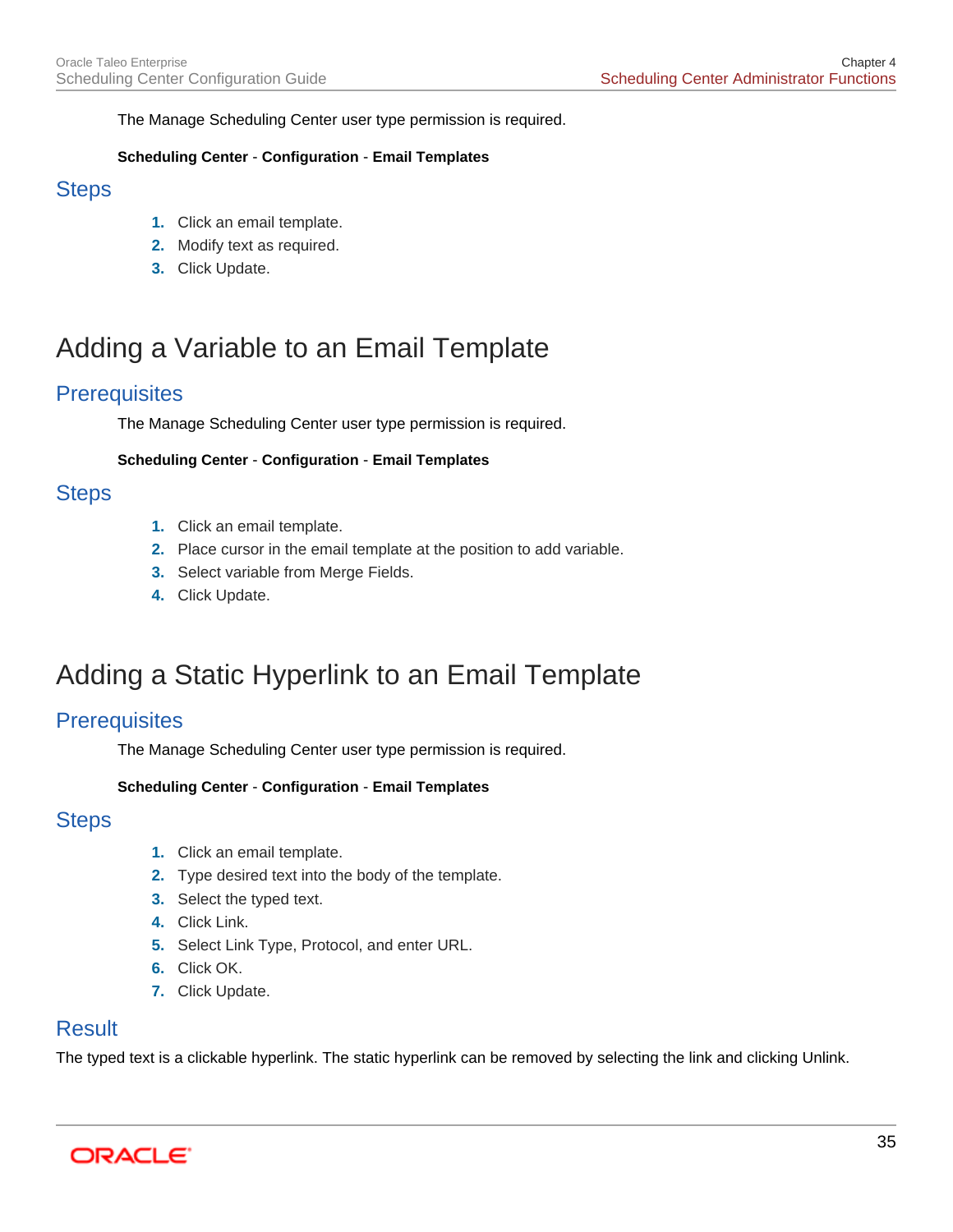The Manage Scheduling Center user type permission is required.

**Scheduling Center** - **Configuration** - **Email Templates**

## Steps

1. Click an email template.
2. Modify text as required.
3. Click Update.

# Adding a Variable to an Email Template

## Prerequisites

The Manage Scheduling Center user type permission is required.

**Scheduling Center** - **Configuration** - **Email Templates**

## Steps

1. Click an email template.
2. Place cursor in the email template at the position to add variable.
3. Select variable from Merge Fields.
4. Click Update.

# Adding a Static Hyperlink to an Email Template

## Prerequisites

The Manage Scheduling Center user type permission is required.

**Scheduling Center** - **Configuration** - **Email Templates**

## Steps

1. Click an email template.
2. Type desired text into the body of the template.
3. Select the typed text.
4. Click Link.
5. Select Link Type, Protocol, and enter URL.
6. Click OK.
7. Click Update.

## Result

The typed text is a clickable hyperlink. The static hyperlink can be removed by selecting the link and clicking Unlink.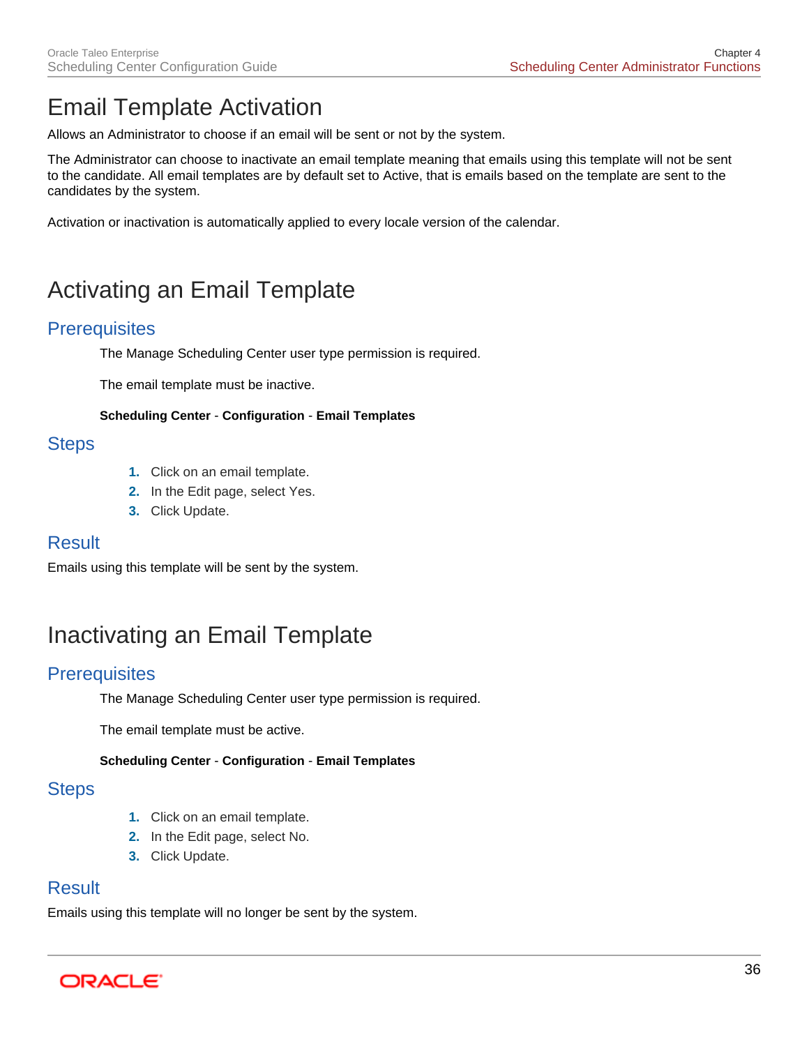# Email Template Activation

Allows an Administrator to choose if an email will be sent or not by the system.

The Administrator can choose to inactivate an email template meaning that emails using this template will not be sent to the candidate. All email templates are by default set to Active, that is emails based on the template are sent to the candidates by the system.

Activation or inactivation is automatically applied to every locale version of the calendar.

# Activating an Email Template

## Prerequisites

The Manage Scheduling Center user type permission is required.

The email template must be inactive.

**Scheduling Center** - **Configuration** - **Email Templates**

## Steps

1. Click on an email template.
2. In the Edit page, select Yes.
3. Click Update.

## Result

Emails using this template will be sent by the system.

# Inactivating an Email Template

## Prerequisites

The Manage Scheduling Center user type permission is required.

The email template must be active.

**Scheduling Center** - **Configuration** - **Email Templates**

## Steps

1. Click on an email template.
2. In the Edit page, select No.
3. Click Update.

## Result

Emails using this template will no longer be sent by the system.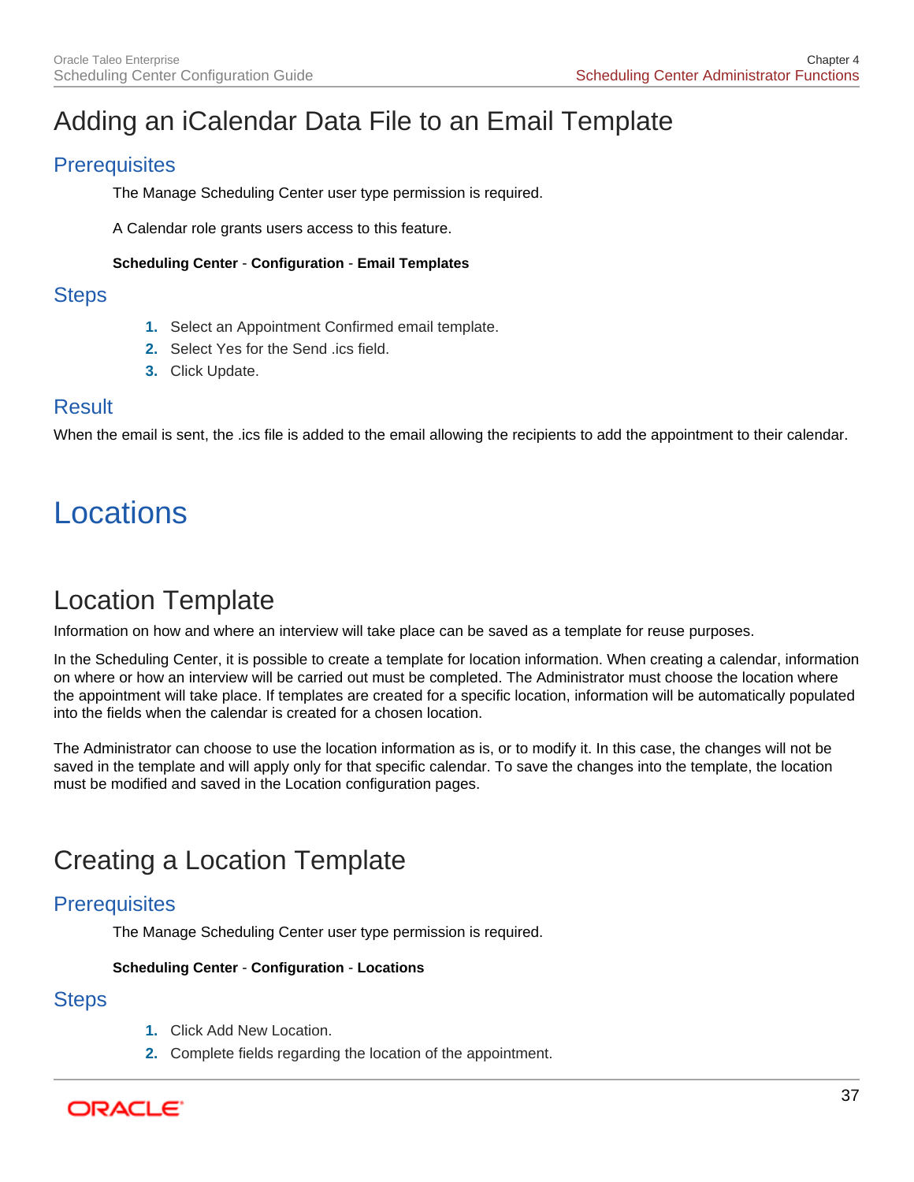## Adding an iCalendar Data File to an Email Template

### Prerequisites

The Manage Scheduling Center user type permission is required.

A Calendar role grants users access to this feature.

**Scheduling Center** - **Configuration** - **Email Templates**

### Steps

1. Select an Appointment Confirmed email template.
2. Select Yes for the Send .ics field.
3. Click Update.

### Result

When the email is sent, the .ics file is added to the email allowing the recipients to add the appointment to their calendar.

# Locations

## Location Template

Information on how and where an interview will take place can be saved as a template for reuse purposes.

In the Scheduling Center, it is possible to create a template for location information. When creating a calendar, information on where or how an interview will be carried out must be completed. The Administrator must choose the location where the appointment will take place. If templates are created for a specific location, information will be automatically populated into the fields when the calendar is created for a chosen location.

The Administrator can choose to use the location information as is, or to modify it. In this case, the changes will not be saved in the template and will apply only for that specific calendar. To save the changes into the template, the location must be modified and saved in the Location configuration pages.

## Creating a Location Template

### Prerequisites

The Manage Scheduling Center user type permission is required.

**Scheduling Center** - **Configuration** - **Locations**

### Steps

1. Click Add New Location.
2. Complete fields regarding the location of the appointment.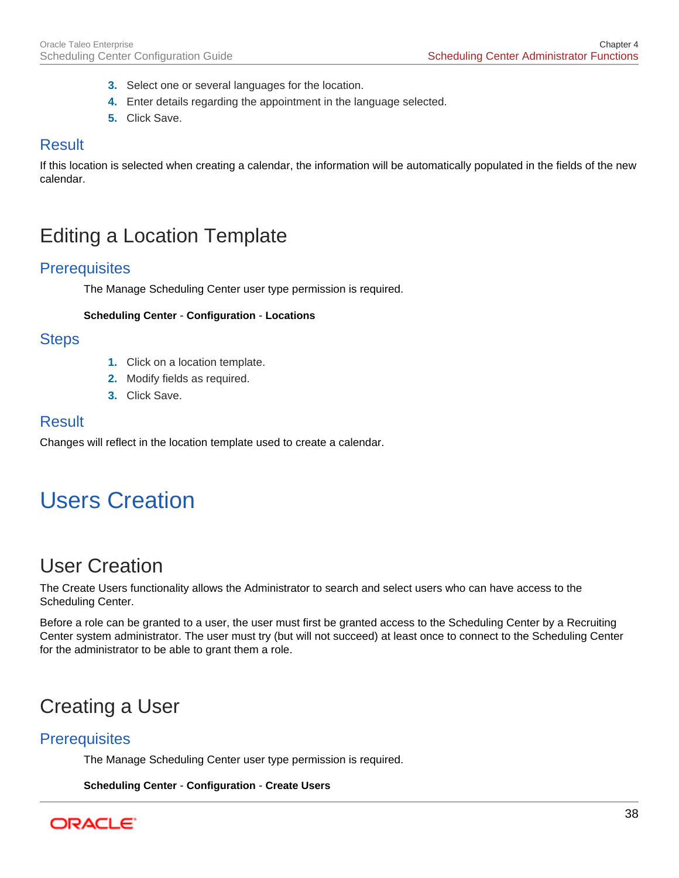3. Select one or several languages for the location.
4. Enter details regarding the appointment in the language selected.
5. Click Save.

### Result

If this location is selected when creating a calendar, the information will be automatically populated in the fields of the new calendar.

## Editing a Location Template

### Prerequisites

The Manage Scheduling Center user type permission is required.

**Scheduling Center** - **Configuration** - **Locations**

### Steps

1. Click on a location template.
2. Modify fields as required.
3. Click Save.

### Result

Changes will reflect in the location template used to create a calendar.

# Users Creation

## User Creation

The Create Users functionality allows the Administrator to search and select users who can have access to the Scheduling Center.

Before a role can be granted to a user, the user must first be granted access to the Scheduling Center by a Recruiting Center system administrator. The user must try (but will not succeed) at least once to connect to the Scheduling Center for the administrator to be able to grant them a role.

## Creating a User

### Prerequisites

The Manage Scheduling Center user type permission is required.

**Scheduling Center** - **Configuration** - **Create Users**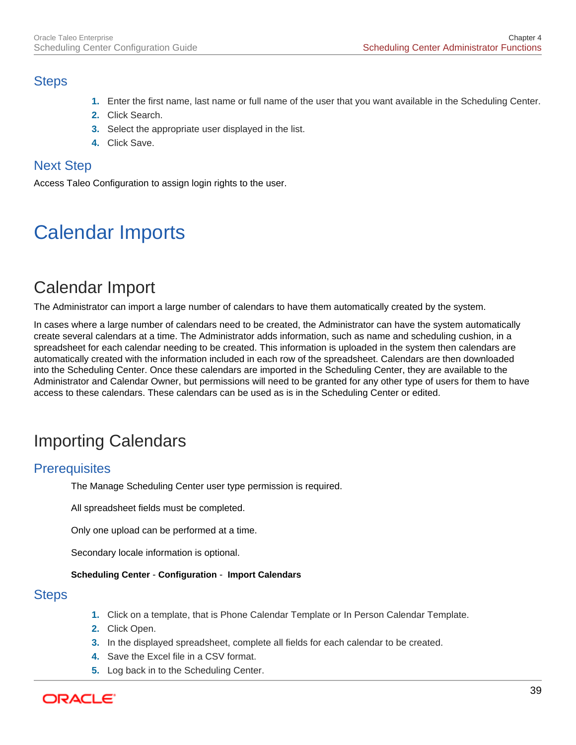### Steps

1. Enter the first name, last name or full name of the user that you want available in the Scheduling Center.
2. Click Search.
3. Select the appropriate user displayed in the list.
4. Click Save.

### Next Step

Access Taleo Configuration to assign login rights to the user.

# Calendar Imports

## Calendar Import

The Administrator can import a large number of calendars to have them automatically created by the system.

In cases where a large number of calendars need to be created, the Administrator can have the system automatically create several calendars at a time. The Administrator adds information, such as name and scheduling cushion, in a spreadsheet for each calendar needing to be created. This information is uploaded in the system then calendars are automatically created with the information included in each row of the spreadsheet. Calendars are then downloaded into the Scheduling Center. Once these calendars are imported in the Scheduling Center, they are available to the Administrator and Calendar Owner, but permissions will need to be granted for any other type of users for them to have access to these calendars. These calendars can be used as is in the Scheduling Center or edited.

## Importing Calendars

### Prerequisites

The Manage Scheduling Center user type permission is required.

All spreadsheet fields must be completed.

Only one upload can be performed at a time.

Secondary locale information is optional.

**Scheduling Center** - **Configuration** - **Import Calendars**

### Steps

1. Click on a template, that is Phone Calendar Template or In Person Calendar Template.
2. Click Open.
3. In the displayed spreadsheet, complete all fields for each calendar to be created.
4. Save the Excel file in a CSV format.
5. Log back in to the Scheduling Center.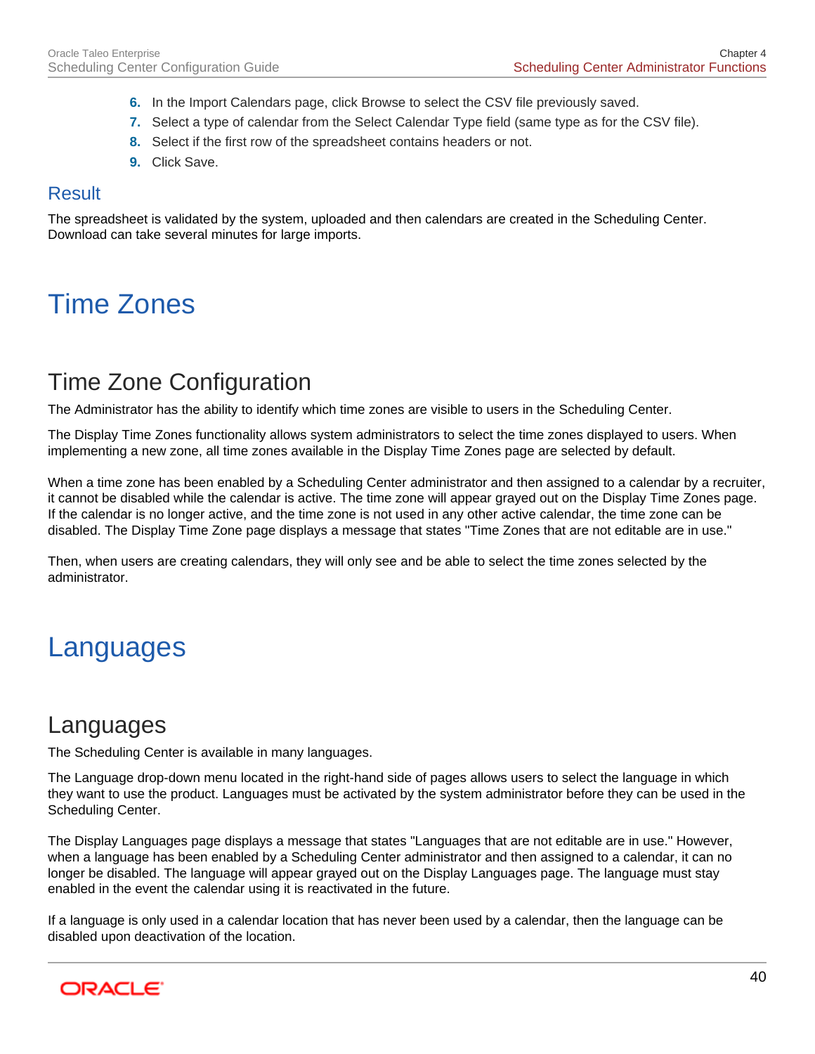6. In the Import Calendars page, click Browse to select the CSV file previously saved.
7. Select a type of calendar from the Select Calendar Type field (same type as for the CSV file).
8. Select if the first row of the spreadsheet contains headers or not.
9. Click Save.

### Result

The spreadsheet is validated by the system, uploaded and then calendars are created in the Scheduling Center. Download can take several minutes for large imports.

# Time Zones

## Time Zone Configuration

The Administrator has the ability to identify which time zones are visible to users in the Scheduling Center.

The Display Time Zones functionality allows system administrators to select the time zones displayed to users. When implementing a new zone, all time zones available in the Display Time Zones page are selected by default.

When a time zone has been enabled by a Scheduling Center administrator and then assigned to a calendar by a recruiter, it cannot be disabled while the calendar is active. The time zone will appear grayed out on the Display Time Zones page. If the calendar is no longer active, and the time zone is not used in any other active calendar, the time zone can be disabled. The Display Time Zone page displays a message that states "Time Zones that are not editable are in use."

Then, when users are creating calendars, they will only see and be able to select the time zones selected by the administrator.

# Languages

## Languages

The Scheduling Center is available in many languages.

The Language drop-down menu located in the right-hand side of pages allows users to select the language in which they want to use the product. Languages must be activated by the system administrator before they can be used in the Scheduling Center.

The Display Languages page displays a message that states "Languages that are not editable are in use." However, when a language has been enabled by a Scheduling Center administrator and then assigned to a calendar, it can no longer be disabled. The language will appear grayed out on the Display Languages page. The language must stay enabled in the event the calendar using it is reactivated in the future.

If a language is only used in a calendar location that has never been used by a calendar, then the language can be disabled upon deactivation of the location.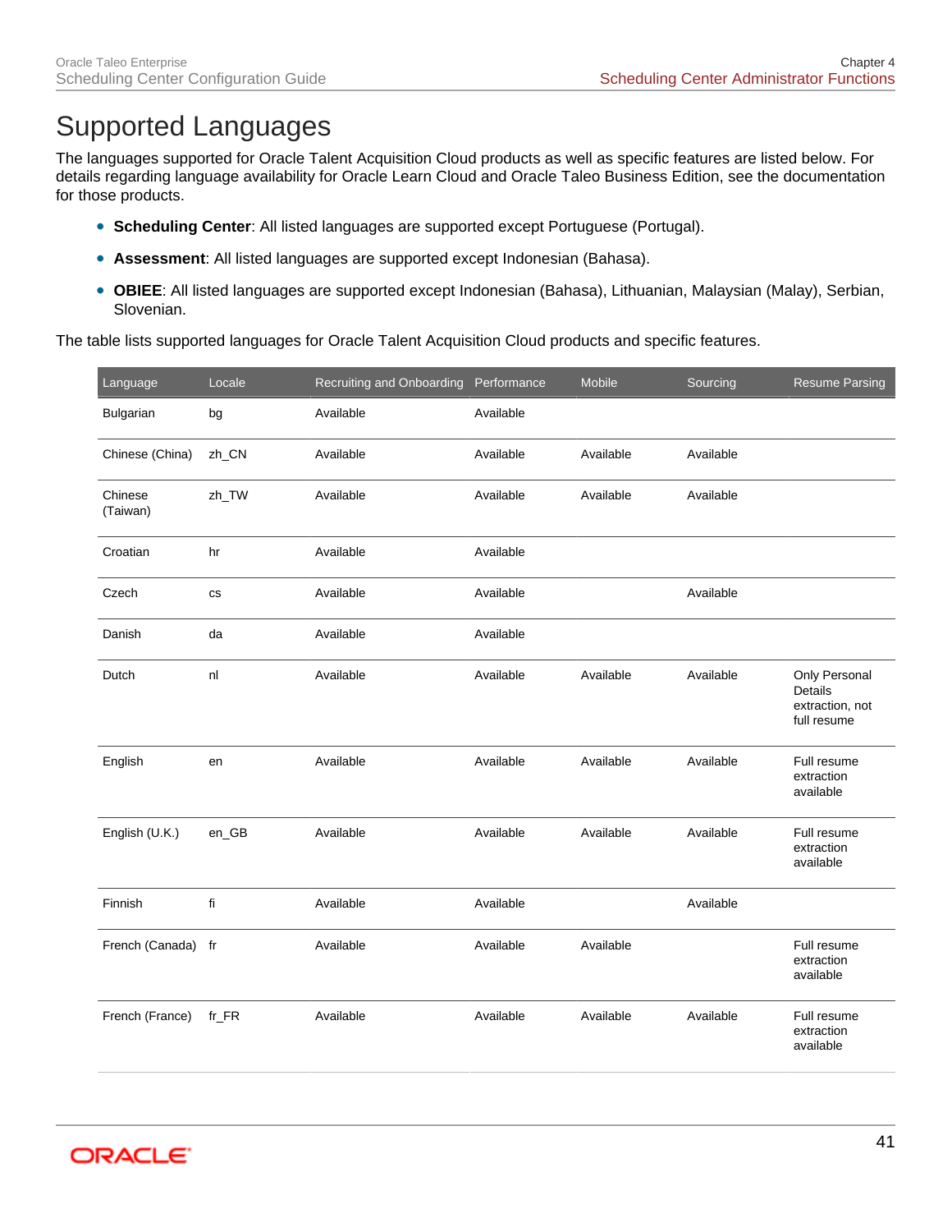# Supported Languages

The languages supported for Oracle Talent Acquisition Cloud products as well as specific features are listed below. For details regarding language availability for Oracle Learn Cloud and Oracle Taleo Business Edition, see the documentation for those products.

- **Scheduling Center**: All listed languages are supported except Portuguese (Portugal).
- **Assessment**: All listed languages are supported except Indonesian (Bahasa).
- **OBIEE**: All listed languages are supported except Indonesian (Bahasa), Lithuanian, Malaysian (Malay), Serbian, Slovenian.

The table lists supported languages for Oracle Talent Acquisition Cloud products and specific features.

| Language | Locale | Recruiting and Onboarding | Performance | Mobile | Sourcing | Resume Parsing |
|---|---|---|---|---|---|---|
| Bulgarian | bg | Available | Available | | | |
| Chinese (China) | zh_CN | Available | Available | Available | Available | |
| Chinese (Taiwan) | zh_TW | Available | Available | Available | Available | |
| Croatian | hr | Available | Available | | | |
| Czech | cs | Available | Available | | Available | |
| Danish | da | Available | Available | | | |
| Dutch | nl | Available | Available | Available | Available | Only Personal Details extraction, not full resume |
| English | en | Available | Available | Available | Available | Full resume extraction available |
| English (U.K.) | en_GB | Available | Available | Available | Available | Full resume extraction available |
| Finnish | fi | Available | Available | | Available | |
| French (Canada) | fr | Available | Available | Available | | Full resume extraction available |
| French (France) | fr_FR | Available | Available | Available | Available | Full resume extraction available |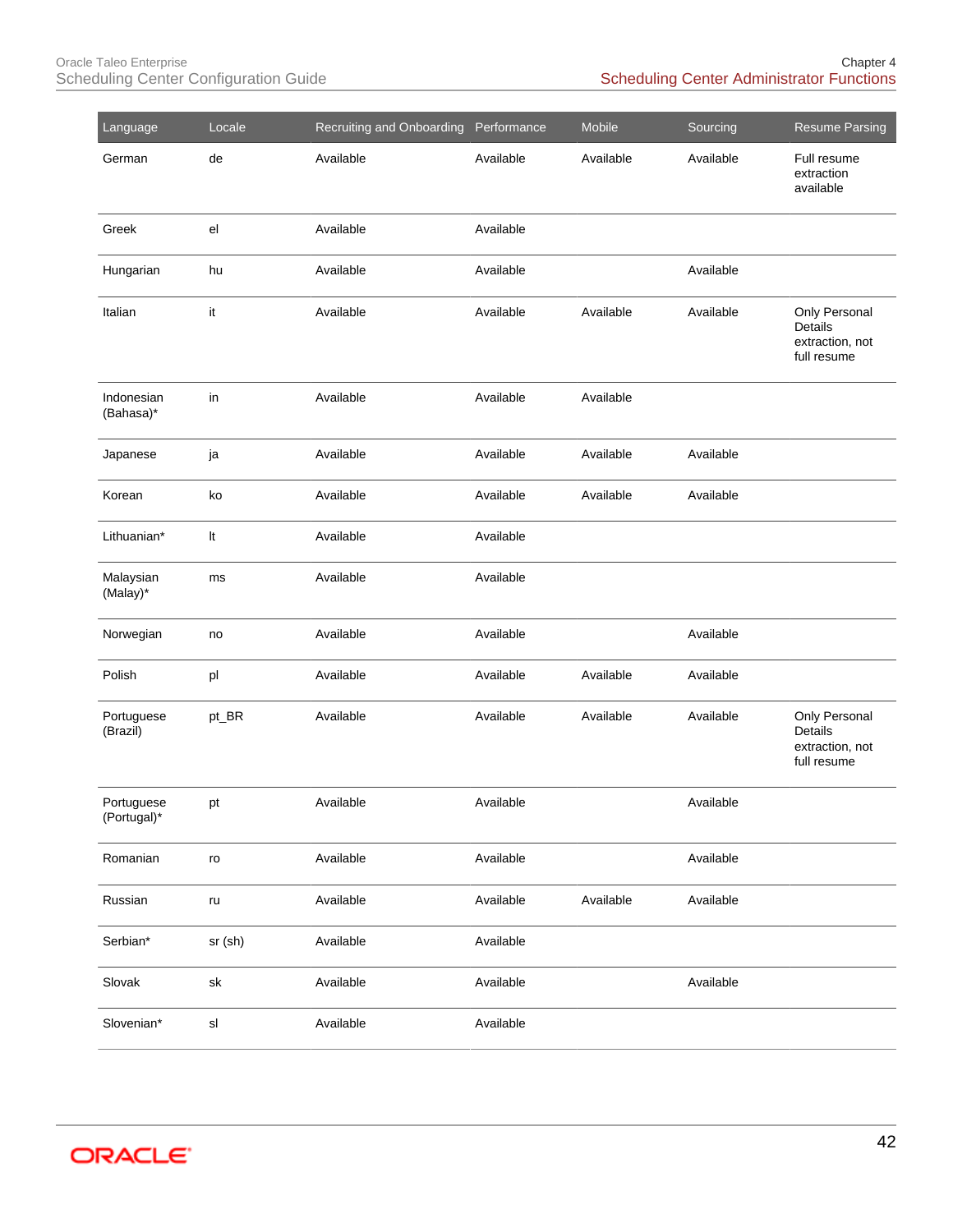| Language | Locale | Recruiting and Onboarding | Performance | Mobile | Sourcing | Resume Parsing |
|---|---|---|---|---|---|---|
| German | de | Available | Available | Available | Available | Full resume extraction available |
| Greek | el | Available | Available | | | |
| Hungarian | hu | Available | Available | | Available | |
| Italian | it | Available | Available | Available | Available | Only Personal Details extraction, not full resume |
| Indonesian (Bahasa)* | in | Available | Available | Available | | |
| Japanese | ja | Available | Available | Available | Available | |
| Korean | ko | Available | Available | Available | Available | |
| Lithuanian* | lt | Available | Available | | | |
| Malaysian (Malay)* | ms | Available | Available | | | |
| Norwegian | no | Available | Available | | Available | |
| Polish | pl | Available | Available | Available | Available | |
| Portuguese (Brazil) | pt_BR | Available | Available | Available | Available | Only Personal Details extraction, not full resume |
| Portuguese (Portugal)* | pt | Available | Available | | Available | |
| Romanian | ro | Available | Available | | Available | |
| Russian | ru | Available | Available | Available | Available | |
| Serbian* | sr (sh) | Available | Available | | | |
| Slovak | sk | Available | Available | | Available | |
| Slovenian* | sl | Available | Available | | | |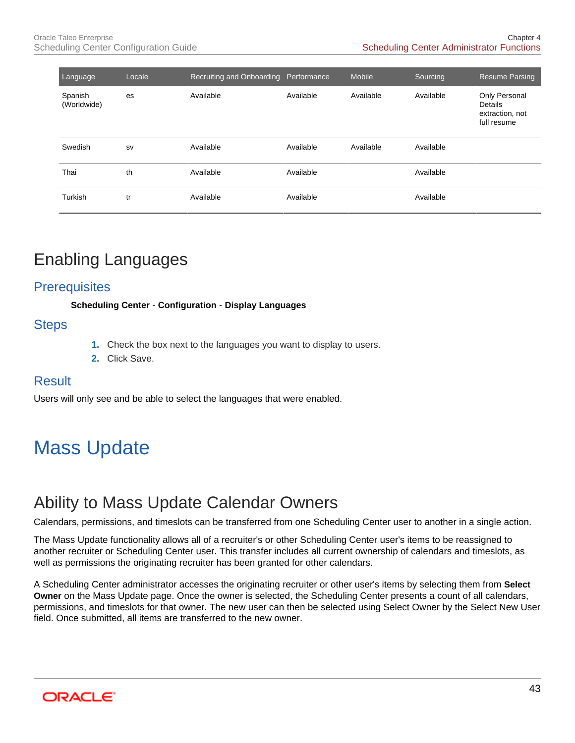| Language | Locale | Recruiting and Onboarding | Performance | Mobile | Sourcing | Resume Parsing |
| --- | --- | --- | --- | --- | --- | --- |
| Spanish (Worldwide) | es | Available | Available | Available | Available | Only Personal Details extraction, not full resume |
| Swedish | sv | Available | Available | Available | Available | |
| Thai | th | Available | Available | | Available | |
| Turkish | tr | Available | Available | | Available | |

## Enabling Languages

### Prerequisites

**Scheduling Center** - **Configuration** - **Display Languages**

### Steps

1. Check the box next to the languages you want to display to users.
2. Click Save.

### Result

Users will only see and be able to select the languages that were enabled.

# Mass Update

## Ability to Mass Update Calendar Owners

Calendars, permissions, and timeslots can be transferred from one Scheduling Center user to another in a single action.

The Mass Update functionality allows all of a recruiter's or other Scheduling Center user's items to be reassigned to another recruiter or Scheduling Center user. This transfer includes all current ownership of calendars and timeslots, as well as permissions the originating recruiter has been granted for other calendars.

A Scheduling Center administrator accesses the originating recruiter or other user's items by selecting them from **Select Owner** on the Mass Update page. Once the owner is selected, the Scheduling Center presents a count of all calendars, permissions, and timeslots for that owner. The new user can then be selected using Select Owner by the Select New User field. Once submitted, all items are transferred to the new owner.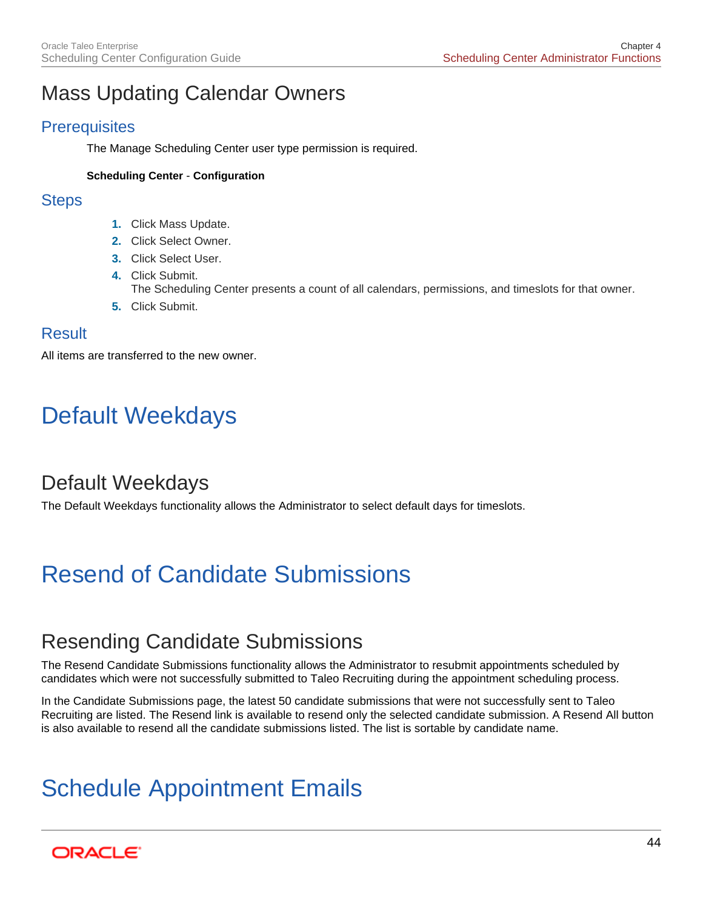## Mass Updating Calendar Owners

### Prerequisites

The Manage Scheduling Center user type permission is required.

**Scheduling Center** - **Configuration**

### Steps

1. Click Mass Update.
2. Click Select Owner.
3. Click Select User.
4. Click Submit.
   The Scheduling Center presents a count of all calendars, permissions, and timeslots for that owner.
5. Click Submit.

### Result

All items are transferred to the new owner.

# Default Weekdays

## Default Weekdays

The Default Weekdays functionality allows the Administrator to select default days for timeslots.

# Resend of Candidate Submissions

## Resending Candidate Submissions

The Resend Candidate Submissions functionality allows the Administrator to resubmit appointments scheduled by candidates which were not successfully submitted to Taleo Recruiting during the appointment scheduling process.

In the Candidate Submissions page, the latest 50 candidate submissions that were not successfully sent to Taleo Recruiting are listed. The Resend link is available to resend only the selected candidate submission. A Resend All button is also available to resend all the candidate submissions listed. The list is sortable by candidate name.

# Schedule Appointment Emails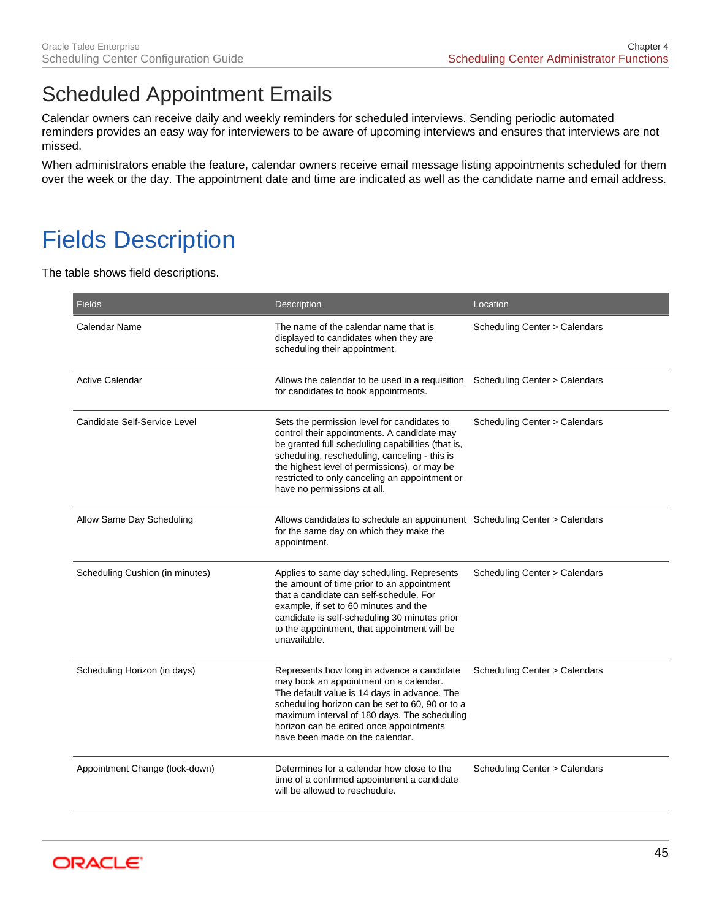# Scheduled Appointment Emails

Calendar owners can receive daily and weekly reminders for scheduled interviews. Sending periodic automated reminders provides an easy way for interviewers to be aware of upcoming interviews and ensures that interviews are not missed.

When administrators enable the feature, calendar owners receive email message listing appointments scheduled for them over the week or the day. The appointment date and time are indicated as well as the candidate name and email address.

# Fields Description

The table shows field descriptions.

| Fields | Description | Location |
|---|---|---|
| Calendar Name | The name of the calendar name that is displayed to candidates when they are scheduling their appointment. | Scheduling Center > Calendars |
| Active Calendar | Allows the calendar to be used in a requisition for candidates to book appointments. | Scheduling Center > Calendars |
| Candidate Self-Service Level | Sets the permission level for candidates to control their appointments. A candidate may be granted full scheduling capabilities (that is, scheduling, rescheduling, canceling - this is the highest level of permissions), or may be restricted to only canceling an appointment or have no permissions at all. | Scheduling Center > Calendars |
| Allow Same Day Scheduling | Allows candidates to schedule an appointment for the same day on which they make the appointment. | Scheduling Center > Calendars |
| Scheduling Cushion (in minutes) | Applies to same day scheduling. Represents the amount of time prior to an appointment that a candidate can self-schedule. For example, if set to 60 minutes and the candidate is self-scheduling 30 minutes prior to the appointment, that appointment will be unavailable. | Scheduling Center > Calendars |
| Scheduling Horizon (in days) | Represents how long in advance a candidate may book an appointment on a calendar. The default value is 14 days in advance. The scheduling horizon can be set to 60, 90 or to a maximum interval of 180 days. The scheduling horizon can be edited once appointments have been made on the calendar. | Scheduling Center > Calendars |
| Appointment Change (lock-down) | Determines for a calendar how close to the time of a confirmed appointment a candidate will be allowed to reschedule. | Scheduling Center > Calendars |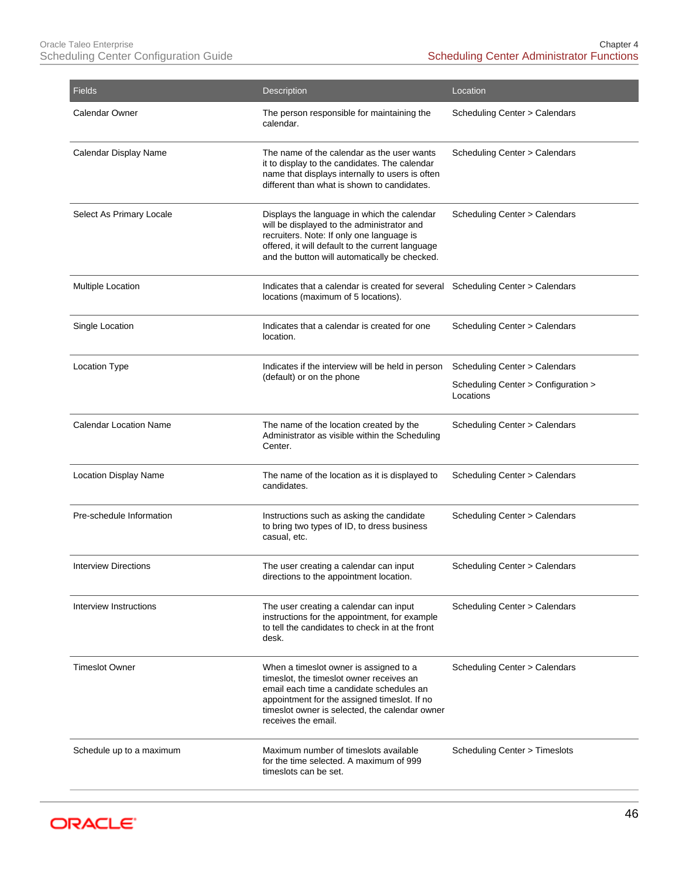| Fields | Description | Location |
|---|---|---|
| Calendar Owner | The person responsible for maintaining the calendar. | Scheduling Center > Calendars |
| Calendar Display Name | The name of the calendar as the user wants it to display to the candidates. The calendar name that displays internally to users is often different than what is shown to candidates. | Scheduling Center > Calendars |
| Select As Primary Locale | Displays the language in which the calendar will be displayed to the administrator and recruiters. Note: If only one language is offered, it will default to the current language and the button will automatically be checked. | Scheduling Center > Calendars |
| Multiple Location | Indicates that a calendar is created for several locations (maximum of 5 locations). | Scheduling Center > Calendars |
| Single Location | Indicates that a calendar is created for one location. | Scheduling Center > Calendars |
| Location Type | Indicates if the interview will be held in person (default) or on the phone | Scheduling Center > Calendars<br>Scheduling Center > Configuration > Locations |
| Calendar Location Name | The name of the location created by the Administrator as visible within the Scheduling Center. | Scheduling Center > Calendars |
| Location Display Name | The name of the location as it is displayed to candidates. | Scheduling Center > Calendars |
| Pre-schedule Information | Instructions such as asking the candidate to bring two types of ID, to dress business casual, etc. | Scheduling Center > Calendars |
| Interview Directions | The user creating a calendar can input directions to the appointment location. | Scheduling Center > Calendars |
| Interview Instructions | The user creating a calendar can input instructions for the appointment, for example to tell the candidates to check in at the front desk. | Scheduling Center > Calendars |
| Timeslot Owner | When a timeslot owner is assigned to a timeslot, the timeslot owner receives an email each time a candidate schedules an appointment for the assigned timeslot. If no timeslot owner is selected, the calendar owner receives the email. | Scheduling Center > Calendars |
| Schedule up to a maximum | Maximum number of timeslots available for the time selected. A maximum of 999 timeslots can be set. | Scheduling Center > Timeslots |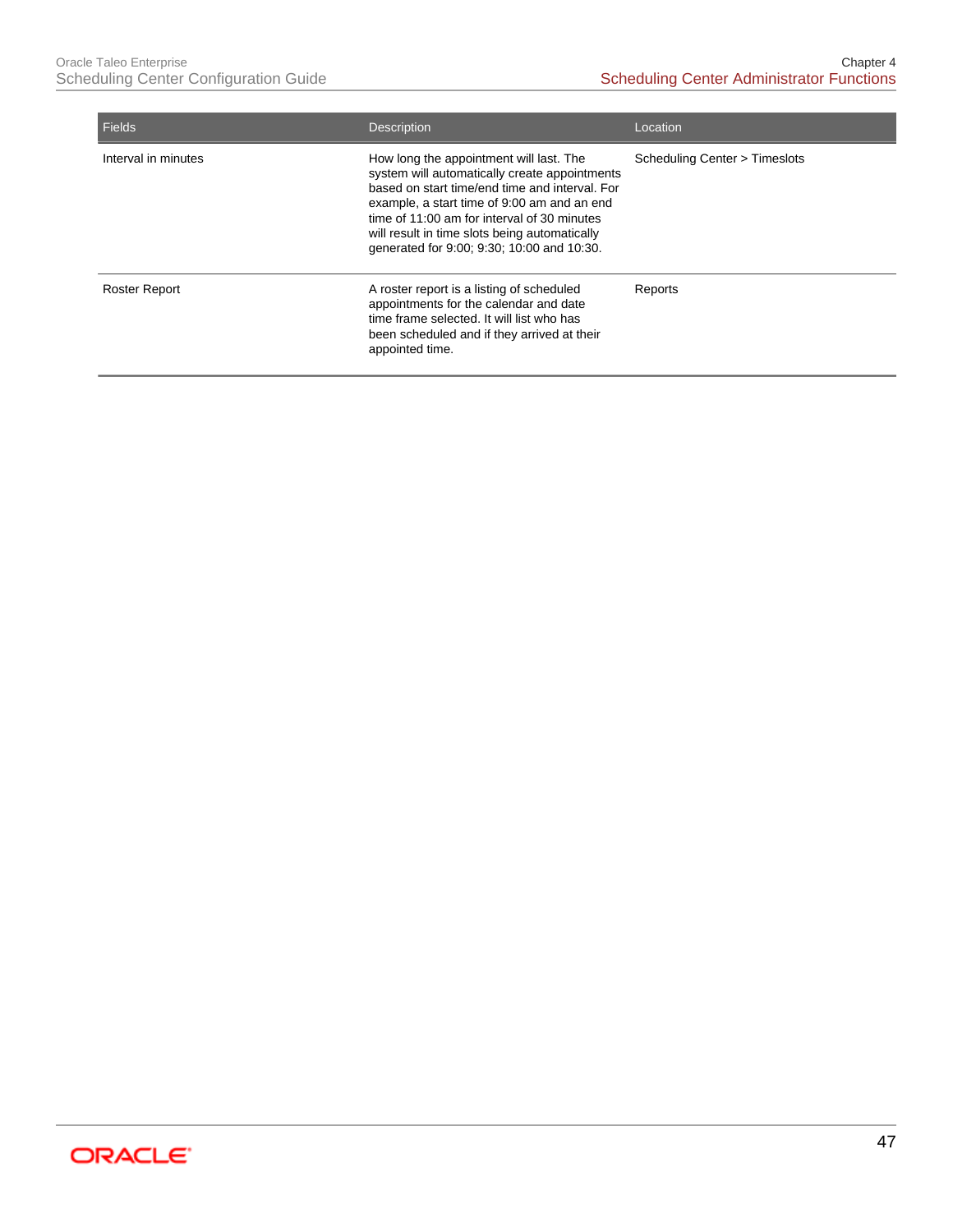| Fields | Description | Location |
|---|---|---|
| Interval in minutes | How long the appointment will last. The system will automatically create appointments based on start time/end time and interval. For example, a start time of 9:00 am and an end time of 11:00 am for interval of 30 minutes will result in time slots being automatically generated for 9:00; 9:30; 10:00 and 10:30. | Scheduling Center > Timeslots |
| Roster Report | A roster report is a listing of scheduled appointments for the calendar and date time frame selected. It will list who has been scheduled and if they arrived at their appointed time. | Reports |